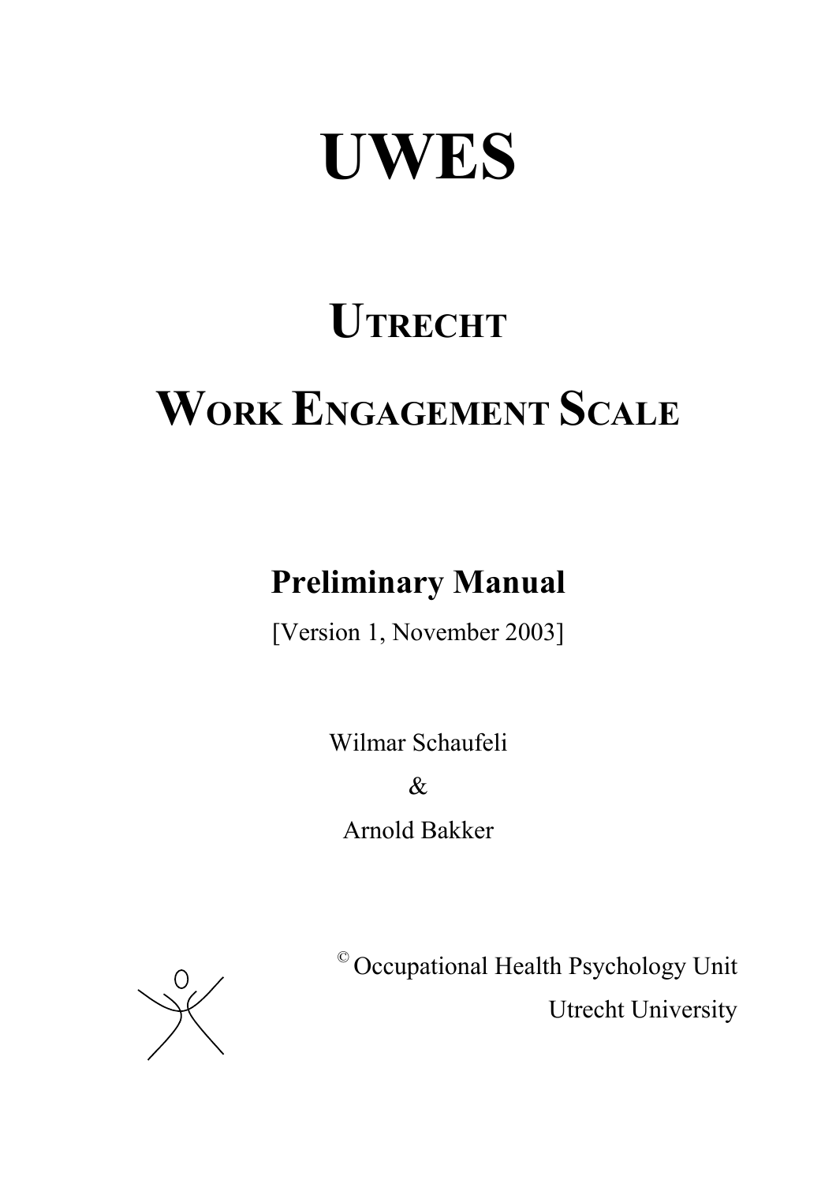# UWES

## Utrecht Work Engagement Scale

**Preliminary Manual**

[Version 1, November 2003]

Wilmar Schaufeli

&

Arnold Bakker

© Occupational Health Psychology Unit

Utrecht University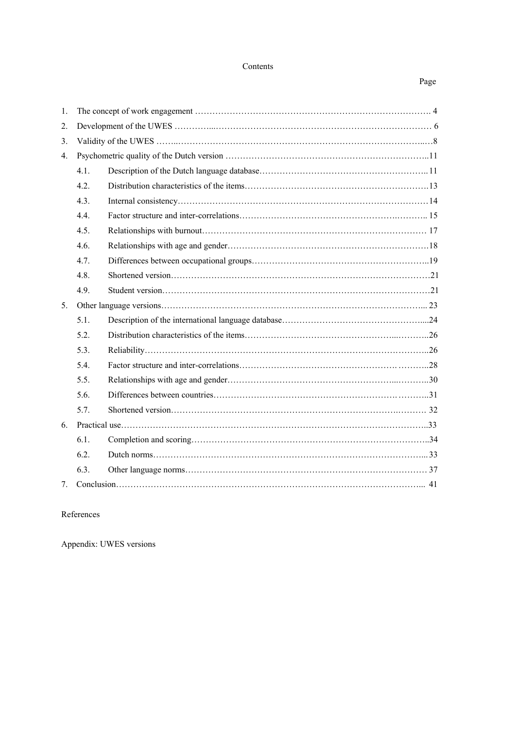Contents

Page

1. The concept of work engagement ……………………………………………………………………. 4
2. Development of the UWES …………...………………………………………………………………… 6
3. Validity of the UWES ……..……………………………………………………………………...…8
4. Psychometric quality of the Dutch version ……………………………………………………………..11
   - 4.1. Description of the Dutch language database………………………………………………….. 11
   - 4.2. Distribution characteristics of the items……………………………………………………….13
   - 4.3. Internal consistency……………………………………………………………………………14
   - 4.4. Factor structure and inter-correlations…………………………………………….……….. 15
   - 4.5. Relationships with burnout…………………………………………………………………… 17
   - 4.6. Relationships with age and gender…………………………………………………………….18
   - 4.7. Differences between occupational groups……………………………………………………..19
   - 4.8. Shortened version………………………………………………………………………………21
   - 4.9. Student version…………………………………………………………………………………21
5. Other language versions………………………………………………………………………………... 23
   - 5.1. Description of the international language database…………………………………………....24
   - 5.2. Distribution characteristics of the items……………………………………………...………..26
   - 5.3. Reliability……………………………………………………………………………………..26
   - 5.4. Factor structure and inter-correlations……………………………………………. ………..28
   - 5.5. Relationships with age and gender…………………………………………………...………..30
   - 5.6. Differences between countries………………………………………………………. ………..31
   - 5.7. Shortened version…………………………………………………………………….………. 32
6. Practical use……………………………………………………………………………………………..33
   - 6.1. Completion and scoring………………………………………………………………………..34
   - 6.2. Dutch norms…………………………………………………………………………………...33
   - 6.3. Other language norms………………………………………………………………………… 37
7. Conclusion……………………………………………………………………………………………... 41

References

Appendix: UWES versions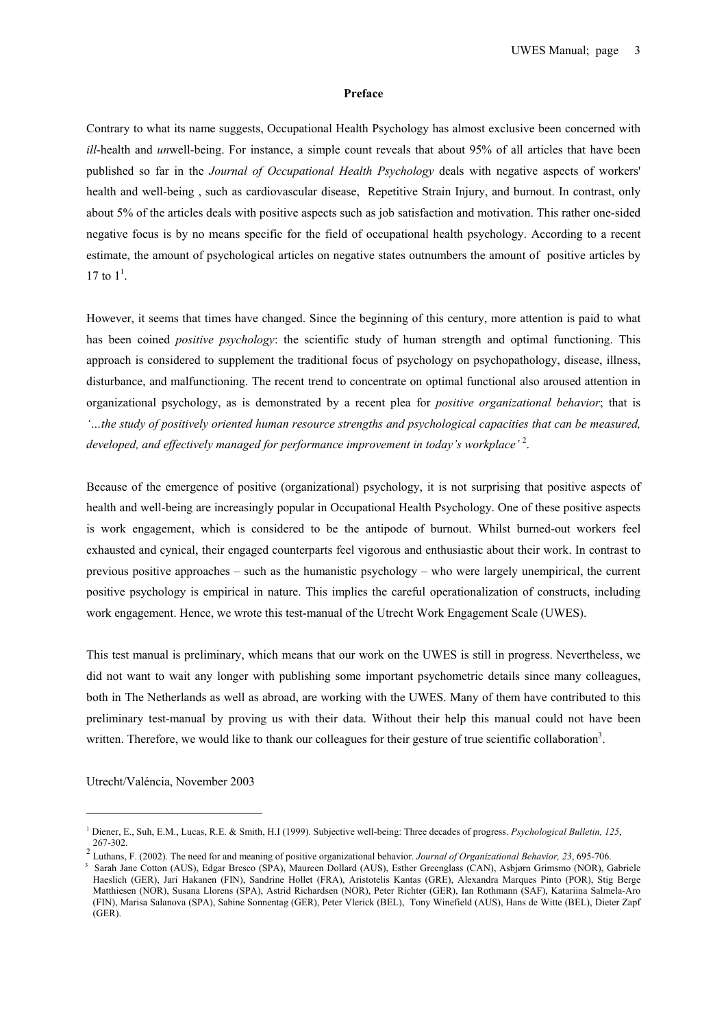**Preface**

Contrary to what its name suggests, Occupational Health Psychology has almost exclusive been concerned with *ill*-health and *un*well-being. For instance, a simple count reveals that about 95% of all articles that have been published so far in the *Journal of Occupational Health Psychology* deals with negative aspects of workers' health and well-being , such as cardiovascular disease, Repetitive Strain Injury, and burnout. In contrast, only about 5% of the articles deals with positive aspects such as job satisfaction and motivation. This rather one-sided negative focus is by no means specific for the field of occupational health psychology. According to a recent estimate, the amount of psychological articles on negative states outnumbers the amount of positive articles by 17 to 1[1].

However, it seems that times have changed. Since the beginning of this century, more attention is paid to what has been coined *positive psychology*: the scientific study of human strength and optimal functioning. This approach is considered to supplement the traditional focus of psychology on psychopathology, disease, illness, disturbance, and malfunctioning. The recent trend to concentrate on optimal functional also aroused attention in organizational psychology, as is demonstrated by a recent plea for *positive organizational behavior*; that is *'…the study of positively oriented human resource strengths and psychological capacities that can be measured, developed, and effectively managed for performance improvement in today's workplace'* [2].

Because of the emergence of positive (organizational) psychology, it is not surprising that positive aspects of health and well-being are increasingly popular in Occupational Health Psychology. One of these positive aspects is work engagement, which is considered to be the antipode of burnout. Whilst burned-out workers feel exhausted and cynical, their engaged counterparts feel vigorous and enthusiastic about their work. In contrast to previous positive approaches – such as the humanistic psychology – who were largely unempirical, the current positive psychology is empirical in nature. This implies the careful operationalization of constructs, including work engagement. Hence, we wrote this test-manual of the Utrecht Work Engagement Scale (UWES).

This test manual is preliminary, which means that our work on the UWES is still in progress. Nevertheless, we did not want to wait any longer with publishing some important psychometric details since many colleagues, both in The Netherlands as well as abroad, are working with the UWES. Many of them have contributed to this preliminary test-manual by proving us with their data. Without their help this manual could not have been written. Therefore, we would like to thank our colleagues for their gesture of true scientific collaboration[3].

Utrecht/Valéncia, November 2003

---

[1] Diener, E., Suh, E.M., Lucas, R.E. & Smith, H.I (1999). Subjective well-being: Three decades of progress. *Psychological Bulletin, 125*, 267-302.

[2] Luthans, F. (2002). The need for and meaning of positive organizational behavior. *Journal of Organizational Behavior, 23*, 695-706.

[3] Sarah Jane Cotton (AUS), Edgar Bresco (SPA), Maureen Dollard (AUS), Esther Greenglass (CAN), Asbjørn Grimsmo (NOR), Gabriele Haeslich (GER), Jari Hakanen (FIN), Sandrine Hollet (FRA), Aristotelis Kantas (GRE), Alexandra Marques Pinto (POR), Stig Berge Matthiesen (NOR), Susana Llorens (SPA), Astrid Richardsen (NOR), Peter Richter (GER), Ian Rothmann (SAF), Katariina Salmela-Aro (FIN), Marisa Salanova (SPA), Sabine Sonnentag (GER), Peter Vlerick (BEL), Tony Winefield (AUS), Hans de Witte (BEL), Dieter Zapf (GER).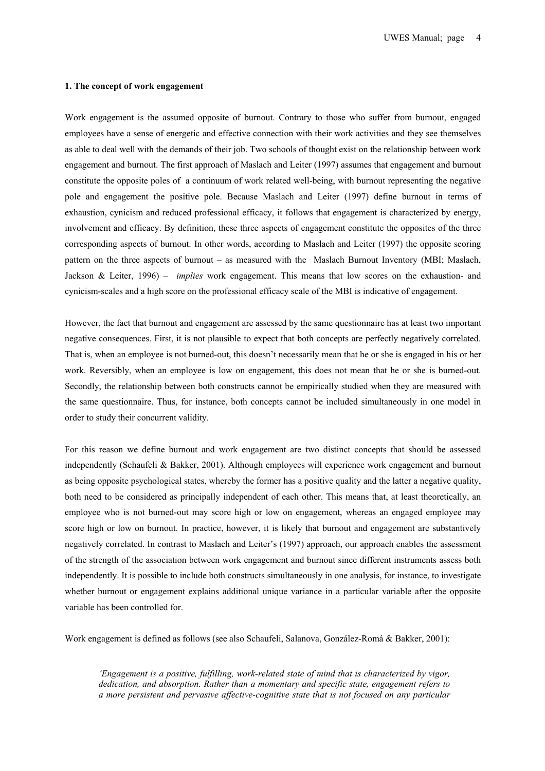## 1. The concept of work engagement

Work engagement is the assumed opposite of burnout. Contrary to those who suffer from burnout, engaged employees have a sense of energetic and effective connection with their work activities and they see themselves as able to deal well with the demands of their job. Two schools of thought exist on the relationship between work engagement and burnout. The first approach of Maslach and Leiter (1997) assumes that engagement and burnout constitute the opposite poles of a continuum of work related well-being, with burnout representing the negative pole and engagement the positive pole. Because Maslach and Leiter (1997) define burnout in terms of exhaustion, cynicism and reduced professional efficacy, it follows that engagement is characterized by energy, involvement and efficacy. By definition, these three aspects of engagement constitute the opposites of the three corresponding aspects of burnout. In other words, according to Maslach and Leiter (1997) the opposite scoring pattern on the three aspects of burnout – as measured with the Maslach Burnout Inventory (MBI; Maslach, Jackson & Leiter, 1996) – *implies* work engagement. This means that low scores on the exhaustion- and cynicism-scales and a high score on the professional efficacy scale of the MBI is indicative of engagement.

However, the fact that burnout and engagement are assessed by the same questionnaire has at least two important negative consequences. First, it is not plausible to expect that both concepts are perfectly negatively correlated. That is, when an employee is not burned-out, this doesn't necessarily mean that he or she is engaged in his or her work. Reversibly, when an employee is low on engagement, this does not mean that he or she is burned-out. Secondly, the relationship between both constructs cannot be empirically studied when they are measured with the same questionnaire. Thus, for instance, both concepts cannot be included simultaneously in one model in order to study their concurrent validity.

For this reason we define burnout and work engagement are two distinct concepts that should be assessed independently (Schaufeli & Bakker, 2001). Although employees will experience work engagement and burnout as being opposite psychological states, whereby the former has a positive quality and the latter a negative quality, both need to be considered as principally independent of each other. This means that, at least theoretically, an employee who is not burned-out may score high or low on engagement, whereas an engaged employee may score high or low on burnout. In practice, however, it is likely that burnout and engagement are substantively negatively correlated. In contrast to Maslach and Leiter's (1997) approach, our approach enables the assessment of the strength of the association between work engagement and burnout since different instruments assess both independently. It is possible to include both constructs simultaneously in one analysis, for instance, to investigate whether burnout or engagement explains additional unique variance in a particular variable after the opposite variable has been controlled for.

Work engagement is defined as follows (see also Schaufeli, Salanova, González-Romá & Bakker, 2001):

> *'Engagement is a positive, fulfilling, work-related state of mind that is characterized by vigor, dedication, and absorption. Rather than a momentary and specific state, engagement refers to a more persistent and pervasive affective-cognitive state that is not focused on any particular*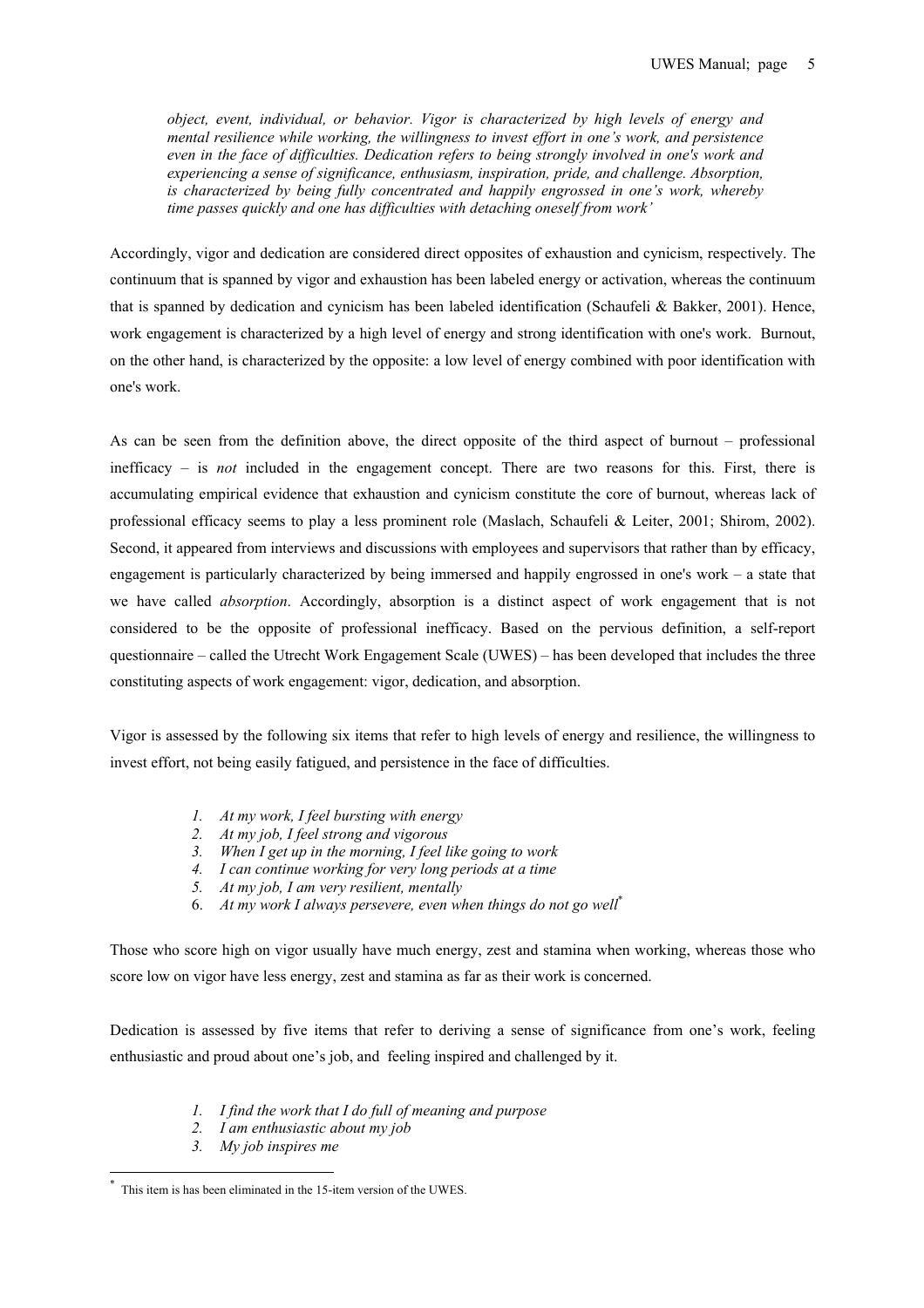*object, event, individual, or behavior. Vigor is characterized by high levels of energy and mental resilience while working, the willingness to invest effort in one's work, and persistence even in the face of difficulties. Dedication refers to being strongly involved in one's work and experiencing a sense of significance, enthusiasm, inspiration, pride, and challenge. Absorption, is characterized by being fully concentrated and happily engrossed in one's work, whereby time passes quickly and one has difficulties with detaching oneself from work'*

Accordingly, vigor and dedication are considered direct opposites of exhaustion and cynicism, respectively. The continuum that is spanned by vigor and exhaustion has been labeled energy or activation, whereas the continuum that is spanned by dedication and cynicism has been labeled identification (Schaufeli & Bakker, 2001). Hence, work engagement is characterized by a high level of energy and strong identification with one's work. Burnout, on the other hand, is characterized by the opposite: a low level of energy combined with poor identification with one's work.

As can be seen from the definition above, the direct opposite of the third aspect of burnout – professional inefficacy – is *not* included in the engagement concept. There are two reasons for this. First, there is accumulating empirical evidence that exhaustion and cynicism constitute the core of burnout, whereas lack of professional efficacy seems to play a less prominent role (Maslach, Schaufeli & Leiter, 2001; Shirom, 2002). Second, it appeared from interviews and discussions with employees and supervisors that rather than by efficacy, engagement is particularly characterized by being immersed and happily engrossed in one's work – a state that we have called *absorption*. Accordingly, absorption is a distinct aspect of work engagement that is not considered to be the opposite of professional inefficacy. Based on the pervious definition, a self-report questionnaire – called the Utrecht Work Engagement Scale (UWES) – has been developed that includes the three constituting aspects of work engagement: vigor, dedication, and absorption.

Vigor is assessed by the following six items that refer to high levels of energy and resilience, the willingness to invest effort, not being easily fatigued, and persistence in the face of difficulties.

1. *At my work, I feel bursting with energy*
2. *At my job, I feel strong and vigorous*
3. *When I get up in the morning, I feel like going to work*
4. *I can continue working for very long periods at a time*
5. *At my job, I am very resilient, mentally*
6. *At my work I always persevere, even when things do not go well*[*]

Those who score high on vigor usually have much energy, zest and stamina when working, whereas those who score low on vigor have less energy, zest and stamina as far as their work is concerned.

Dedication is assessed by five items that refer to deriving a sense of significance from one's work, feeling enthusiastic and proud about one's job, and feeling inspired and challenged by it.

1. *I find the work that I do full of meaning and purpose*
2. *I am enthusiastic about my job*
3. *My job inspires me*

---

[*] This item is has been eliminated in the 15-item version of the UWES.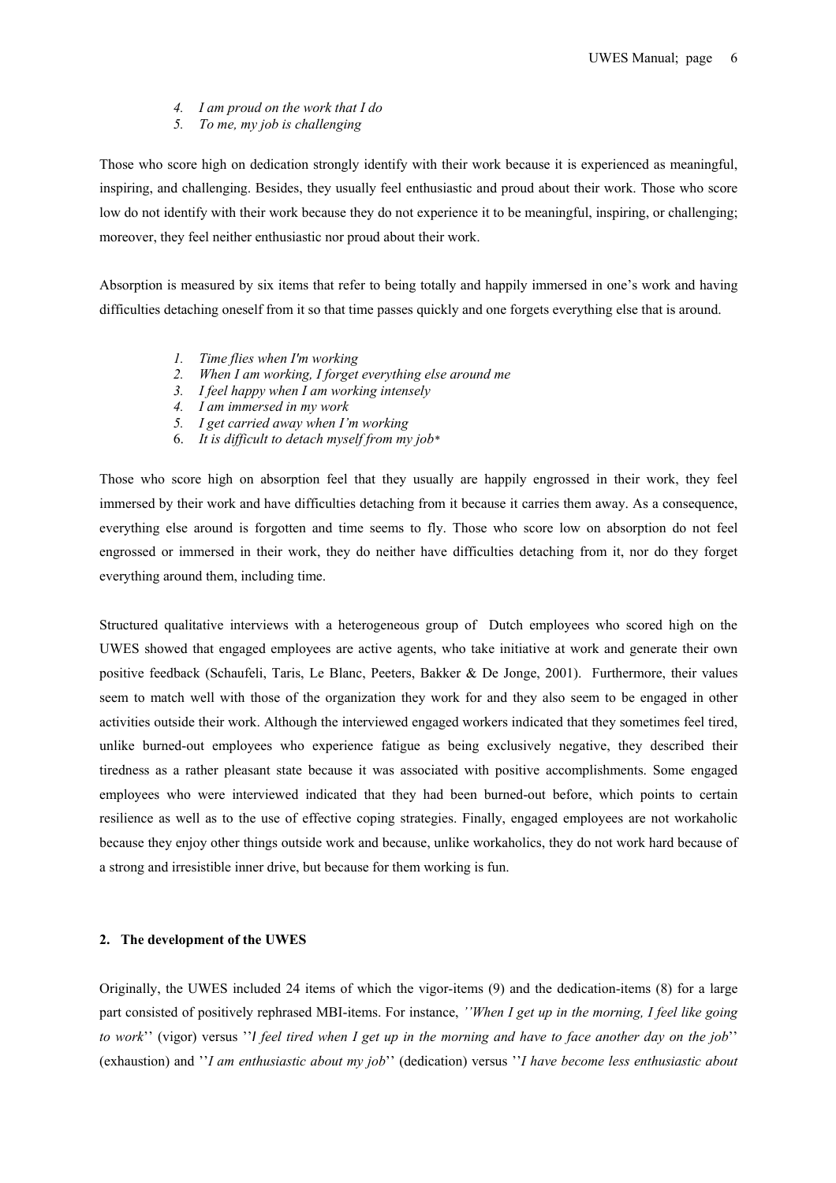4. *I am proud on the work that I do*
5. *To me, my job is challenging*

Those who score high on dedication strongly identify with their work because it is experienced as meaningful, inspiring, and challenging. Besides, they usually feel enthusiastic and proud about their work. Those who score low do not identify with their work because they do not experience it to be meaningful, inspiring, or challenging; moreover, they feel neither enthusiastic nor proud about their work.

Absorption is measured by six items that refer to being totally and happily immersed in one's work and having difficulties detaching oneself from it so that time passes quickly and one forgets everything else that is around.

1. *Time flies when I'm working*
2. *When I am working, I forget everything else around me*
3. *I feel happy when I am working intensely*
4. *I am immersed in my work*
5. *I get carried away when I'm working*
6. *It is difficult to detach myself from my job**

Those who score high on absorption feel that they usually are happily engrossed in their work, they feel immersed by their work and have difficulties detaching from it because it carries them away. As a consequence, everything else around is forgotten and time seems to fly. Those who score low on absorption do not feel engrossed or immersed in their work, they do neither have difficulties detaching from it, nor do they forget everything around them, including time.

Structured qualitative interviews with a heterogeneous group of Dutch employees who scored high on the UWES showed that engaged employees are active agents, who take initiative at work and generate their own positive feedback (Schaufeli, Taris, Le Blanc, Peeters, Bakker & De Jonge, 2001). Furthermore, their values seem to match well with those of the organization they work for and they also seem to be engaged in other activities outside their work. Although the interviewed engaged workers indicated that they sometimes feel tired, unlike burned-out employees who experience fatigue as being exclusively negative, they described their tiredness as a rather pleasant state because it was associated with positive accomplishments. Some engaged employees who were interviewed indicated that they had been burned-out before, which points to certain resilience as well as to the use of effective coping strategies. Finally, engaged employees are not workaholic because they enjoy other things outside work and because, unlike workaholics, they do not work hard because of a strong and irresistible inner drive, but because for them working is fun.

## 2. The development of the UWES

Originally, the UWES included 24 items of which the vigor-items (9) and the dedication-items (8) for a large part consisted of positively rephrased MBI-items. For instance, *''When I get up in the morning, I feel like going to work''* (vigor) versus ''*I feel tired when I get up in the morning and have to face another day on the job*'' (exhaustion) and ''*I am enthusiastic about my job*'' (dedication) versus ''*I have become less enthusiastic about*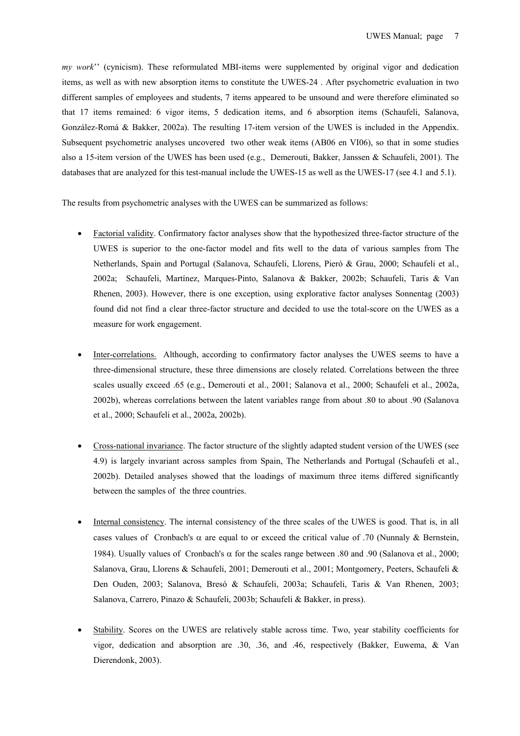*my work*'' (cynicism). These reformulated MBI-items were supplemented by original vigor and dedication items, as well as with new absorption items to constitute the UWES-24 . After psychometric evaluation in two different samples of employees and students, 7 items appeared to be unsound and were therefore eliminated so that 17 items remained: 6 vigor items, 5 dedication items, and 6 absorption items (Schaufeli, Salanova, González-Romá & Bakker, 2002a). The resulting 17-item version of the UWES is included in the Appendix. Subsequent psychometric analyses uncovered two other weak items (AB06 en VI06), so that in some studies also a 15-item version of the UWES has been used (e.g., Demerouti, Bakker, Janssen & Schaufeli, 2001). The databases that are analyzed for this test-manual include the UWES-15 as well as the UWES-17 (see 4.1 and 5.1).

The results from psychometric analyses with the UWES can be summarized as follows:

- Factorial validity. Confirmatory factor analyses show that the hypothesized three-factor structure of the UWES is superior to the one-factor model and fits well to the data of various samples from The Netherlands, Spain and Portugal (Salanova, Schaufeli, Llorens, Pieró & Grau, 2000; Schaufeli et al., 2002a; Schaufeli, Martínez, Marques-Pinto, Salanova & Bakker, 2002b; Schaufeli, Taris & Van Rhenen, 2003). However, there is one exception, using explorative factor analyses Sonnentag (2003) found did not find a clear three-factor structure and decided to use the total-score on the UWES as a measure for work engagement.

- Inter-correlations. Although, according to confirmatory factor analyses the UWES seems to have a three-dimensional structure, these three dimensions are closely related. Correlations between the three scales usually exceed .65 (e.g., Demerouti et al., 2001; Salanova et al., 2000; Schaufeli et al., 2002a, 2002b), whereas correlations between the latent variables range from about .80 to about .90 (Salanova et al., 2000; Schaufeli et al., 2002a, 2002b).

- Cross-national invariance. The factor structure of the slightly adapted student version of the UWES (see 4.9) is largely invariant across samples from Spain, The Netherlands and Portugal (Schaufeli et al., 2002b). Detailed analyses showed that the loadings of maximum three items differed significantly between the samples of the three countries.

- Internal consistency. The internal consistency of the three scales of the UWES is good. That is, in all cases values of Cronbach's $\alpha$ are equal to or exceed the critical value of .70 (Nunnaly & Bernstein, 1984). Usually values of Cronbach's $\alpha$ for the scales range between .80 and .90 (Salanova et al., 2000; Salanova, Grau, Llorens & Schaufeli, 2001; Demerouti et al., 2001; Montgomery, Peeters, Schaufeli & Den Ouden, 2003; Salanova, Bresó & Schaufeli, 2003a; Schaufeli, Taris & Van Rhenen, 2003; Salanova, Carrero, Pinazo & Schaufeli, 2003b; Schaufeli & Bakker, in press).

- Stability. Scores on the UWES are relatively stable across time. Two, year stability coefficients for vigor, dedication and absorption are .30, .36, and .46, respectively (Bakker, Euwema, & Van Dierendonk, 2003).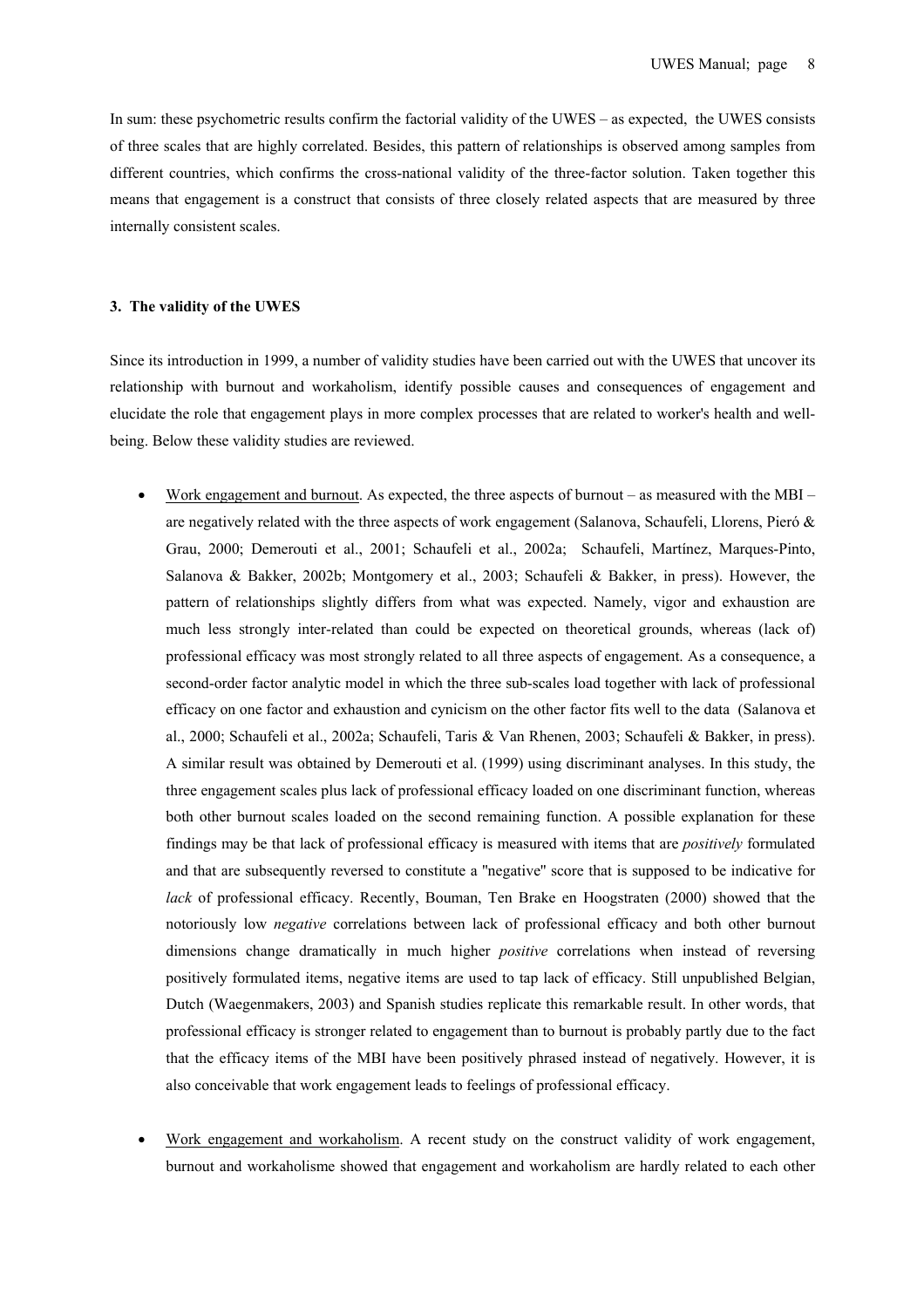In sum: these psychometric results confirm the factorial validity of the UWES – as expected, the UWES consists of three scales that are highly correlated. Besides, this pattern of relationships is observed among samples from different countries, which confirms the cross-national validity of the three-factor solution. Taken together this means that engagement is a construct that consists of three closely related aspects that are measured by three internally consistent scales.

### 3. The validity of the UWES

Since its introduction in 1999, a number of validity studies have been carried out with the UWES that uncover its relationship with burnout and workaholism, identify possible causes and consequences of engagement and elucidate the role that engagement plays in more complex processes that are related to worker's health and well-being. Below these validity studies are reviewed.

- <u>Work engagement and burnout</u>. As expected, the three aspects of burnout – as measured with the MBI – are negatively related with the three aspects of work engagement (Salanova, Schaufeli, Llorens, Pieró & Grau, 2000; Demerouti et al., 2001; Schaufeli et al., 2002a; Schaufeli, Martínez, Marques-Pinto, Salanova & Bakker, 2002b; Montgomery et al., 2003; Schaufeli & Bakker, in press). However, the pattern of relationships slightly differs from what was expected. Namely, vigor and exhaustion are much less strongly inter-related than could be expected on theoretical grounds, whereas (lack of) professional efficacy was most strongly related to all three aspects of engagement. As a consequence, a second-order factor analytic model in which the three sub-scales load together with lack of professional efficacy on one factor and exhaustion and cynicism on the other factor fits well to the data (Salanova et al., 2000; Schaufeli et al., 2002a; Schaufeli, Taris & Van Rhenen, 2003; Schaufeli & Bakker, in press). A similar result was obtained by Demerouti et al. (1999) using discriminant analyses. In this study, the three engagement scales plus lack of professional efficacy loaded on one discriminant function, whereas both other burnout scales loaded on the second remaining function. A possible explanation for these findings may be that lack of professional efficacy is measured with items that are *positively* formulated and that are subsequently reversed to constitute a "negative" score that is supposed to be indicative for *lack* of professional efficacy. Recently, Bouman, Ten Brake en Hoogstraten (2000) showed that the notoriously low *negative* correlations between lack of professional efficacy and both other burnout dimensions change dramatically in much higher *positive* correlations when instead of reversing positively formulated items, negative items are used to tap lack of efficacy. Still unpublished Belgian, Dutch (Waegenmakers, 2003) and Spanish studies replicate this remarkable result. In other words, that professional efficacy is stronger related to engagement than to burnout is probably partly due to the fact that the efficacy items of the MBI have been positively phrased instead of negatively. However, it is also conceivable that work engagement leads to feelings of professional efficacy.

- <u>Work engagement and workaholism</u>. A recent study on the construct validity of work engagement, burnout and workaholisme showed that engagement and workaholism are hardly related to each other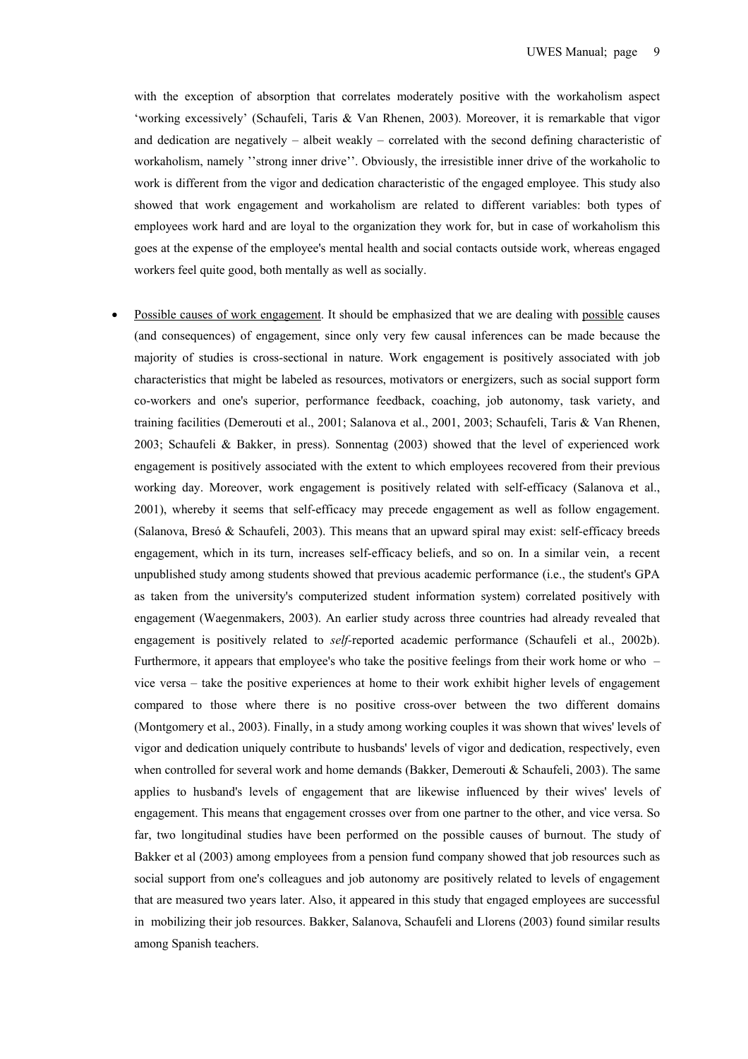with the exception of absorption that correlates moderately positive with the workaholism aspect 'working excessively' (Schaufeli, Taris & Van Rhenen, 2003). Moreover, it is remarkable that vigor and dedication are negatively – albeit weakly – correlated with the second defining characteristic of workaholism, namely ''strong inner drive''. Obviously, the irresistible inner drive of the workaholic to work is different from the vigor and dedication characteristic of the engaged employee. This study also showed that work engagement and workaholism are related to different variables: both types of employees work hard and are loyal to the organization they work for, but in case of workaholism this goes at the expense of the employee's mental health and social contacts outside work, whereas engaged workers feel quite good, both mentally as well as socially.

- Possible causes of work engagement. It should be emphasized that we are dealing with possible causes (and consequences) of engagement, since only very few causal inferences can be made because the majority of studies is cross-sectional in nature. Work engagement is positively associated with job characteristics that might be labeled as resources, motivators or energizers, such as social support form co-workers and one's superior, performance feedback, coaching, job autonomy, task variety, and training facilities (Demerouti et al., 2001; Salanova et al., 2001, 2003; Schaufeli, Taris & Van Rhenen, 2003; Schaufeli & Bakker, in press). Sonnentag (2003) showed that the level of experienced work engagement is positively associated with the extent to which employees recovered from their previous working day. Moreover, work engagement is positively related with self-efficacy (Salanova et al., 2001), whereby it seems that self-efficacy may precede engagement as well as follow engagement. (Salanova, Bresó & Schaufeli, 2003). This means that an upward spiral may exist: self-efficacy breeds engagement, which in its turn, increases self-efficacy beliefs, and so on. In a similar vein, a recent unpublished study among students showed that previous academic performance (i.e., the student's GPA as taken from the university's computerized student information system) correlated positively with engagement (Waegenmakers, 2003). An earlier study across three countries had already revealed that engagement is positively related to *self*-reported academic performance (Schaufeli et al., 2002b). Furthermore, it appears that employee's who take the positive feelings from their work home or who – vice versa – take the positive experiences at home to their work exhibit higher levels of engagement compared to those where there is no positive cross-over between the two different domains (Montgomery et al., 2003). Finally, in a study among working couples it was shown that wives' levels of vigor and dedication uniquely contribute to husbands' levels of vigor and dedication, respectively, even when controlled for several work and home demands (Bakker, Demerouti & Schaufeli, 2003). The same applies to husband's levels of engagement that are likewise influenced by their wives' levels of engagement. This means that engagement crosses over from one partner to the other, and vice versa. So far, two longitudinal studies have been performed on the possible causes of burnout. The study of Bakker et al (2003) among employees from a pension fund company showed that job resources such as social support from one's colleagues and job autonomy are positively related to levels of engagement that are measured two years later. Also, it appeared in this study that engaged employees are successful in mobilizing their job resources. Bakker, Salanova, Schaufeli and Llorens (2003) found similar results among Spanish teachers.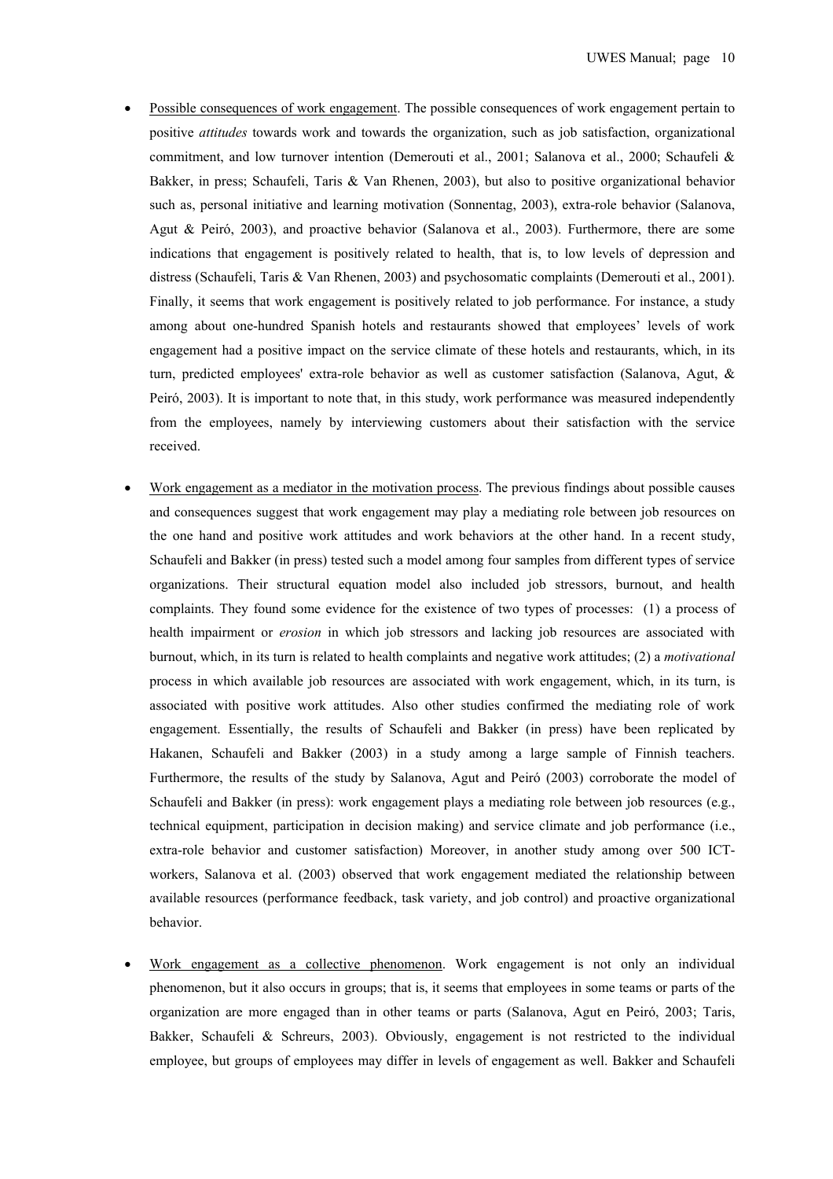- Possible consequences of work engagement. The possible consequences of work engagement pertain to positive *attitudes* towards work and towards the organization, such as job satisfaction, organizational commitment, and low turnover intention (Demerouti et al., 2001; Salanova et al., 2000; Schaufeli & Bakker, in press; Schaufeli, Taris & Van Rhenen, 2003), but also to positive organizational behavior such as, personal initiative and learning motivation (Sonnentag, 2003), extra-role behavior (Salanova, Agut & Peiró, 2003), and proactive behavior (Salanova et al., 2003). Furthermore, there are some indications that engagement is positively related to health, that is, to low levels of depression and distress (Schaufeli, Taris & Van Rhenen, 2003) and psychosomatic complaints (Demerouti et al., 2001). Finally, it seems that work engagement is positively related to job performance. For instance, a study among about one-hundred Spanish hotels and restaurants showed that employees' levels of work engagement had a positive impact on the service climate of these hotels and restaurants, which, in its turn, predicted employees' extra-role behavior as well as customer satisfaction (Salanova, Agut, & Peiró, 2003). It is important to note that, in this study, work performance was measured independently from the employees, namely by interviewing customers about their satisfaction with the service received.

- Work engagement as a mediator in the motivation process. The previous findings about possible causes and consequences suggest that work engagement may play a mediating role between job resources on the one hand and positive work attitudes and work behaviors at the other hand. In a recent study, Schaufeli and Bakker (in press) tested such a model among four samples from different types of service organizations. Their structural equation model also included job stressors, burnout, and health complaints. They found some evidence for the existence of two types of processes: (1) a process of health impairment or *erosion* in which job stressors and lacking job resources are associated with burnout, which, in its turn is related to health complaints and negative work attitudes; (2) a *motivational* process in which available job resources are associated with work engagement, which, in its turn, is associated with positive work attitudes. Also other studies confirmed the mediating role of work engagement. Essentially, the results of Schaufeli and Bakker (in press) have been replicated by Hakanen, Schaufeli and Bakker (2003) in a study among a large sample of Finnish teachers. Furthermore, the results of the study by Salanova, Agut and Peiró (2003) corroborate the model of Schaufeli and Bakker (in press): work engagement plays a mediating role between job resources (e.g., technical equipment, participation in decision making) and service climate and job performance (i.e., extra-role behavior and customer satisfaction) Moreover, in another study among over 500 ICT-workers, Salanova et al. (2003) observed that work engagement mediated the relationship between available resources (performance feedback, task variety, and job control) and proactive organizational behavior.

- Work engagement as a collective phenomenon. Work engagement is not only an individual phenomenon, but it also occurs in groups; that is, it seems that employees in some teams or parts of the organization are more engaged than in other teams or parts (Salanova, Agut en Peiró, 2003; Taris, Bakker, Schaufeli & Schreurs, 2003). Obviously, engagement is not restricted to the individual employee, but groups of employees may differ in levels of engagement as well. Bakker and Schaufeli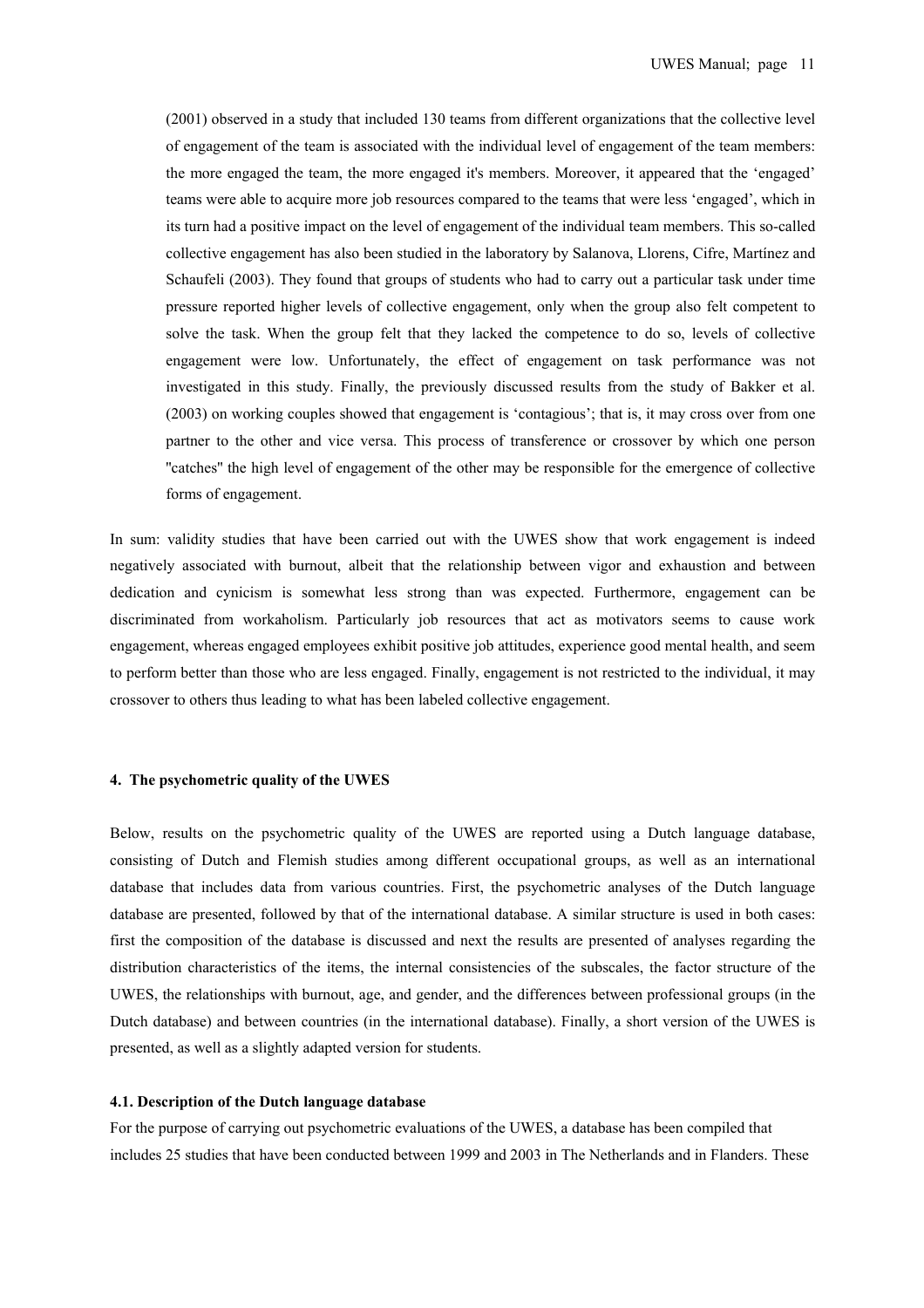(2001) observed in a study that included 130 teams from different organizations that the collective level of engagement of the team is associated with the individual level of engagement of the team members: the more engaged the team, the more engaged it's members. Moreover, it appeared that the 'engaged' teams were able to acquire more job resources compared to the teams that were less 'engaged', which in its turn had a positive impact on the level of engagement of the individual team members. This so-called collective engagement has also been studied in the laboratory by Salanova, Llorens, Cifre, Martínez and Schaufeli (2003). They found that groups of students who had to carry out a particular task under time pressure reported higher levels of collective engagement, only when the group also felt competent to solve the task. When the group felt that they lacked the competence to do so, levels of collective engagement were low. Unfortunately, the effect of engagement on task performance was not investigated in this study. Finally, the previously discussed results from the study of Bakker et al. (2003) on working couples showed that engagement is 'contagious'; that is, it may cross over from one partner to the other and vice versa. This process of transference or crossover by which one person "catches" the high level of engagement of the other may be responsible for the emergence of collective forms of engagement.

In sum: validity studies that have been carried out with the UWES show that work engagement is indeed negatively associated with burnout, albeit that the relationship between vigor and exhaustion and between dedication and cynicism is somewhat less strong than was expected. Furthermore, engagement can be discriminated from workaholism. Particularly job resources that act as motivators seems to cause work engagement, whereas engaged employees exhibit positive job attitudes, experience good mental health, and seem to perform better than those who are less engaged. Finally, engagement is not restricted to the individual, it may crossover to others thus leading to what has been labeled collective engagement.

## 4. The psychometric quality of the UWES

Below, results on the psychometric quality of the UWES are reported using a Dutch language database, consisting of Dutch and Flemish studies among different occupational groups, as well as an international database that includes data from various countries. First, the psychometric analyses of the Dutch language database are presented, followed by that of the international database. A similar structure is used in both cases: first the composition of the database is discussed and next the results are presented of analyses regarding the distribution characteristics of the items, the internal consistencies of the subscales, the factor structure of the UWES, the relationships with burnout, age, and gender, and the differences between professional groups (in the Dutch database) and between countries (in the international database). Finally, a short version of the UWES is presented, as well as a slightly adapted version for students.

### 4.1. Description of the Dutch language database

For the purpose of carrying out psychometric evaluations of the UWES, a database has been compiled that includes 25 studies that have been conducted between 1999 and 2003 in The Netherlands and in Flanders. These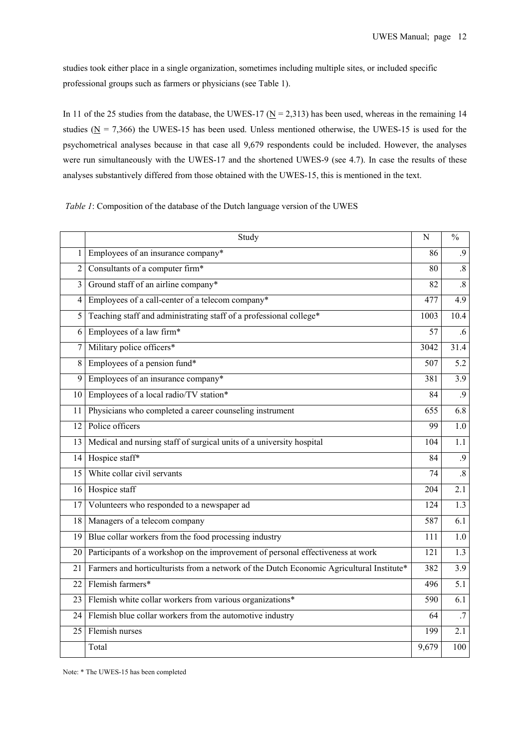studies took either place in a single organization, sometimes including multiple sites, or included specific professional groups such as farmers or physicians (see Table 1).

In 11 of the 25 studies from the database, the UWES-17 (N = 2,313) has been used, whereas in the remaining 14 studies (N = 7,366) the UWES-15 has been used. Unless mentioned otherwise, the UWES-15 is used for the psychometrical analyses because in that case all 9,679 respondents could be included. However, the analyses were run simultaneously with the UWES-17 and the shortened UWES-9 (see 4.7). In case the results of these analyses substantively differed from those obtained with the UWES-15, this is mentioned in the text.

*Table 1*: Composition of the database of the Dutch language version of the UWES

| | Study | N | % |
|---|---|---|---|
| 1 | Employees of an insurance company* | 86 | .9 |
| 2 | Consultants of a computer firm* | 80 | .8 |
| 3 | Ground staff of an airline company* | 82 | .8 |
| 4 | Employees of a call-center of a telecom company* | 477 | 4.9 |
| 5 | Teaching staff and administrating staff of a professional college* | 1003 | 10.4 |
| 6 | Employees of a law firm* | 57 | .6 |
| 7 | Military police officers* | 3042 | 31.4 |
| 8 | Employees of a pension fund* | 507 | 5.2 |
| 9 | Employees of an insurance company* | 381 | 3.9 |
| 10 | Employees of a local radio/TV station* | 84 | .9 |
| 11 | Physicians who completed a career counseling instrument | 655 | 6.8 |
| 12 | Police officers | 99 | 1.0 |
| 13 | Medical and nursing staff of surgical units of a university hospital | 104 | 1.1 |
| 14 | Hospice staff* | 84 | .9 |
| 15 | White collar civil servants | 74 | .8 |
| 16 | Hospice staff | 204 | 2.1 |
| 17 | Volunteers who responded to a newspaper ad | 124 | 1.3 |
| 18 | Managers of a telecom company | 587 | 6.1 |
| 19 | Blue collar workers from the food processing industry | 111 | 1.0 |
| 20 | Participants of a workshop on the improvement of personal effectiveness at work | 121 | 1.3 |
| 21 | Farmers and horticulturists from a network of the Dutch Economic Agricultural Institute* | 382 | 3.9 |
| 22 | Flemish farmers* | 496 | 5.1 |
| 23 | Flemish white collar workers from various organizations* | 590 | 6.1 |
| 24 | Flemish blue collar workers from the automotive industry | 64 | .7 |
| 25 | Flemish nurses | 199 | 2.1 |
| | Total | 9,679 | 100 |

Note: * The UWES-15 has been completed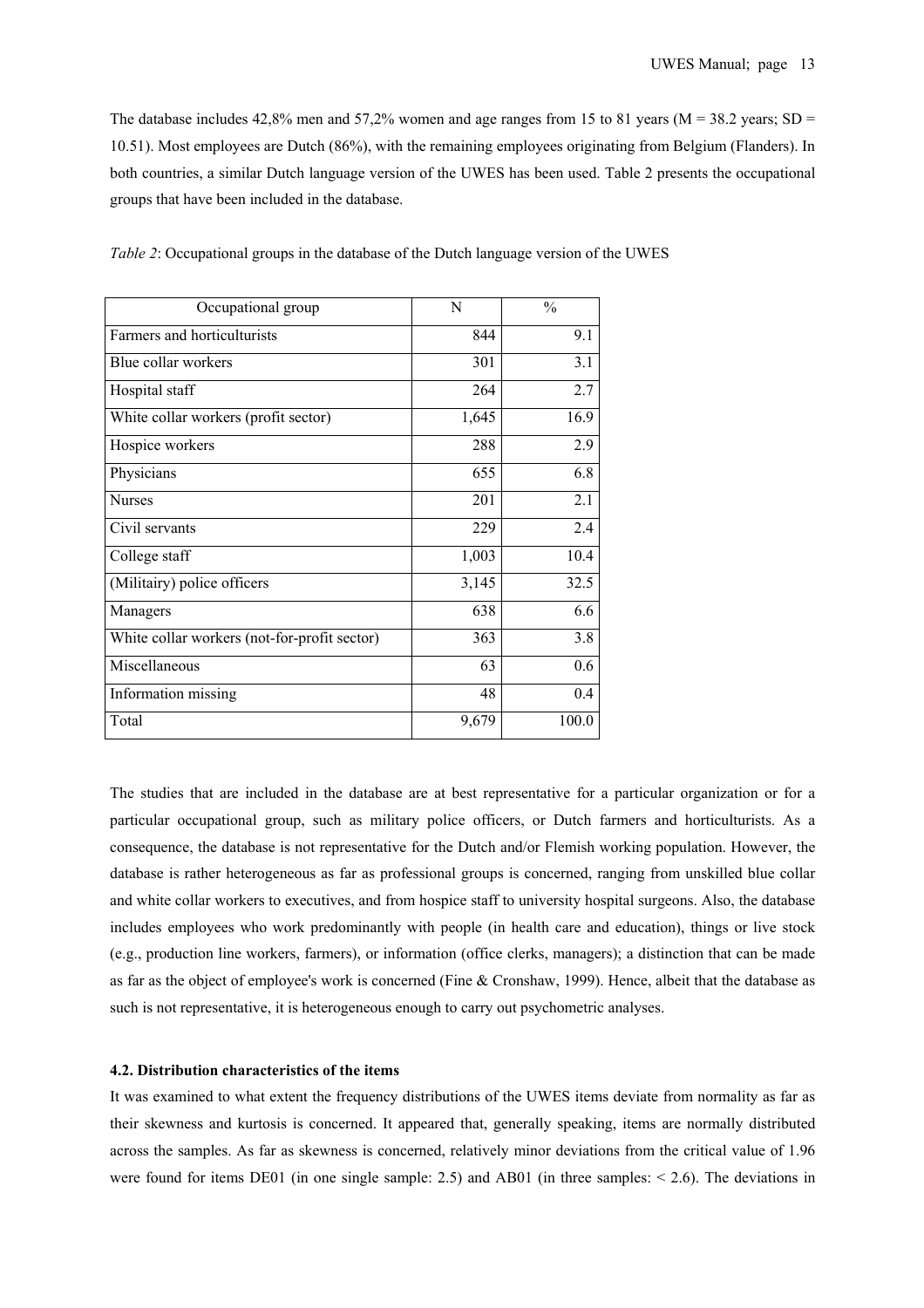The database includes 42,8% men and 57,2% women and age ranges from 15 to 81 years (M = 38.2 years; SD = 10.51). Most employees are Dutch (86%), with the remaining employees originating from Belgium (Flanders). In both countries, a similar Dutch language version of the UWES has been used. Table 2 presents the occupational groups that have been included in the database.

*Table 2*: Occupational groups in the database of the Dutch language version of the UWES

| Occupational group | N | % |
|---|---|---|
| Farmers and horticulturists | 844 | 9.1 |
| Blue collar workers | 301 | 3.1 |
| Hospital staff | 264 | 2.7 |
| White collar workers (profit sector) | 1,645 | 16.9 |
| Hospice workers | 288 | 2.9 |
| Physicians | 655 | 6.8 |
| Nurses | 201 | 2.1 |
| Civil servants | 229 | 2.4 |
| College staff | 1,003 | 10.4 |
| (Militairy) police officers | 3,145 | 32.5 |
| Managers | 638 | 6.6 |
| White collar workers (not-for-profit sector) | 363 | 3.8 |
| Miscellaneous | 63 | 0.6 |
| Information missing | 48 | 0.4 |
| Total | 9,679 | 100.0 |

The studies that are included in the database are at best representative for a particular organization or for a particular occupational group, such as military police officers, or Dutch farmers and horticulturists. As a consequence, the database is not representative for the Dutch and/or Flemish working population. However, the database is rather heterogeneous as far as professional groups is concerned, ranging from unskilled blue collar and white collar workers to executives, and from hospice staff to university hospital surgeons. Also, the database includes employees who work predominantly with people (in health care and education), things or live stock (e.g., production line workers, farmers), or information (office clerks, managers); a distinction that can be made as far as the object of employee's work is concerned (Fine & Cronshaw, 1999). Hence, albeit that the database as such is not representative, it is heterogeneous enough to carry out psychometric analyses.

#### 4.2. Distribution characteristics of the items

It was examined to what extent the frequency distributions of the UWES items deviate from normality as far as their skewness and kurtosis is concerned. It appeared that, generally speaking, items are normally distributed across the samples. As far as skewness is concerned, relatively minor deviations from the critical value of 1.96 were found for items DE01 (in one single sample: 2.5) and AB01 (in three samples: < 2.6). The deviations in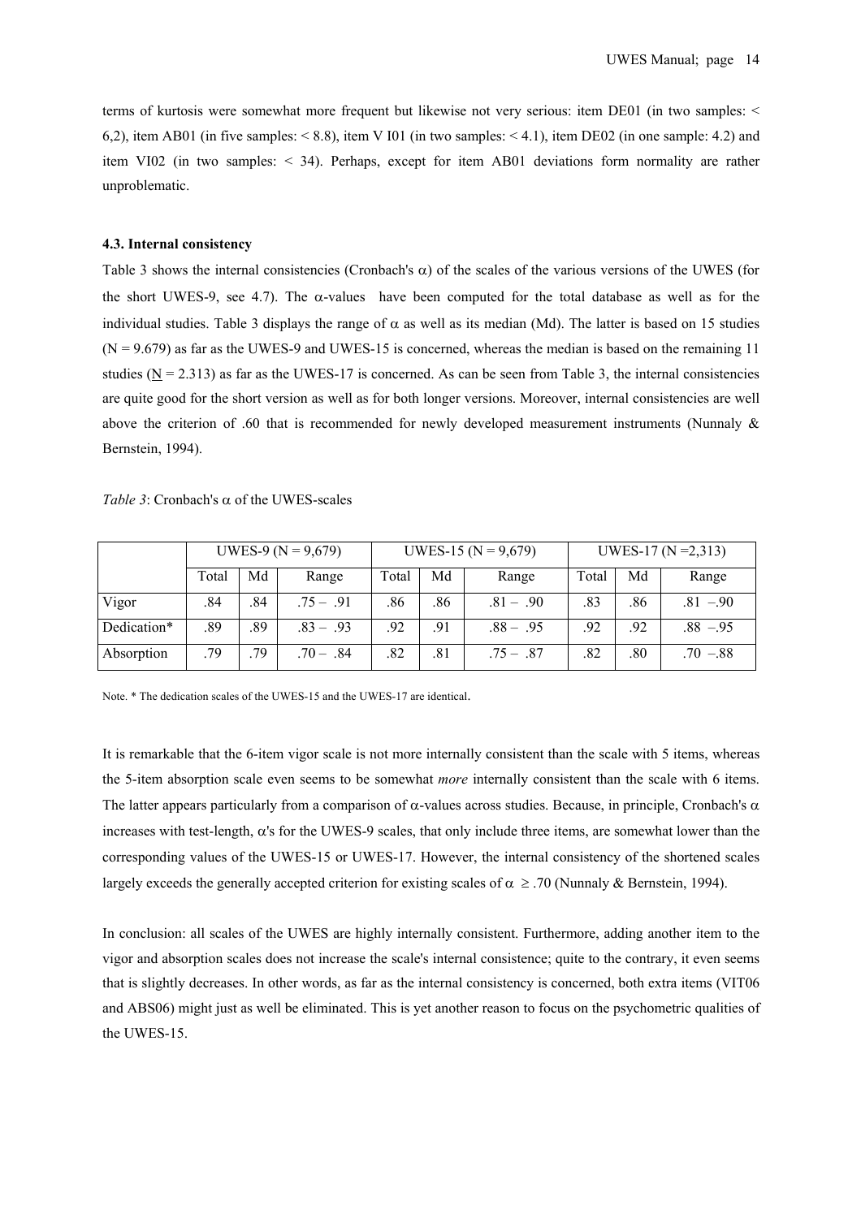terms of kurtosis were somewhat more frequent but likewise not very serious: item DE01 (in two samples: < 6,2), item AB01 (in five samples: < 8.8), item V I01 (in two samples: < 4.1), item DE02 (in one sample: 4.2) and item VI02 (in two samples: < 34). Perhaps, except for item AB01 deviations form normality are rather unproblematic.

#### 4.3. Internal consistency

Table 3 shows the internal consistencies (Cronbach's α) of the scales of the various versions of the UWES (for the short UWES-9, see 4.7). The α-values have been computed for the total database as well as for the individual studies. Table 3 displays the range of α as well as its median (Md). The latter is based on 15 studies (N = 9.679) as far as the UWES-9 and UWES-15 is concerned, whereas the median is based on the remaining 11 studies (N = 2.313) as far as the UWES-17 is concerned. As can be seen from Table 3, the internal consistencies are quite good for the short version as well as for both longer versions. Moreover, internal consistencies are well above the criterion of .60 that is recommended for newly developed measurement instruments (Nunnaly & Bernstein, 1994).

*Table 3*: Cronbach's α of the UWES-scales

| | UWES-9 (N = 9,679) | | | UWES-15 (N = 9,679) | | | UWES-17 (N =2,313) | | |
|---|---|---|---|---|---|---|---|---|---|
| | Total | Md | Range | Total | Md | Range | Total | Md | Range |
| Vigor | .84 | .84 | .75 – .91 | .86 | .86 | .81 – .90 | .83 | .86 | .81 –.90 |
| Dedication* | .89 | .89 | .83 – .93 | .92 | .91 | .88 – .95 | .92 | .92 | .88 –.95 |
| Absorption | .79 | .79 | .70 – .84 | .82 | .81 | .75 – .87 | .82 | .80 | .70 –.88 |

Note. * The dedication scales of the UWES-15 and the UWES-17 are identical.

It is remarkable that the 6-item vigor scale is not more internally consistent than the scale with 5 items, whereas the 5-item absorption scale even seems to be somewhat *more* internally consistent than the scale with 6 items. The latter appears particularly from a comparison of α-values across studies. Because, in principle, Cronbach's α increases with test-length, α's for the UWES-9 scales, that only include three items, are somewhat lower than the corresponding values of the UWES-15 or UWES-17. However, the internal consistency of the shortened scales largely exceeds the generally accepted criterion for existing scales of α ≥ .70 (Nunnaly & Bernstein, 1994).

In conclusion: all scales of the UWES are highly internally consistent. Furthermore, adding another item to the vigor and absorption scales does not increase the scale's internal consistence; quite to the contrary, it even seems that is slightly decreases. In other words, as far as the internal consistency is concerned, both extra items (VIT06 and ABS06) might just as well be eliminated. This is yet another reason to focus on the psychometric qualities of the UWES-15.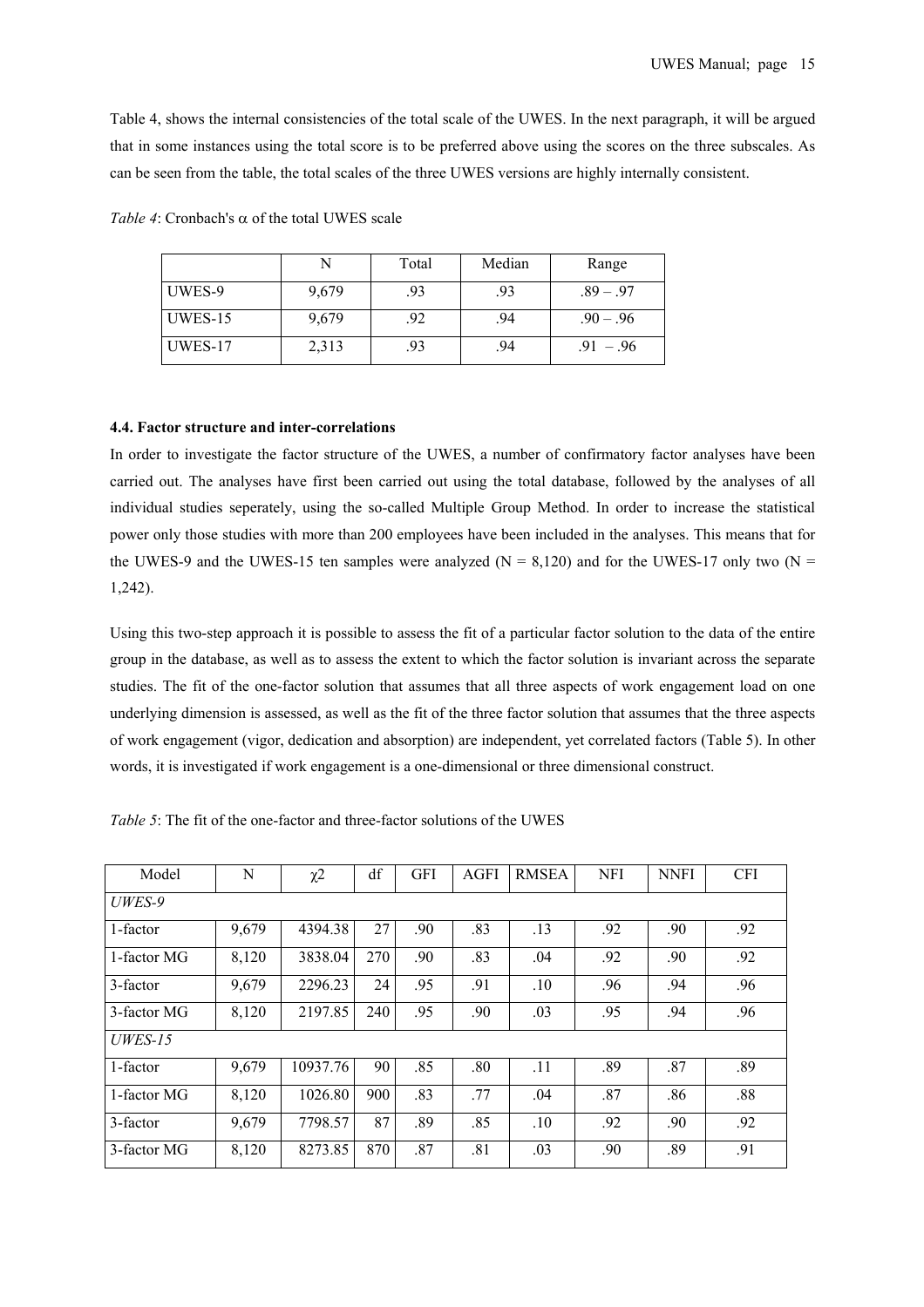Table 4, shows the internal consistencies of the total scale of the UWES. In the next paragraph, it will be argued that in some instances using the total score is to be preferred above using the scores on the three subscales. As can be seen from the table, the total scales of the three UWES versions are highly internally consistent.

*Table 4*: Cronbach's α of the total UWES scale

| | N | Total | Median | Range |
|---|---|---|---|---|
| UWES-9 | 9,679 | .93 | .93 | .89 – .97 |
| UWES-15 | 9,679 | .92 | .94 | .90 – .96 |
| UWES-17 | 2,313 | .93 | .94 | .91 – .96 |

#### 4.4. Factor structure and inter-correlations

In order to investigate the factor structure of the UWES, a number of confirmatory factor analyses have been carried out. The analyses have first been carried out using the total database, followed by the analyses of all individual studies seperately, using the so-called Multiple Group Method. In order to increase the statistical power only those studies with more than 200 employees have been included in the analyses. This means that for the UWES-9 and the UWES-15 ten samples were analyzed (N = 8,120) and for the UWES-17 only two (N = 1,242).

Using this two-step approach it is possible to assess the fit of a particular factor solution to the data of the entire group in the database, as well as to assess the extent to which the factor solution is invariant across the separate studies. The fit of the one-factor solution that assumes that all three aspects of work engagement load on one underlying dimension is assessed, as well as the fit of the three factor solution that assumes that the three aspects of work engagement (vigor, dedication and absorption) are independent, yet correlated factors (Table 5). In other words, it is investigated if work engagement is a one-dimensional or three dimensional construct.

*Table 5*: The fit of the one-factor and three-factor solutions of the UWES

| Model | N | $\chi^2$ | df | GFI | AGFI | RMSEA | NFI | NNFI | CFI |
|---|---|---|---|---|---|---|---|---|---|
| *UWES-9* | | | | | | | | | |
| 1-factor | 9,679 | 4394.38 | 27 | .90 | .83 | .13 | .92 | .90 | .92 |
| 1-factor MG | 8,120 | 3838.04 | 270 | .90 | .83 | .04 | .92 | .90 | .92 |
| 3-factor | 9,679 | 2296.23 | 24 | .95 | .91 | .10 | .96 | .94 | .96 |
| 3-factor MG | 8,120 | 2197.85 | 240 | .95 | .90 | .03 | .95 | .94 | .96 |
| *UWES-15* | | | | | | | | | |
| 1-factor | 9,679 | 10937.76 | 90 | .85 | .80 | .11 | .89 | .87 | .89 |
| 1-factor MG | 8,120 | 1026.80 | 900 | .83 | .77 | .04 | .87 | .86 | .88 |
| 3-factor | 9,679 | 7798.57 | 87 | .89 | .85 | .10 | .92 | .90 | .92 |
| 3-factor MG | 8,120 | 8273.85 | 870 | .87 | .81 | .03 | .90 | .89 | .91 |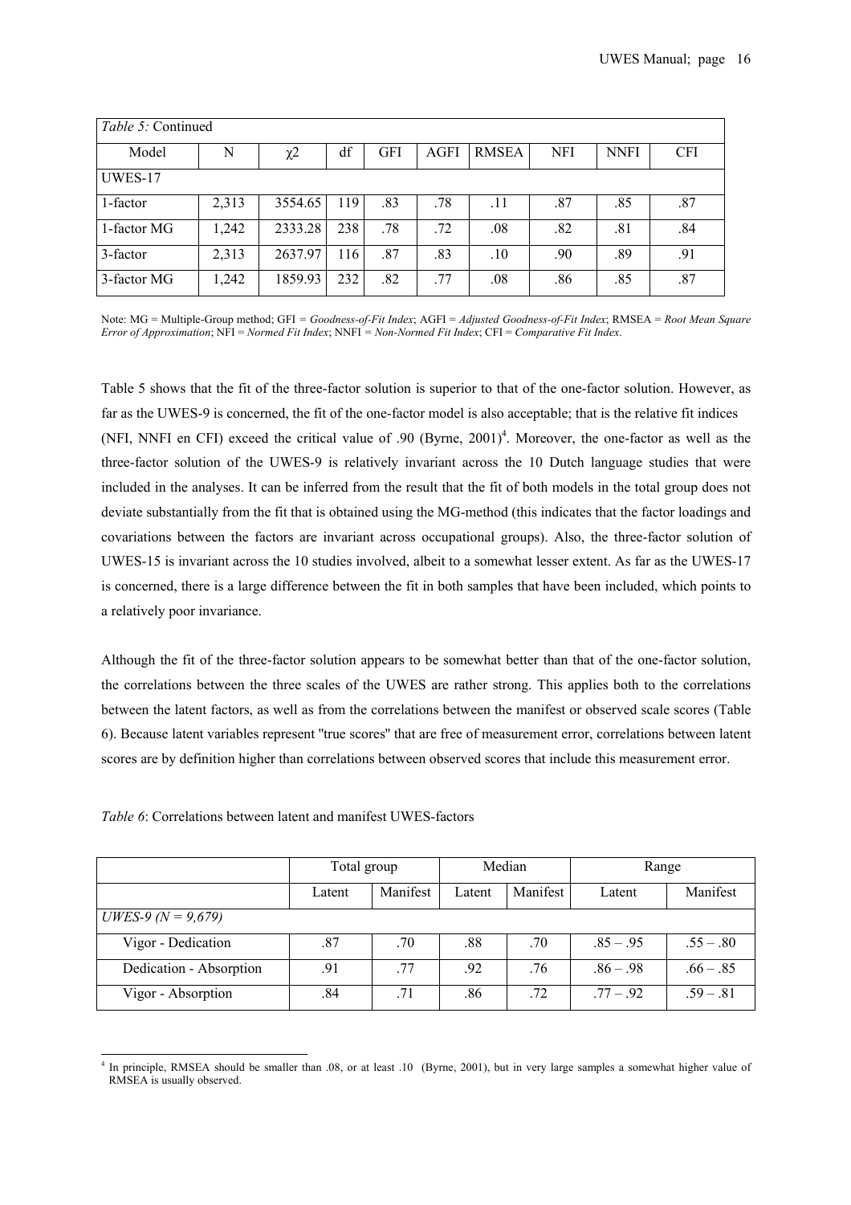*Table 5:* Continued

| Model | N | χ2 | df | GFI | AGFI | RMSEA | NFI | NNFI | CFI |
|---|---|---|---|---|---|---|---|---|---|
| UWES-17 | | | | | | | | | |
| 1-factor | 2,313 | 3554.65 | 119 | .83 | .78 | .11 | .87 | .85 | .87 |
| 1-factor MG | 1,242 | 2333.28 | 238 | .78 | .72 | .08 | .82 | .81 | .84 |
| 3-factor | 2,313 | 2637.97 | 116 | .87 | .83 | .10 | .90 | .89 | .91 |
| 3-factor MG | 1,242 | 1859.93 | 232 | .82 | .77 | .08 | .86 | .85 | .87 |

Note: MG = Multiple-Group method; GFI = *Goodness-of-Fit Index*; AGFI = *Adjusted Goodness-of-Fit Index*; RMSEA = *Root Mean Square Error of Approximation*; NFI = *Normed Fit Index*; NNFI = *Non-Normed Fit Index*; CFI = *Comparative Fit Index*.

Table 5 shows that the fit of the three-factor solution is superior to that of the one-factor solution. However, as far as the UWES-9 is concerned, the fit of the one-factor model is also acceptable; that is the relative fit indices (NFI, NNFI en CFI) exceed the critical value of .90 (Byrne, 2001)[4]. Moreover, the one-factor as well as the three-factor solution of the UWES-9 is relatively invariant across the 10 Dutch language studies that were included in the analyses. It can be inferred from the result that the fit of both models in the total group does not deviate substantially from the fit that is obtained using the MG-method (this indicates that the factor loadings and covariations between the factors are invariant across occupational groups). Also, the three-factor solution of UWES-15 is invariant across the 10 studies involved, albeit to a somewhat lesser extent. As far as the UWES-17 is concerned, there is a large difference between the fit in both samples that have been included, which points to a relatively poor invariance.

Although the fit of the three-factor solution appears to be somewhat better than that of the one-factor solution, the correlations between the three scales of the UWES are rather strong. This applies both to the correlations between the latent factors, as well as from the correlations between the manifest or observed scale scores (Table 6). Because latent variables represent "true scores" that are free of measurement error, correlations between latent scores are by definition higher than correlations between observed scores that include this measurement error.

*Table 6*: Correlations between latent and manifest UWES-factors

| | Total group | | Median | | Range | |
|---|---|---|---|---|---|---|
| | Latent | Manifest | Latent | Manifest | Latent | Manifest |
| *UWES-9 (N = 9,679)* | | | | | | |
| Vigor - Dedication | .87 | .70 | .88 | .70 | .85 – .95 | .55 – .80 |
| Dedication - Absorption | .91 | .77 | .92 | .76 | .86 – .98 | .66 – .85 |
| Vigor - Absorption | .84 | .71 | .86 | .72 | .77 – .92 | .59 – .81 |

[4] In principle, RMSEA should be smaller than .08, or at least .10 (Byrne, 2001), but in very large samples a somewhat higher value of RMSEA is usually observed.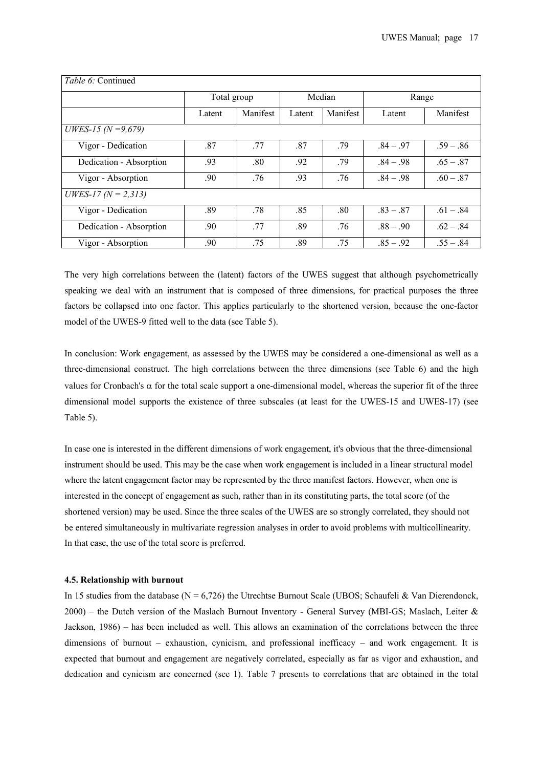| *Table 6:* Continued | | | | | | |
|---|---|---|---|---|---|---|
| | Total group | | Median | | Range | |
| | Latent | Manifest | Latent | Manifest | Latent | Manifest |
| *UWES-15 (N =9,679)* | | | | | | |
| Vigor - Dedication | .87 | .77 | .87 | .79 | .84 – .97 | .59 – .86 |
| Dedication - Absorption | .93 | .80 | .92 | .79 | .84 – .98 | .65 – .87 |
| Vigor - Absorption | .90 | .76 | .93 | .76 | .84 – .98 | .60 – .87 |
| *UWES-17 (N = 2,313)* | | | | | | |
| Vigor - Dedication | .89 | .78 | .85 | .80 | .83 – .87 | .61 – .84 |
| Dedication - Absorption | .90 | .77 | .89 | .76 | .88 – .90 | .62 – .84 |
| Vigor - Absorption | .90 | .75 | .89 | .75 | .85 – .92 | .55 – .84 |

The very high correlations between the (latent) factors of the UWES suggest that although psychometrically speaking we deal with an instrument that is composed of three dimensions, for practical purposes the three factors be collapsed into one factor. This applies particularly to the shortened version, because the one-factor model of the UWES-9 fitted well to the data (see Table 5).

In conclusion: Work engagement, as assessed by the UWES may be considered a one-dimensional as well as a three-dimensional construct. The high correlations between the three dimensions (see Table 6) and the high values for Cronbach's $\alpha$ for the total scale support a one-dimensional model, whereas the superior fit of the three dimensional model supports the existence of three subscales (at least for the UWES-15 and UWES-17) (see Table 5).

In case one is interested in the different dimensions of work engagement, it's obvious that the three-dimensional instrument should be used. This may be the case when work engagement is included in a linear structural model where the latent engagement factor may be represented by the three manifest factors. However, when one is interested in the concept of engagement as such, rather than in its constituting parts, the total score (of the shortened version) may be used. Since the three scales of the UWES are so strongly correlated, they should not be entered simultaneously in multivariate regression analyses in order to avoid problems with multicollinearity. In that case, the use of the total score is preferred.

#### 4.5. Relationship with burnout

In 15 studies from the database (N = 6,726) the Utrechtse Burnout Scale (UBOS; Schaufeli & Van Dierendonck, 2000) – the Dutch version of the Maslach Burnout Inventory - General Survey (MBI-GS; Maslach, Leiter & Jackson, 1986) – has been included as well. This allows an examination of the correlations between the three dimensions of burnout – exhaustion, cynicism, and professional inefficacy – and work engagement. It is expected that burnout and engagement are negatively correlated, especially as far as vigor and exhaustion, and dedication and cynicism are concerned (see 1). Table 7 presents to correlations that are obtained in the total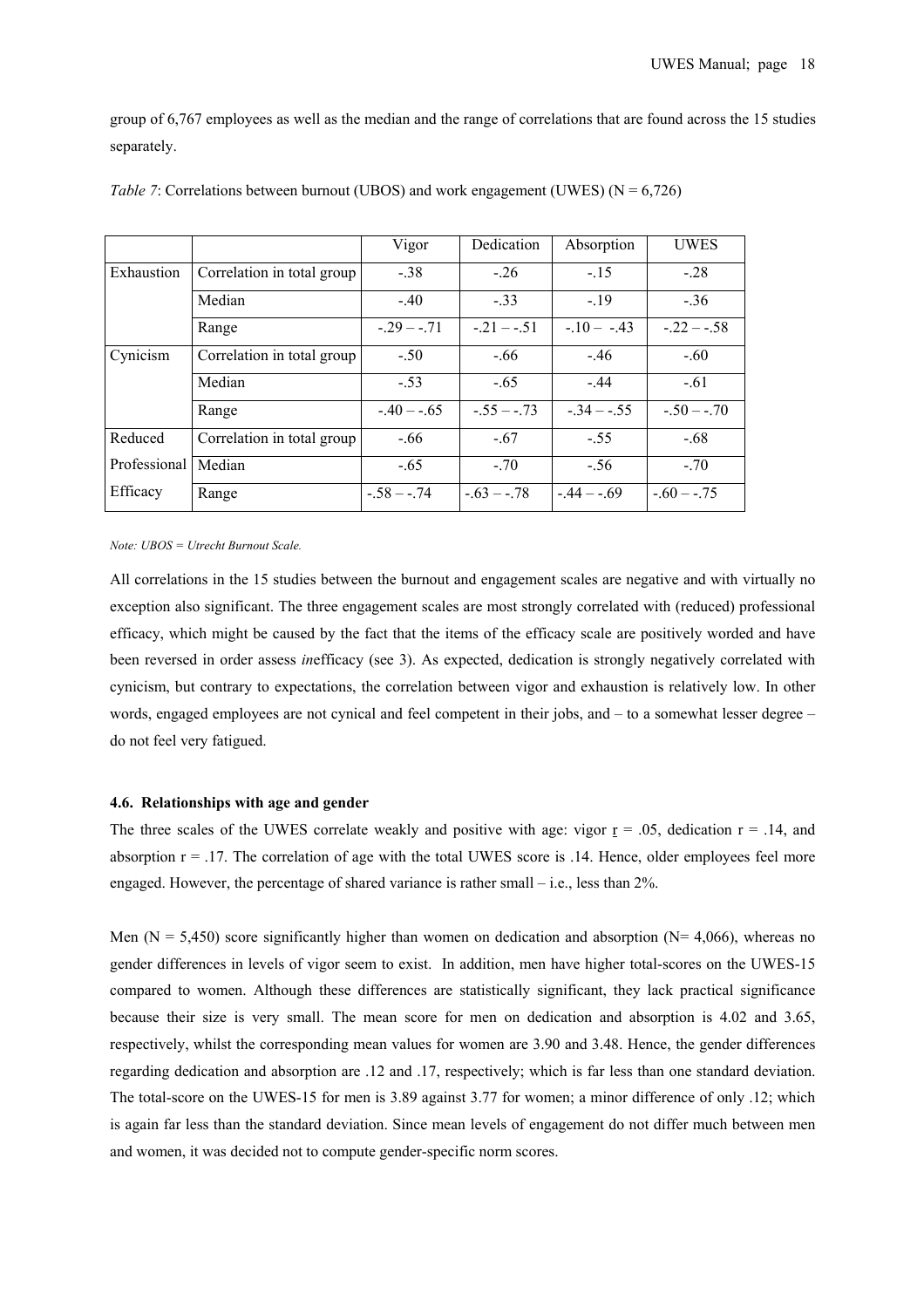group of 6,767 employees as well as the median and the range of correlations that are found across the 15 studies separately.

*Table 7*: Correlations between burnout (UBOS) and work engagement (UWES) (N = 6,726)

| | | Vigor | Dedication | Absorption | UWES |
|---|---|---|---|---|---|
| Exhaustion | Correlation in total group | -.38 | -.26 | -.15 | -.28 |
| | Median | -.40 | -.33 | -.19 | -.36 |
| | Range | -.29 – -.71 | -.21 – -.51 | -.10 – -.43 | -.22 – -.58 |
| Cynicism | Correlation in total group | -.50 | -.66 | -.46 | -.60 |
| | Median | -.53 | -.65 | -.44 | -.61 |
| | Range | -.40 – -.65 | -.55 – -.73 | -.34 – -.55 | -.50 – -.70 |
| Reduced Professional Efficacy | Correlation in total group | -.66 | -.67 | -.55 | -.68 |
| | Median | -.65 | -.70 | -.56 | -.70 |
| | Range | -.58 – -.74 | -.63 – -.78 | -.44 – -.69 | -.60 – -.75 |

*Note: UBOS = Utrecht Burnout Scale.*

All correlations in the 15 studies between the burnout and engagement scales are negative and with virtually no exception also significant. The three engagement scales are most strongly correlated with (reduced) professional efficacy, which might be caused by the fact that the items of the efficacy scale are positively worded and have been reversed in order assess *in*efficacy (see 3). As expected, dedication is strongly negatively correlated with cynicism, but contrary to expectations, the correlation between vigor and exhaustion is relatively low. In other words, engaged employees are not cynical and feel competent in their jobs, and – to a somewhat lesser degree – do not feel very fatigued.

#### 4.6. Relationships with age and gender

The three scales of the UWES correlate weakly and positive with age: vigor $\underline{r}$ = .05, dedication r = .14, and absorption r = .17. The correlation of age with the total UWES score is .14. Hence, older employees feel more engaged. However, the percentage of shared variance is rather small – i.e., less than 2%.

Men (N = 5,450) score significantly higher than women on dedication and absorption (N= 4,066), whereas no gender differences in levels of vigor seem to exist. In addition, men have higher total-scores on the UWES-15 compared to women. Although these differences are statistically significant, they lack practical significance because their size is very small. The mean score for men on dedication and absorption is 4.02 and 3.65, respectively, whilst the corresponding mean values for women are 3.90 and 3.48. Hence, the gender differences regarding dedication and absorption are .12 and .17, respectively; which is far less than one standard deviation. The total-score on the UWES-15 for men is 3.89 against 3.77 for women; a minor difference of only .12; which is again far less than the standard deviation. Since mean levels of engagement do not differ much between men and women, it was decided not to compute gender-specific norm scores.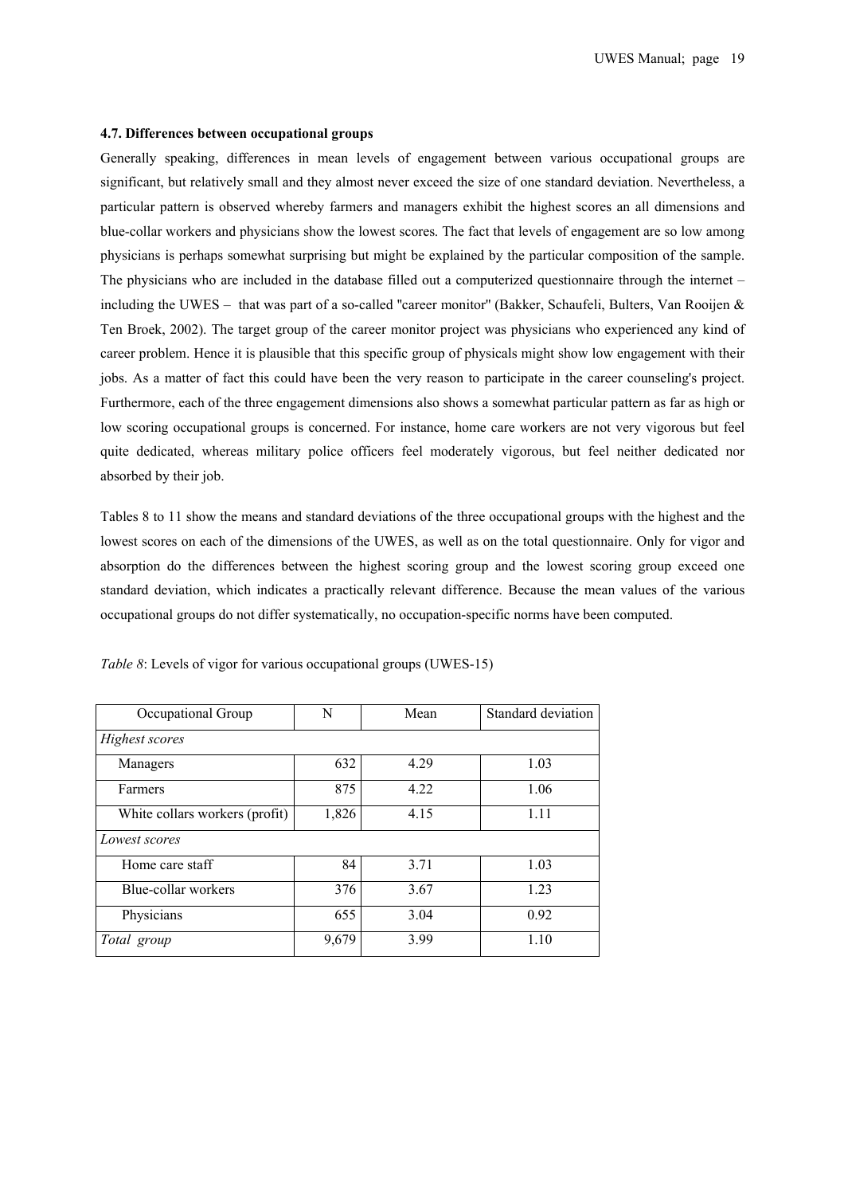### 4.7. Differences between occupational groups

Generally speaking, differences in mean levels of engagement between various occupational groups are significant, but relatively small and they almost never exceed the size of one standard deviation. Nevertheless, a particular pattern is observed whereby farmers and managers exhibit the highest scores an all dimensions and blue-collar workers and physicians show the lowest scores. The fact that levels of engagement are so low among physicians is perhaps somewhat surprising but might be explained by the particular composition of the sample. The physicians who are included in the database filled out a computerized questionnaire through the internet – including the UWES – that was part of a so-called "career monitor" (Bakker, Schaufeli, Bulters, Van Rooijen & Ten Broek, 2002). The target group of the career monitor project was physicians who experienced any kind of career problem. Hence it is plausible that this specific group of physicals might show low engagement with their jobs. As a matter of fact this could have been the very reason to participate in the career counseling's project. Furthermore, each of the three engagement dimensions also shows a somewhat particular pattern as far as high or low scoring occupational groups is concerned. For instance, home care workers are not very vigorous but feel quite dedicated, whereas military police officers feel moderately vigorous, but feel neither dedicated nor absorbed by their job.

Tables 8 to 11 show the means and standard deviations of the three occupational groups with the highest and the lowest scores on each of the dimensions of the UWES, as well as on the total questionnaire. Only for vigor and absorption do the differences between the highest scoring group and the lowest scoring group exceed one standard deviation, which indicates a practically relevant difference. Because the mean values of the various occupational groups do not differ systematically, no occupation-specific norms have been computed.

*Table 8*: Levels of vigor for various occupational groups (UWES-15)

| Occupational Group | N | Mean | Standard deviation |
|---|---|---|---|
| *Highest scores* | | | |
| Managers | 632 | 4.29 | 1.03 |
| Farmers | 875 | 4.22 | 1.06 |
| White collars workers (profit) | 1,826 | 4.15 | 1.11 |
| *Lowest scores* | | | |
| Home care staff | 84 | 3.71 | 1.03 |
| Blue-collar workers | 376 | 3.67 | 1.23 |
| Physicians | 655 | 3.04 | 0.92 |
| *Total group* | 9,679 | 3.99 | 1.10 |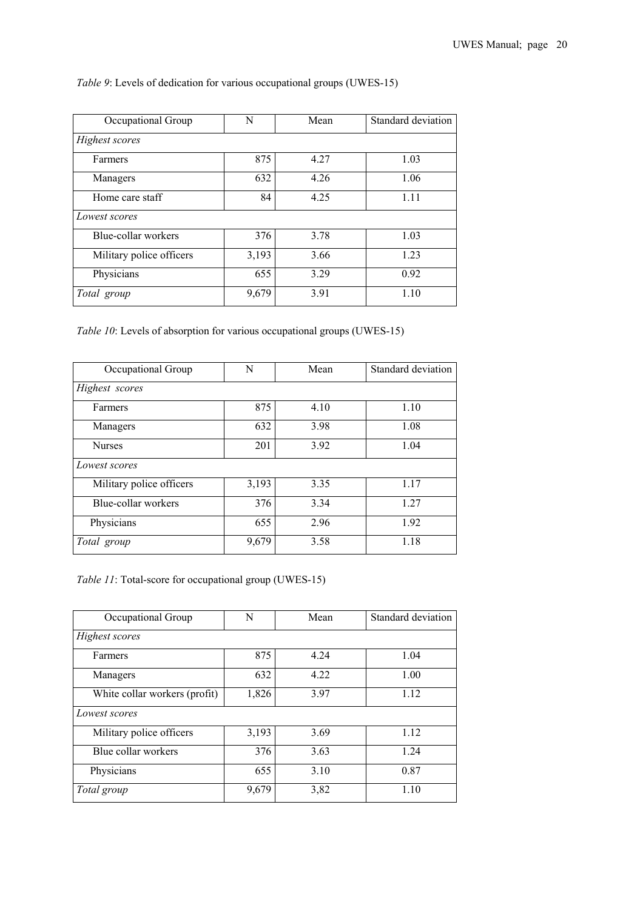*Table 9*: Levels of dedication for various occupational groups (UWES-15)

| Occupational Group | N | Mean | Standard deviation |
|---|---|---|---|
| *Highest scores* | | | |
| Farmers | 875 | 4.27 | 1.03 |
| Managers | 632 | 4.26 | 1.06 |
| Home care staff | 84 | 4.25 | 1.11 |
| *Lowest scores* | | | |
| Blue-collar workers | 376 | 3.78 | 1.03 |
| Military police officers | 3,193 | 3.66 | 1.23 |
| Physicians | 655 | 3.29 | 0.92 |
| *Total group* | 9,679 | 3.91 | 1.10 |

*Table 10*: Levels of absorption for various occupational groups (UWES-15)

| Occupational Group | N | Mean | Standard deviation |
|---|---|---|---|
| *Highest scores* | | | |
| Farmers | 875 | 4.10 | 1.10 |
| Managers | 632 | 3.98 | 1.08 |
| Nurses | 201 | 3.92 | 1.04 |
| *Lowest scores* | | | |
| Military police officers | 3,193 | 3.35 | 1.17 |
| Blue-collar workers | 376 | 3.34 | 1.27 |
| Physicians | 655 | 2.96 | 1.92 |
| *Total group* | 9,679 | 3.58 | 1.18 |

*Table 11*: Total-score for occupational group (UWES-15)

| Occupational Group | N | Mean | Standard deviation |
|---|---|---|---|
| *Highest scores* | | | |
| Farmers | 875 | 4.24 | 1.04 |
| Managers | 632 | 4.22 | 1.00 |
| White collar workers (profit) | 1,826 | 3.97 | 1.12 |
| *Lowest scores* | | | |
| Military police officers | 3,193 | 3.69 | 1.12 |
| Blue collar workers | 376 | 3.63 | 1.24 |
| Physicians | 655 | 3.10 | 0.87 |
| *Total group* | 9,679 | 3,82 | 1.10 |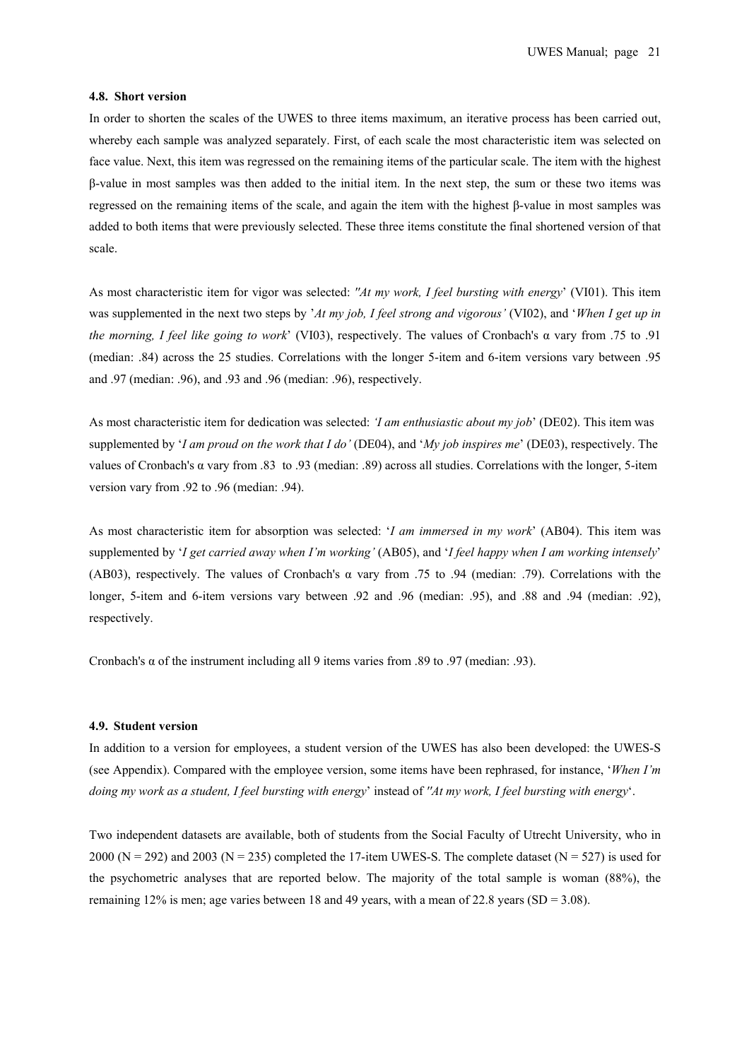#### 4.8. Short version

In order to shorten the scales of the UWES to three items maximum, an iterative process has been carried out, whereby each sample was analyzed separately. First, of each scale the most characteristic item was selected on face value. Next, this item was regressed on the remaining items of the particular scale. The item with the highest β-value in most samples was then added to the initial item. In the next step, the sum or these two items was regressed on the remaining items of the scale, and again the item with the highest β-value in most samples was added to both items that were previously selected. These three items constitute the final shortened version of that scale.

As most characteristic item for vigor was selected: *"At my work, I feel bursting with energy*' (VI01). This item was supplemented in the next two steps by '*At my job, I feel strong and vigorous'* (VI02), and '*When I get up in the morning, I feel like going to work*' (VI03), respectively. The values of Cronbach's α vary from .75 to .91 (median: .84) across the 25 studies. Correlations with the longer 5-item and 6-item versions vary between .95 and .97 (median: .96), and .93 and .96 (median: .96), respectively.

As most characteristic item for dedication was selected: *'I am enthusiastic about my job*' (DE02). This item was supplemented by '*I am proud on the work that I do'* (DE04), and '*My job inspires me*' (DE03), respectively. The values of Cronbach's α vary from .83 to .93 (median: .89) across all studies. Correlations with the longer, 5-item version vary from .92 to .96 (median: .94).

As most characteristic item for absorption was selected: '*I am immersed in my work*' (AB04). This item was supplemented by '*I get carried away when I'm working'* (AB05), and '*I feel happy when I am working intensely*' (AB03), respectively. The values of Cronbach's α vary from .75 to .94 (median: .79). Correlations with the longer, 5-item and 6-item versions vary between .92 and .96 (median: .95), and .88 and .94 (median: .92), respectively.

Cronbach's α of the instrument including all 9 items varies from .89 to .97 (median: .93).

#### 4.9. Student version

In addition to a version for employees, a student version of the UWES has also been developed: the UWES-S (see Appendix). Compared with the employee version, some items have been rephrased, for instance, '*When I'm doing my work as a student, I feel bursting with energy*' instead of *"At my work, I feel bursting with energy*'.

Two independent datasets are available, both of students from the Social Faculty of Utrecht University, who in 2000 (N = 292) and 2003 (N = 235) completed the 17-item UWES-S. The complete dataset (N = 527) is used for the psychometric analyses that are reported below. The majority of the total sample is woman (88%), the remaining 12% is men; age varies between 18 and 49 years, with a mean of 22.8 years (SD = 3.08).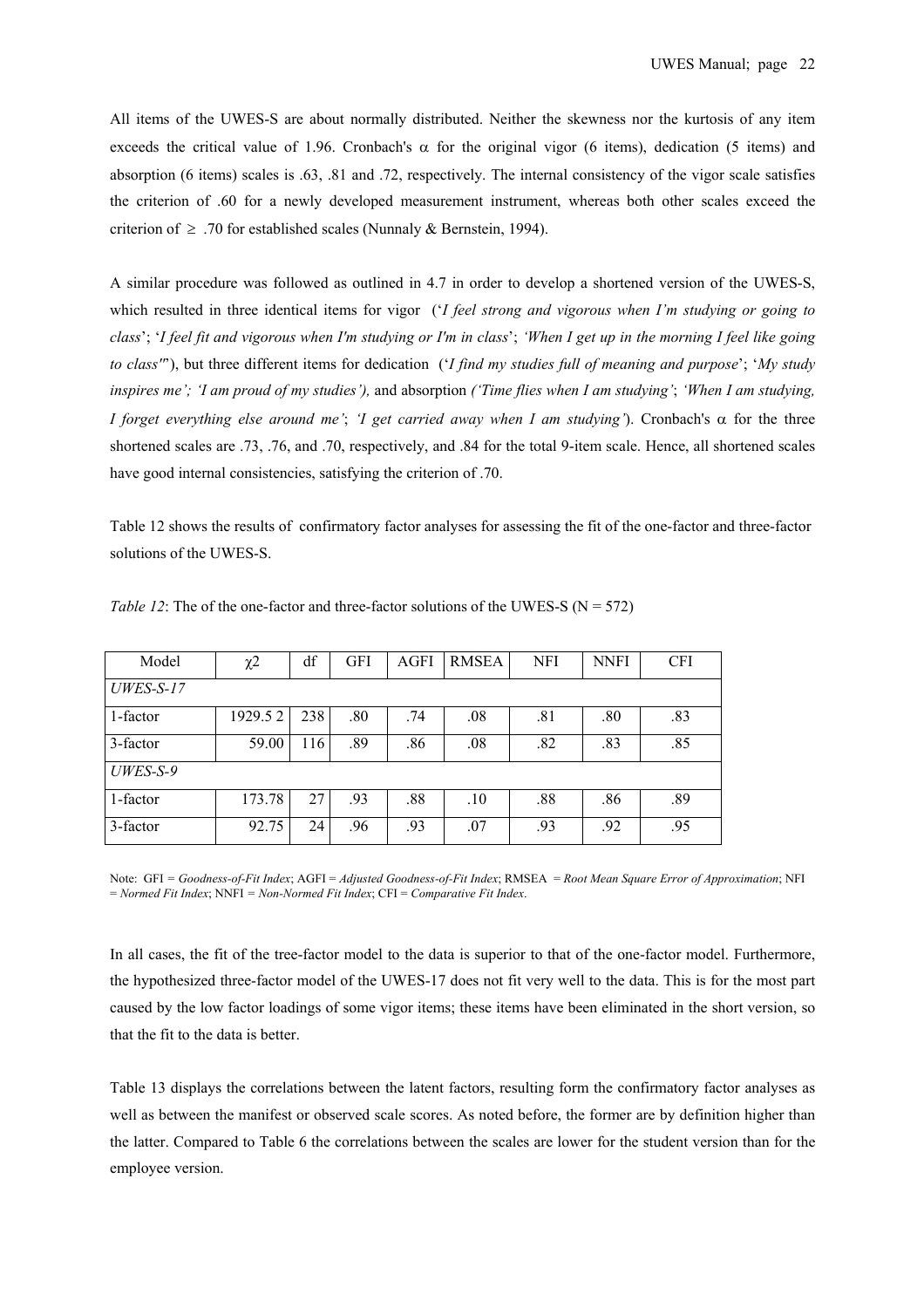All items of the UWES-S are about normally distributed. Neither the skewness nor the kurtosis of any item exceeds the critical value of 1.96. Cronbach's $\alpha$ for the original vigor (6 items), dedication (5 items) and absorption (6 items) scales is .63, .81 and .72, respectively. The internal consistency of the vigor scale satisfies the criterion of .60 for a newly developed measurement instrument, whereas both other scales exceed the criterion of $\geq$ .70 for established scales (Nunnaly & Bernstein, 1994).

A similar procedure was followed as outlined in 4.7 in order to develop a shortened version of the UWES-S, which resulted in three identical items for vigor (‘*I feel strong and vigorous when I’m studying or going to class*’; ‘*I feel fit and vigorous when I'm studying or I'm in class*’; *‘When I get up in the morning I feel like going to class'*”), but three different items for dedication (‘*I find my studies full of meaning and purpose*’; ‘*My study inspires me’; ‘I am proud of my studies’),* and absorption *(‘Time flies when I am studying’*; *‘When I am studying, I forget everything else around me’*; *‘I get carried away when I am studying’*). Cronbach's $\alpha$ for the three shortened scales are .73, .76, and .70, respectively, and .84 for the total 9-item scale. Hence, all shortened scales have good internal consistencies, satisfying the criterion of .70.

Table 12 shows the results of confirmatory factor analyses for assessing the fit of the one-factor and three-factor solutions of the UWES-S.

*Table 12*: The of the one-factor and three-factor solutions of the UWES-S (N = 572)

| Model | $\chi 2$ | df | GFI | AGFI | RMSEA | NFI | NNFI | CFI |
|---|---|---|---|---|---|---|---|---|
| *UWES-S-17* | | | | | | | | |
| 1-factor | 1929.5 2 | 238 | .80 | .74 | .08 | .81 | .80 | .83 |
| 3-factor | 59.00 | 116 | .89 | .86 | .08 | .82 | .83 | .85 |
| *UWES-S-9* | | | | | | | | |
| 1-factor | 173.78 | 27 | .93 | .88 | .10 | .88 | .86 | .89 |
| 3-factor | 92.75 | 24 | .96 | .93 | .07 | .93 | .92 | .95 |

Note: GFI = *Goodness-of-Fit Index*; AGFI = *Adjusted Goodness-of-Fit Index*; RMSEA = *Root Mean Square Error of Approximation*; NFI = *Normed Fit Index*; NNFI = *Non-Normed Fit Index*; CFI = *Comparative Fit Index*.

In all cases, the fit of the tree-factor model to the data is superior to that of the one-factor model. Furthermore, the hypothesized three-factor model of the UWES-17 does not fit very well to the data. This is for the most part caused by the low factor loadings of some vigor items; these items have been eliminated in the short version, so that the fit to the data is better.

Table 13 displays the correlations between the latent factors, resulting form the confirmatory factor analyses as well as between the manifest or observed scale scores. As noted before, the former are by definition higher than the latter. Compared to Table 6 the correlations between the scales are lower for the student version than for the employee version.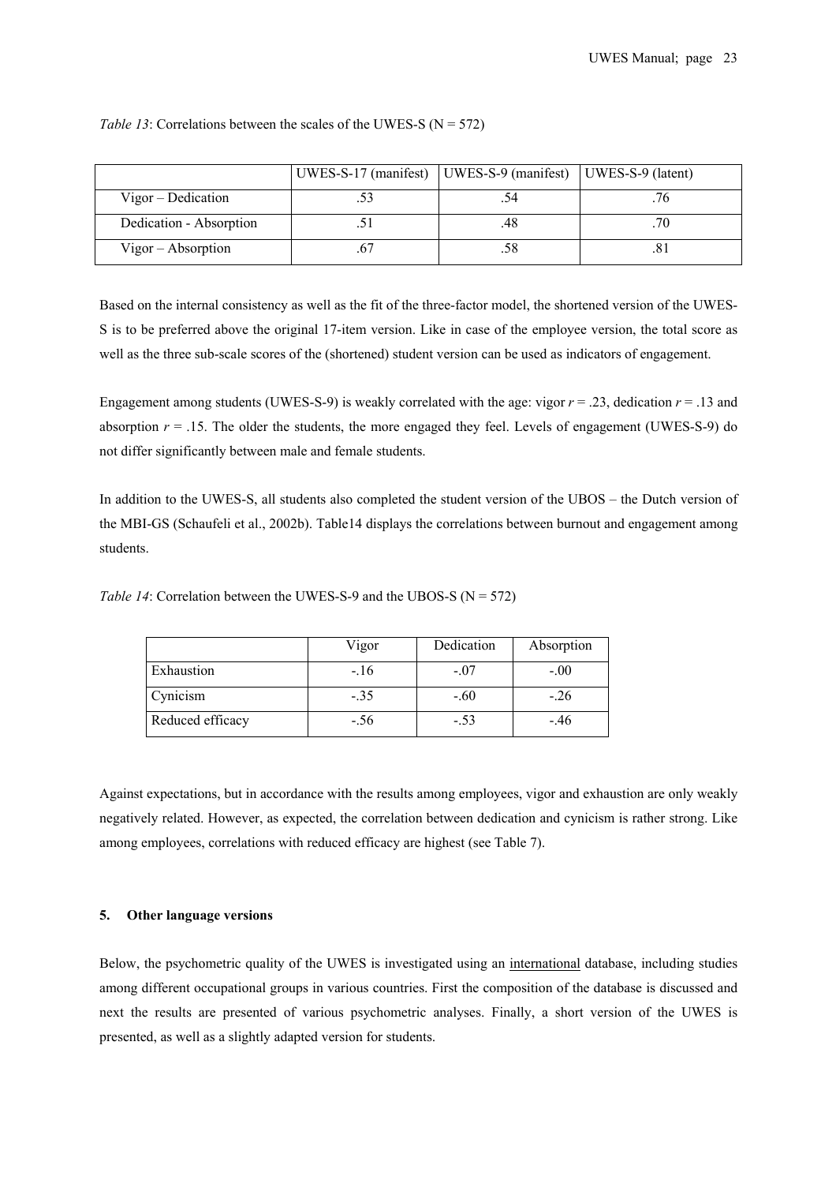*Table 13*: Correlations between the scales of the UWES-S (N = 572)

| | UWES-S-17 (manifest) | UWES-S-9 (manifest) | UWES-S-9 (latent) |
|---|---|---|---|
| Vigor – Dedication | .53 | .54 | .76 |
| Dedication - Absorption | .51 | .48 | .70 |
| Vigor – Absorption | .67 | .58 | .81 |

Based on the internal consistency as well as the fit of the three-factor model, the shortened version of the UWES-S is to be preferred above the original 17-item version. Like in case of the employee version, the total score as well as the three sub-scale scores of the (shortened) student version can be used as indicators of engagement.

Engagement among students (UWES-S-9) is weakly correlated with the age: vigor $r = .23$, dedication $r = .13$ and absorption $r = .15$. The older the students, the more engaged they feel. Levels of engagement (UWES-S-9) do not differ significantly between male and female students.

In addition to the UWES-S, all students also completed the student version of the UBOS – the Dutch version of the MBI-GS (Schaufeli et al., 2002b). Table14 displays the correlations between burnout and engagement among students.

*Table 14*: Correlation between the UWES-S-9 and the UBOS-S (N = 572)

| | Vigor | Dedication | Absorption |
|---|---|---|---|
| Exhaustion | -.16 | -.07 | -.00 |
| Cynicism | -.35 | -.60 | -.26 |
| Reduced efficacy | -.56 | -.53 | -.46 |

Against expectations, but in accordance with the results among employees, vigor and exhaustion are only weakly negatively related. However, as expected, the correlation between dedication and cynicism is rather strong. Like among employees, correlations with reduced efficacy are highest (see Table 7).

## 5. Other language versions

Below, the psychometric quality of the UWES is investigated using an international database, including studies among different occupational groups in various countries. First the composition of the database is discussed and next the results are presented of various psychometric analyses. Finally, a short version of the UWES is presented, as well as a slightly adapted version for students.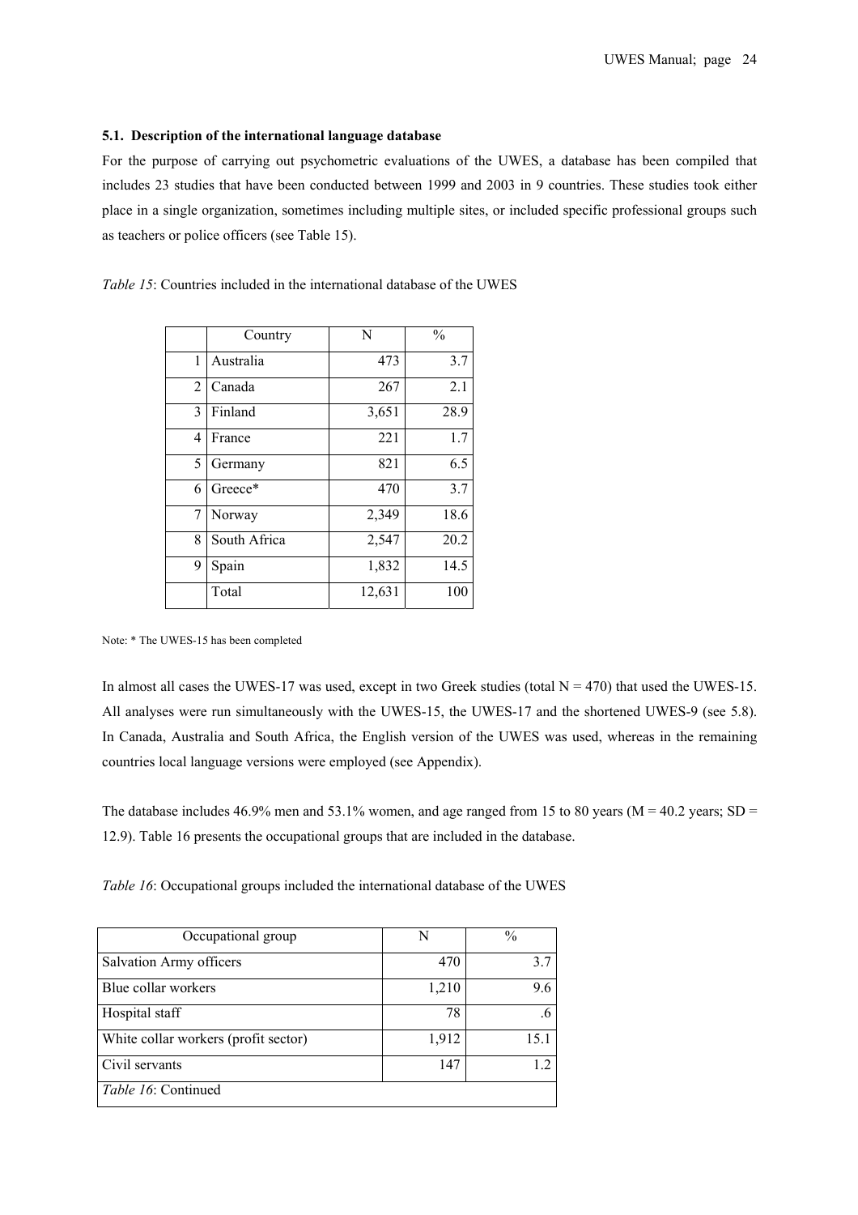### 5.1. Description of the international language database

For the purpose of carrying out psychometric evaluations of the UWES, a database has been compiled that includes 23 studies that have been conducted between 1999 and 2003 in 9 countries. These studies took either place in a single organization, sometimes including multiple sites, or included specific professional groups such as teachers or police officers (see Table 15).

*Table 15*: Countries included in the international database of the UWES

| | Country | N | % |
|---|---|---|---|
| 1 | Australia | 473 | 3.7 |
| 2 | Canada | 267 | 2.1 |
| 3 | Finland | 3,651 | 28.9 |
| 4 | France | 221 | 1.7 |
| 5 | Germany | 821 | 6.5 |
| 6 | Greece* | 470 | 3.7 |
| 7 | Norway | 2,349 | 18.6 |
| 8 | South Africa | 2,547 | 20.2 |
| 9 | Spain | 1,832 | 14.5 |
| | Total | 12,631 | 100 |

Note: * The UWES-15 has been completed

In almost all cases the UWES-17 was used, except in two Greek studies (total N = 470) that used the UWES-15. All analyses were run simultaneously with the UWES-15, the UWES-17 and the shortened UWES-9 (see 5.8). In Canada, Australia and South Africa, the English version of the UWES was used, whereas in the remaining countries local language versions were employed (see Appendix).

The database includes 46.9% men and 53.1% women, and age ranged from 15 to 80 years (M = 40.2 years; SD = 12.9). Table 16 presents the occupational groups that are included in the database.

*Table 16*: Occupational groups included the international database of the UWES

| Occupational group | N | % |
|---|---|---|
| Salvation Army officers | 470 | 3.7 |
| Blue collar workers | 1,210 | 9.6 |
| Hospital staff | 78 | .6 |
| White collar workers (profit sector) | 1,912 | 15.1 |
| Civil servants | 147 | 1.2 |

*Table 16*: Continued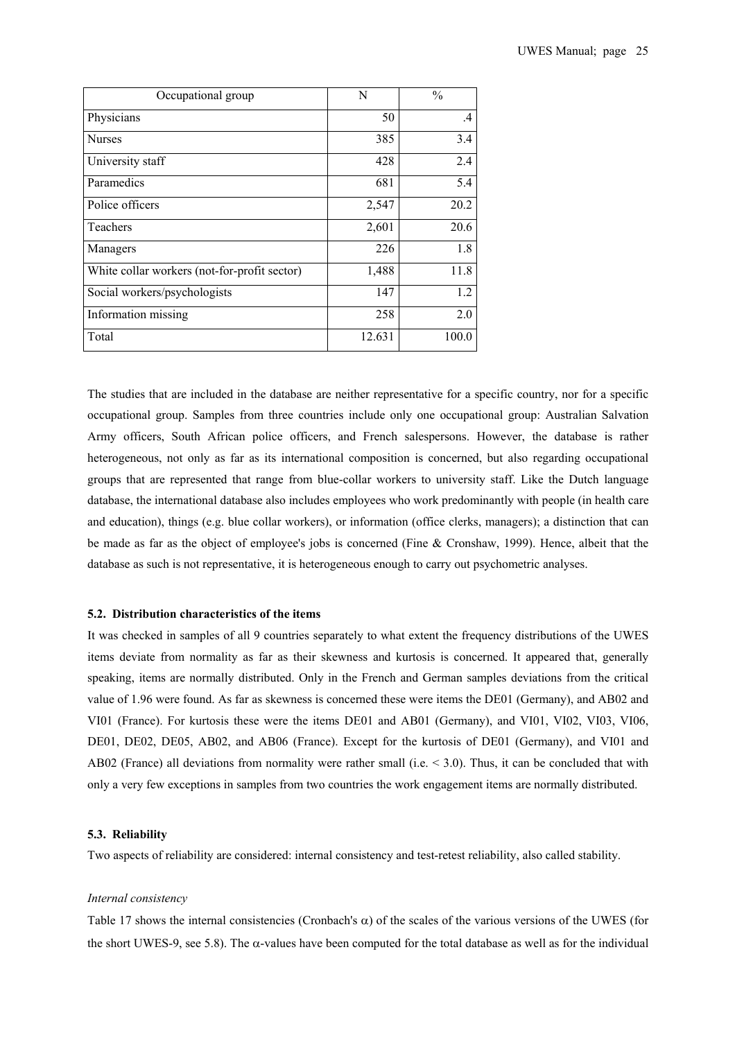| Occupational group | N | % |
|---|---|---|
| Physicians | 50 | .4 |
| Nurses | 385 | 3.4 |
| University staff | 428 | 2.4 |
| Paramedics | 681 | 5.4 |
| Police officers | 2,547 | 20.2 |
| Teachers | 2,601 | 20.6 |
| Managers | 226 | 1.8 |
| White collar workers (not-for-profit sector) | 1,488 | 11.8 |
| Social workers/psychologists | 147 | 1.2 |
| Information missing | 258 | 2.0 |
| Total | 12.631 | 100.0 |

The studies that are included in the database are neither representative for a specific country, nor for a specific occupational group. Samples from three countries include only one occupational group: Australian Salvation Army officers, South African police officers, and French salespersons. However, the database is rather heterogeneous, not only as far as its international composition is concerned, but also regarding occupational groups that are represented that range from blue-collar workers to university staff. Like the Dutch language database, the international database also includes employees who work predominantly with people (in health care and education), things (e.g. blue collar workers), or information (office clerks, managers); a distinction that can be made as far as the object of employee's jobs is concerned (Fine & Cronshaw, 1999). Hence, albeit that the database as such is not representative, it is heterogeneous enough to carry out psychometric analyses.

### 5.2. Distribution characteristics of the items

It was checked in samples of all 9 countries separately to what extent the frequency distributions of the UWES items deviate from normality as far as their skewness and kurtosis is concerned. It appeared that, generally speaking, items are normally distributed. Only in the French and German samples deviations from the critical value of 1.96 were found. As far as skewness is concerned these were items the DE01 (Germany), and AB02 and VI01 (France). For kurtosis these were the items DE01 and AB01 (Germany), and VI01, VI02, VI03, VI06, DE01, DE02, DE05, AB02, and AB06 (France). Except for the kurtosis of DE01 (Germany), and VI01 and AB02 (France) all deviations from normality were rather small (i.e. < 3.0). Thus, it can be concluded that with only a very few exceptions in samples from two countries the work engagement items are normally distributed.

### 5.3. Reliability

Two aspects of reliability are considered: internal consistency and test-retest reliability, also called stability.

*Internal consistency*

Table 17 shows the internal consistencies (Cronbach's $\alpha$) of the scales of the various versions of the UWES (for the short UWES-9, see 5.8). The $\alpha$-values have been computed for the total database as well as for the individual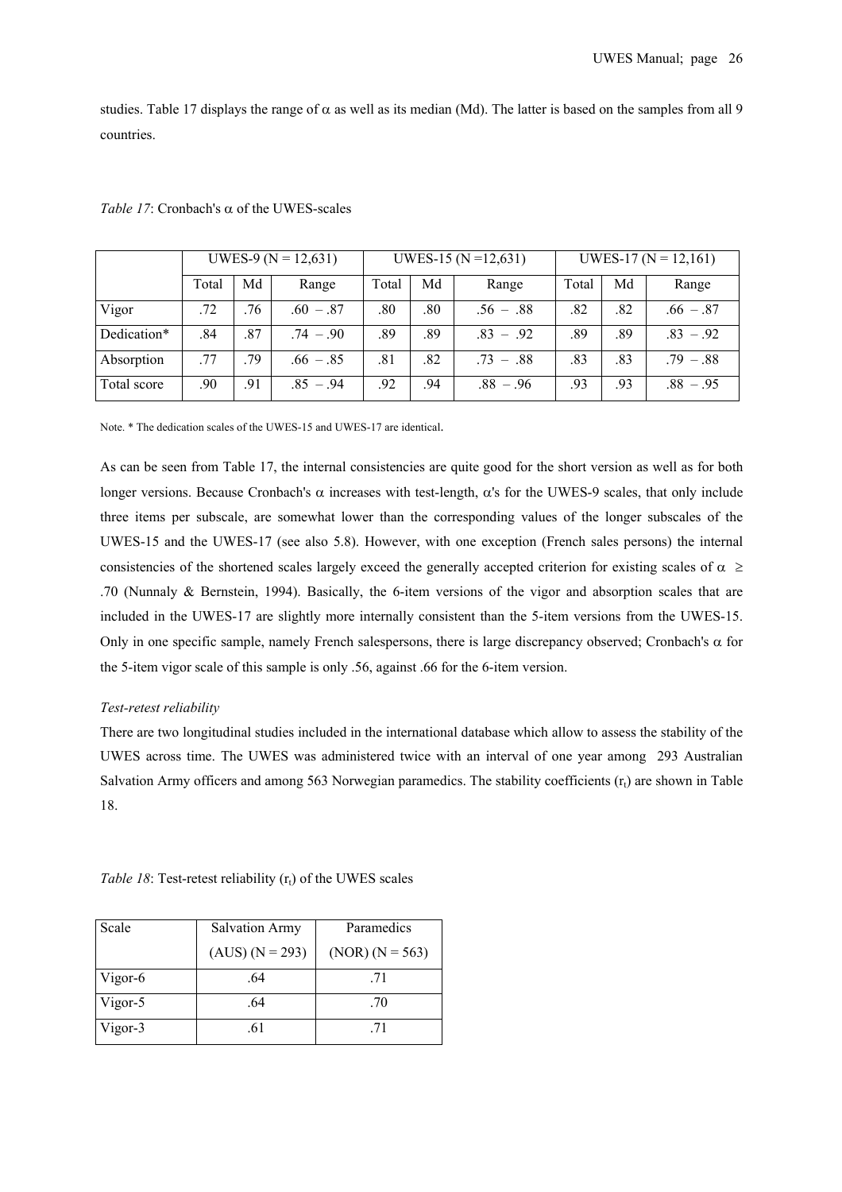studies. Table 17 displays the range of $\alpha$ as well as its median (Md). The latter is based on the samples from all 9 countries.

*Table 17*: Cronbach's $\alpha$ of the UWES-scales

| | UWES-9 (N = 12,631) | | | UWES-15 (N =12,631) | | | UWES-17 (N = 12,161) | | |
|---|---|---|---|---|---|---|---|---|---|
| | Total | Md | Range | Total | Md | Range | Total | Md | Range |
| Vigor | .72 | .76 | .60 – .87 | .80 | .80 | .56 – .88 | .82 | .82 | .66 – .87 |
| Dedication* | .84 | .87 | .74 – .90 | .89 | .89 | .83 – .92 | .89 | .89 | .83 – .92 |
| Absorption | .77 | .79 | .66 – .85 | .81 | .82 | .73 – .88 | .83 | .83 | .79 – .88 |
| Total score | .90 | .91 | .85 – .94 | .92 | .94 | .88 – .96 | .93 | .93 | .88 – .95 |

Note. * The dedication scales of the UWES-15 and UWES-17 are identical.

As can be seen from Table 17, the internal consistencies are quite good for the short version as well as for both longer versions. Because Cronbach's $\alpha$ increases with test-length, $\alpha$'s for the UWES-9 scales, that only include three items per subscale, are somewhat lower than the corresponding values of the longer subscales of the UWES-15 and the UWES-17 (see also 5.8). However, with one exception (French sales persons) the internal consistencies of the shortened scales largely exceed the generally accepted criterion for existing scales of $\alpha \geq .70$ (Nunnaly & Bernstein, 1994). Basically, the 6-item versions of the vigor and absorption scales that are included in the UWES-17 are slightly more internally consistent than the 5-item versions from the UWES-15. Only in one specific sample, namely French salespersons, there is large discrepancy observed; Cronbach's $\alpha$ for the 5-item vigor scale of this sample is only .56, against .66 for the 6-item version.

*Test-retest reliability*

There are two longitudinal studies included in the international database which allow to assess the stability of the UWES across time. The UWES was administered twice with an interval of one year among 293 Australian Salvation Army officers and among 563 Norwegian paramedics. The stability coefficients ($r_t$) are shown in Table 18.

*Table 18*: Test-retest reliability ($r_t$) of the UWES scales

| Scale | Salvation Army (AUS) (N = 293) | Paramedics (NOR) (N = 563) |
|---|---|---|
| Vigor-6 | .64 | .71 |
| Vigor-5 | .64 | .70 |
| Vigor-3 | .61 | .71 |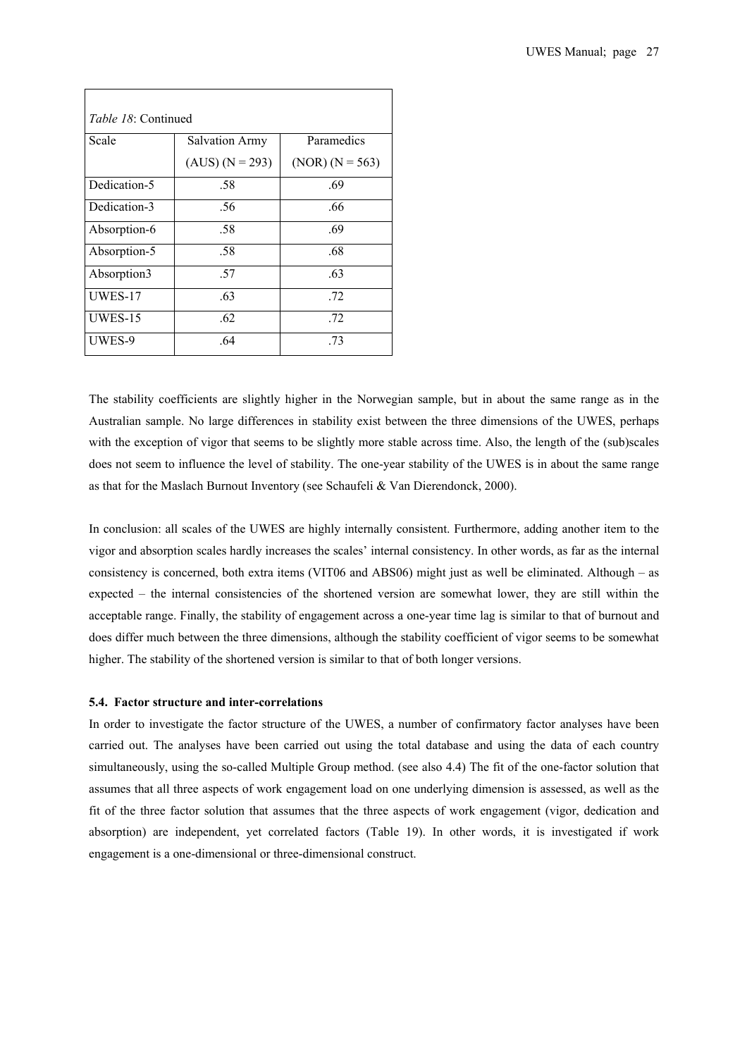*Table 18*: Continued

| Scale | Salvation Army (AUS) (N = 293) | Paramedics (NOR) (N = 563) |
|---|---|---|
| Dedication-5 | .58 | .69 |
| Dedication-3 | .56 | .66 |
| Absorption-6 | .58 | .69 |
| Absorption-5 | .58 | .68 |
| Absorption3 | .57 | .63 |
| UWES-17 | .63 | .72 |
| UWES-15 | .62 | .72 |
| UWES-9 | .64 | .73 |

The stability coefficients are slightly higher in the Norwegian sample, but in about the same range as in the Australian sample. No large differences in stability exist between the three dimensions of the UWES, perhaps with the exception of vigor that seems to be slightly more stable across time. Also, the length of the (sub)scales does not seem to influence the level of stability. The one-year stability of the UWES is in about the same range as that for the Maslach Burnout Inventory (see Schaufeli & Van Dierendonck, 2000).

In conclusion: all scales of the UWES are highly internally consistent. Furthermore, adding another item to the vigor and absorption scales hardly increases the scales' internal consistency. In other words, as far as the internal consistency is concerned, both extra items (VIT06 and ABS06) might just as well be eliminated. Although – as expected – the internal consistencies of the shortened version are somewhat lower, they are still within the acceptable range. Finally, the stability of engagement across a one-year time lag is similar to that of burnout and does differ much between the three dimensions, although the stability coefficient of vigor seems to be somewhat higher. The stability of the shortened version is similar to that of both longer versions.

### 5.4. Factor structure and inter-correlations

In order to investigate the factor structure of the UWES, a number of confirmatory factor analyses have been carried out. The analyses have been carried out using the total database and using the data of each country simultaneously, using the so-called Multiple Group method. (see also 4.4) The fit of the one-factor solution that assumes that all three aspects of work engagement load on one underlying dimension is assessed, as well as the fit of the three factor solution that assumes that the three aspects of work engagement (vigor, dedication and absorption) are independent, yet correlated factors (Table 19). In other words, it is investigated if work engagement is a one-dimensional or three-dimensional construct.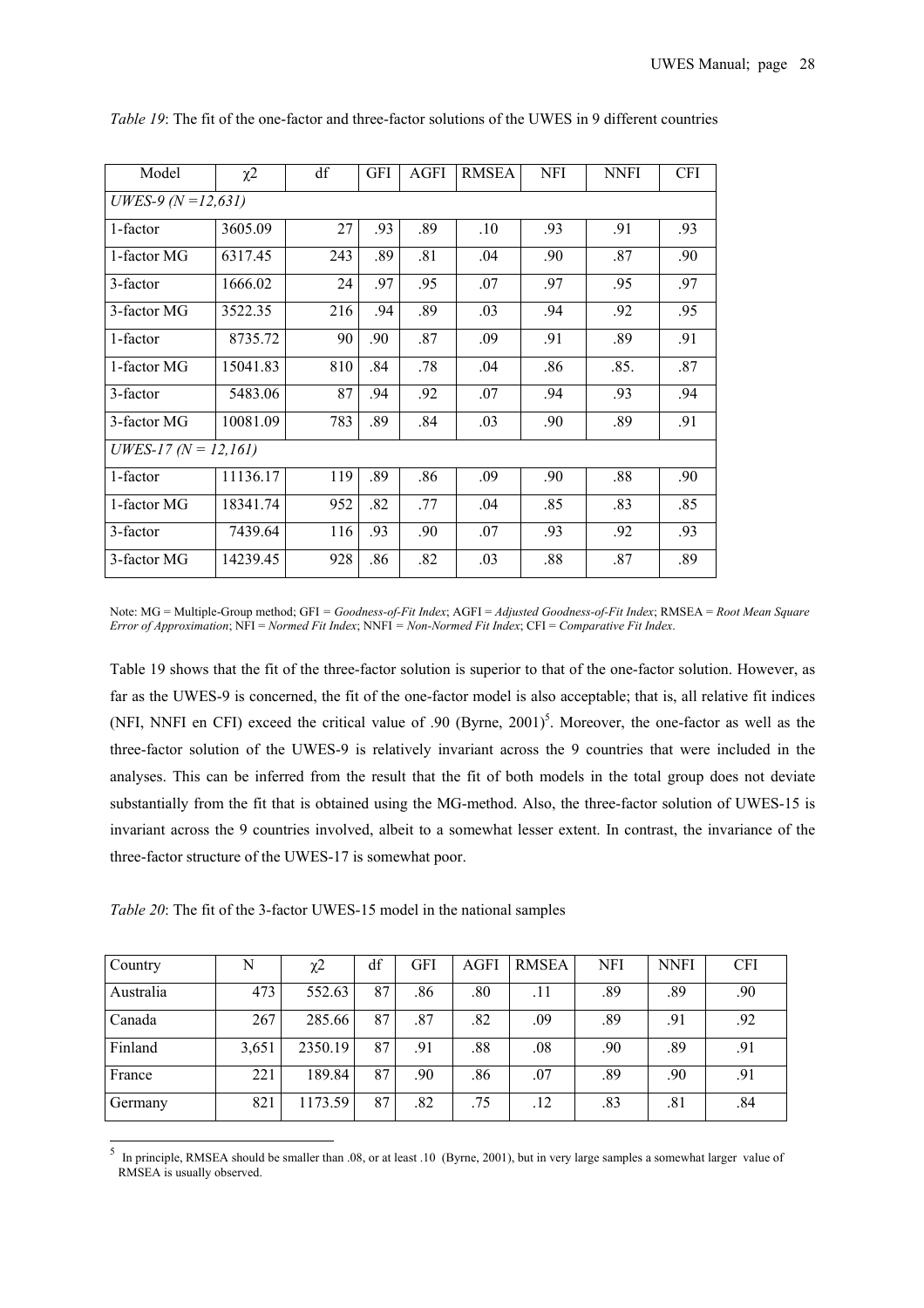*Table 19*: The fit of the one-factor and three-factor solutions of the UWES in 9 different countries

| Model | χ2 | df | GFI | AGFI | RMSEA | NFI | NNFI | CFI |
|---|---|---|---|---|---|---|---|---|
| *UWES-9 (N =12,631)* | | | | | | | | |
| 1-factor | 3605.09 | 27 | .93 | .89 | .10 | .93 | .91 | .93 |
| 1-factor MG | 6317.45 | 243 | .89 | .81 | .04 | .90 | .87 | .90 |
| 3-factor | 1666.02 | 24 | .97 | .95 | .07 | .97 | .95 | .97 |
| 3-factor MG | 3522.35 | 216 | .94 | .89 | .03 | .94 | .92 | .95 |
| 1-factor | 8735.72 | 90 | .90 | .87 | .09 | .91 | .89 | .91 |
| 1-factor MG | 15041.83 | 810 | .84 | .78 | .04 | .86 | .85. | .87 |
| 3-factor | 5483.06 | 87 | .94 | .92 | .07 | .94 | .93 | .94 |
| 3-factor MG | 10081.09 | 783 | .89 | .84 | .03 | .90 | .89 | .91 |
| *UWES-17 (N = 12,161)* | | | | | | | | |
| 1-factor | 11136.17 | 119 | .89 | .86 | .09 | .90 | .88 | .90 |
| 1-factor MG | 18341.74 | 952 | .82 | .77 | .04 | .85 | .83 | .85 |
| 3-factor | 7439.64 | 116 | .93 | .90 | .07 | .93 | .92 | .93 |
| 3-factor MG | 14239.45 | 928 | .86 | .82 | .03 | .88 | .87 | .89 |

Note: MG = Multiple-Group method; GFI = *Goodness-of-Fit Index*; AGFI = *Adjusted Goodness-of-Fit Index*; RMSEA = *Root Mean Square Error of Approximation*; NFI = *Normed Fit Index*; NNFI = *Non-Normed Fit Index*; CFI = *Comparative Fit Index*.

Table 19 shows that the fit of the three-factor solution is superior to that of the one-factor solution. However, as far as the UWES-9 is concerned, the fit of the one-factor model is also acceptable; that is, all relative fit indices (NFI, NNFI en CFI) exceed the critical value of .90 (Byrne, 2001)[5]. Moreover, the one-factor as well as the three-factor solution of the UWES-9 is relatively invariant across the 9 countries that were included in the analyses. This can be inferred from the result that the fit of both models in the total group does not deviate substantially from the fit that is obtained using the MG-method. Also, the three-factor solution of UWES-15 is invariant across the 9 countries involved, albeit to a somewhat lesser extent. In contrast, the invariance of the three-factor structure of the UWES-17 is somewhat poor.

*Table 20*: The fit of the 3-factor UWES-15 model in the national samples

| Country | N | χ2 | df | GFI | AGFI | RMSEA | NFI | NNFI | CFI |
|---|---|---|---|---|---|---|---|---|---|
| Australia | 473 | 552.63 | 87 | .86 | .80 | .11 | .89 | .89 | .90 |
| Canada | 267 | 285.66 | 87 | .87 | .82 | .09 | .89 | .91 | .92 |
| Finland | 3,651 | 2350.19 | 87 | .91 | .88 | .08 | .90 | .89 | .91 |
| France | 221 | 189.84 | 87 | .90 | .86 | .07 | .89 | .90 | .91 |
| Germany | 821 | 1173.59 | 87 | .82 | .75 | .12 | .83 | .81 | .84 |

[5] In principle, RMSEA should be smaller than .08, or at least .10 (Byrne, 2001), but in very large samples a somewhat larger value of RMSEA is usually observed.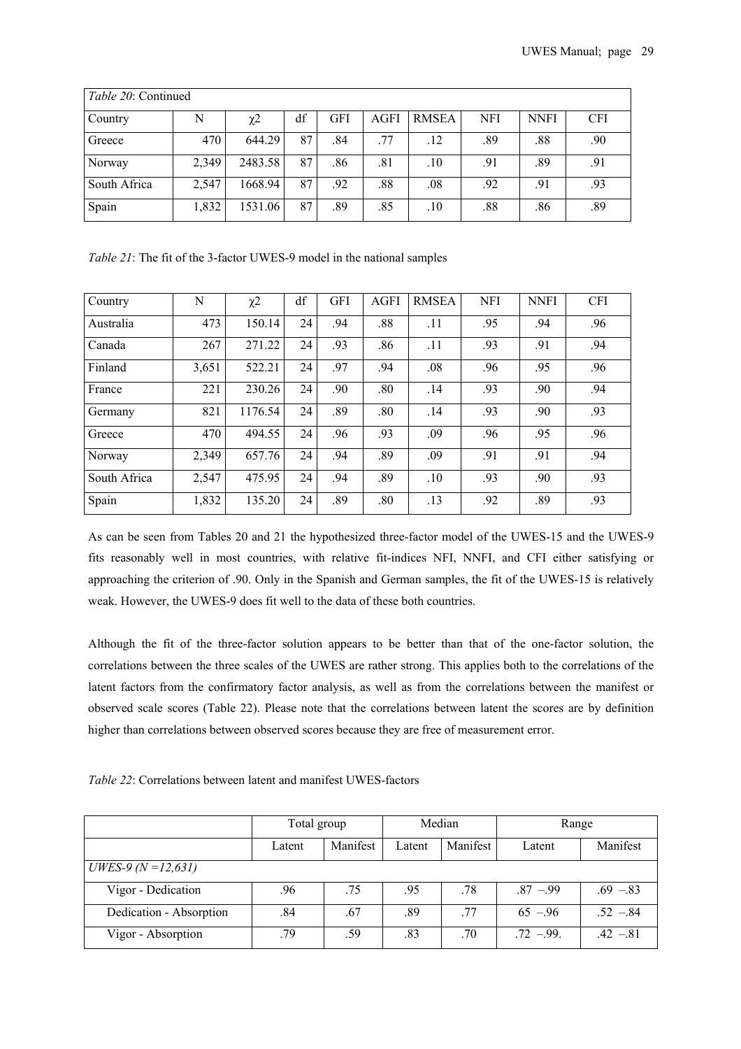| *Table 20*: Continued | | | | | | | | | |
|---|---|---|---|---|---|---|---|---|---|
| Country | N | χ2 | df | GFI | AGFI | RMSEA | NFI | NNFI | CFI |
| Greece | 470 | 644.29 | 87 | .84 | .77 | .12 | .89 | .88 | .90 |
| Norway | 2,349 | 2483.58 | 87 | .86 | .81 | .10 | .91 | .89 | .91 |
| South Africa | 2,547 | 1668.94 | 87 | .92 | .88 | .08 | .92 | .91 | .93 |
| Spain | 1,832 | 1531.06 | 87 | .89 | .85 | .10 | .88 | .86 | .89 |

*Table 21*: The fit of the 3-factor UWES-9 model in the national samples

| Country | N | χ2 | df | GFI | AGFI | RMSEA | NFI | NNFI | CFI |
|---|---|---|---|---|---|---|---|---|---|
| Australia | 473 | 150.14 | 24 | .94 | .88 | .11 | .95 | .94 | .96 |
| Canada | 267 | 271.22 | 24 | .93 | .86 | .11 | .93 | .91 | .94 |
| Finland | 3,651 | 522.21 | 24 | .97 | .94 | .08 | .96 | .95 | .96 |
| France | 221 | 230.26 | 24 | .90 | .80 | .14 | .93 | .90 | .94 |
| Germany | 821 | 1176.54 | 24 | .89 | .80 | .14 | .93 | .90 | .93 |
| Greece | 470 | 494.55 | 24 | .96 | .93 | .09 | .96 | .95 | .96 |
| Norway | 2,349 | 657.76 | 24 | .94 | .89 | .09 | .91 | .91 | .94 |
| South Africa | 2,547 | 475.95 | 24 | .94 | .89 | .10 | .93 | .90 | .93 |
| Spain | 1,832 | 135.20 | 24 | .89 | .80 | .13 | .92 | .89 | .93 |

As can be seen from Tables 20 and 21 the hypothesized three-factor model of the UWES-15 and the UWES-9 fits reasonably well in most countries, with relative fit-indices NFI, NNFI, and CFI either satisfying or approaching the criterion of .90. Only in the Spanish and German samples, the fit of the UWES-15 is relatively weak. However, the UWES-9 does fit well to the data of these both countries.

Although the fit of the three-factor solution appears to be better than that of the one-factor solution, the correlations between the three scales of the UWES are rather strong. This applies both to the correlations of the latent factors from the confirmatory factor analysis, as well as from the correlations between the manifest or observed scale scores (Table 22). Please note that the correlations between latent the scores are by definition higher than correlations between observed scores because they are free of measurement error.

*Table 22*: Correlations between latent and manifest UWES-factors

| | Total group | | Median | | Range | |
|---|---|---|---|---|---|---|
| | Latent | Manifest | Latent | Manifest | Latent | Manifest |
| *UWES-9 (N =12,631)* | | | | | | |
| Vigor - Dedication | .96 | .75 | .95 | .78 | .87 –.99 | .69 –.83 |
| Dedication - Absorption | .84 | .67 | .89 | .77 | 65 –.96 | .52 –.84 |
| Vigor - Absorption | .79 | .59 | .83 | .70 | .72 –.99. | .42 –.81 |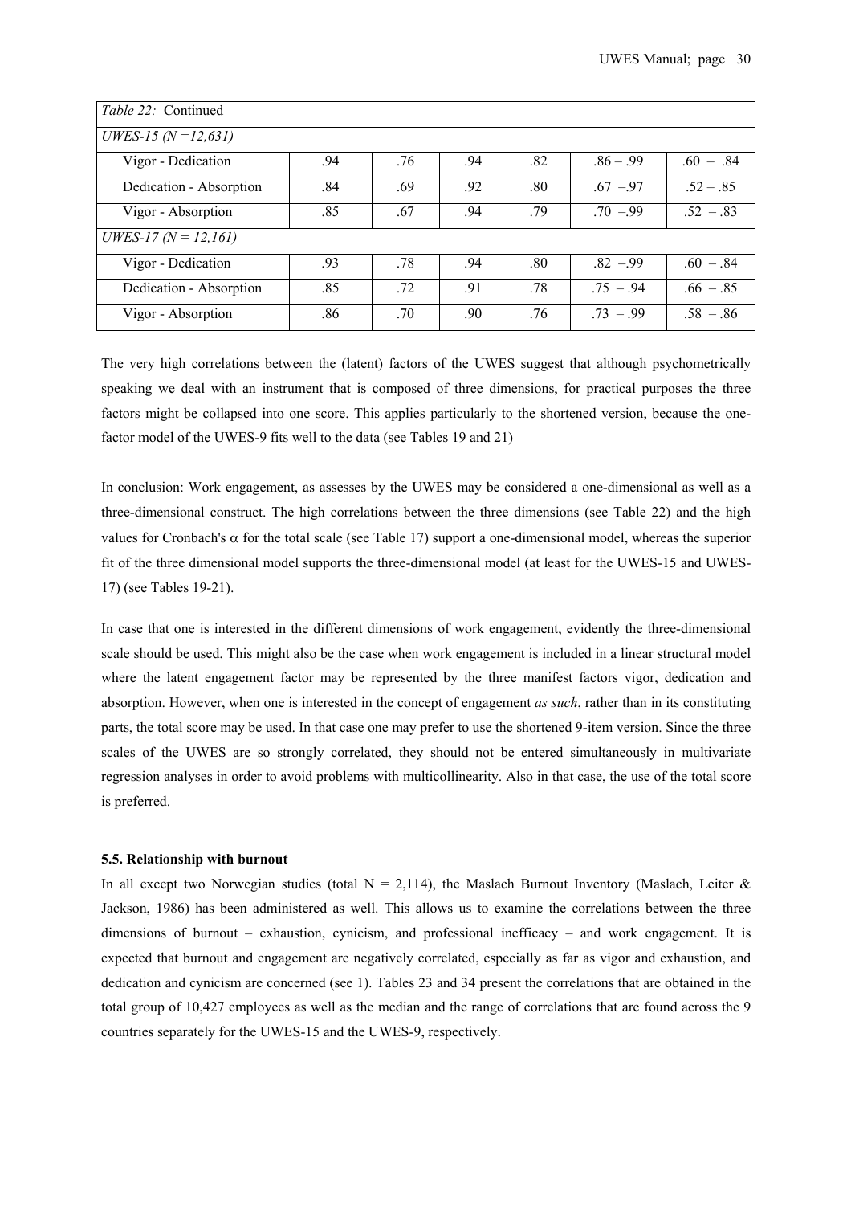| *Table 22:* Continued | | | | | | |
|---|---|---|---|---|---|---|
| *UWES-15 (N =12,631)* | | | | | | |
| Vigor - Dedication | .94 | .76 | .94 | .82 | .86 – .99 | .60 – .84 |
| Dedication - Absorption | .84 | .69 | .92 | .80 | .67 –.97 | .52 – .85 |
| Vigor - Absorption | .85 | .67 | .94 | .79 | .70 –.99 | .52 – .83 |
| *UWES-17 (N = 12,161)* | | | | | | |
| Vigor - Dedication | .93 | .78 | .94 | .80 | .82 –.99 | .60 – .84 |
| Dedication - Absorption | .85 | .72 | .91 | .78 | .75 – .94 | .66 – .85 |
| Vigor - Absorption | .86 | .70 | .90 | .76 | .73 – .99 | .58 – .86 |

The very high correlations between the (latent) factors of the UWES suggest that although psychometrically speaking we deal with an instrument that is composed of three dimensions, for practical purposes the three factors might be collapsed into one score. This applies particularly to the shortened version, because the one-factor model of the UWES-9 fits well to the data (see Tables 19 and 21)

In conclusion: Work engagement, as assesses by the UWES may be considered a one-dimensional as well as a three-dimensional construct. The high correlations between the three dimensions (see Table 22) and the high values for Cronbach's $\alpha$ for the total scale (see Table 17) support a one-dimensional model, whereas the superior fit of the three dimensional model supports the three-dimensional model (at least for the UWES-15 and UWES-17) (see Tables 19-21).

In case that one is interested in the different dimensions of work engagement, evidently the three-dimensional scale should be used. This might also be the case when work engagement is included in a linear structural model where the latent engagement factor may be represented by the three manifest factors vigor, dedication and absorption. However, when one is interested in the concept of engagement *as such*, rather than in its constituting parts, the total score may be used. In that case one may prefer to use the shortened 9-item version. Since the three scales of the UWES are so strongly correlated, they should not be entered simultaneously in multivariate regression analyses in order to avoid problems with multicollinearity. Also in that case, the use of the total score is preferred.

### 5.5. Relationship with burnout

In all except two Norwegian studies (total N = 2,114), the Maslach Burnout Inventory (Maslach, Leiter & Jackson, 1986) has been administered as well. This allows us to examine the correlations between the three dimensions of burnout – exhaustion, cynicism, and professional inefficacy – and work engagement. It is expected that burnout and engagement are negatively correlated, especially as far as vigor and exhaustion, and dedication and cynicism are concerned (see 1). Tables 23 and 34 present the correlations that are obtained in the total group of 10,427 employees as well as the median and the range of correlations that are found across the 9 countries separately for the UWES-15 and the UWES-9, respectively.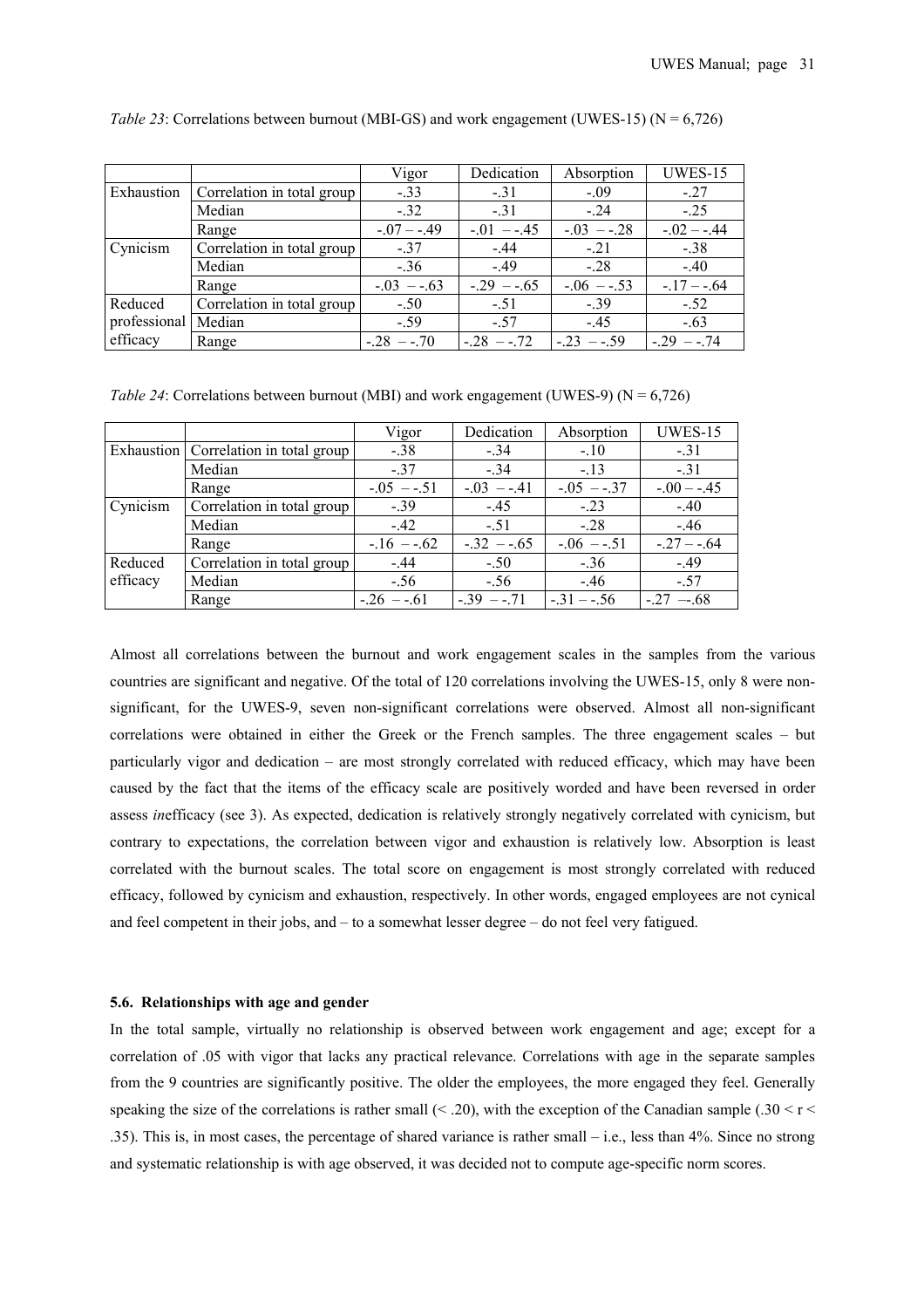*Table 23*: Correlations between burnout (MBI-GS) and work engagement (UWES-15) (N = 6,726)

| | | Vigor | Dedication | Absorption | UWES-15 |
|---|---|---|---|---|---|
| Exhaustion | Correlation in total group | -.33 | -.31 | -.09 | -.27 |
| | Median | -.32 | -.31 | -.24 | -.25 |
| | Range | -.07 – -.49 | -.01 – -.45 | -.03 – -.28 | -.02 – -.44 |
| Cynicism | Correlation in total group | -.37 | -.44 | -.21 | -.38 |
| | Median | -.36 | -.49 | -.28 | -.40 |
| | Range | -.03 – -.63 | -.29 – -.65 | -.06 – -.53 | -.17 – -.64 |
| Reduced professional efficacy | Correlation in total group | -.50 | -.51 | -.39 | -.52 |
| | Median | -.59 | -.57 | -.45 | -.63 |
| | Range | -.28 – -.70 | -.28 – -.72 | -.23 – -.59 | -.29 – -.74 |

*Table 24*: Correlations between burnout (MBI) and work engagement (UWES-9) (N = 6,726)

| | | Vigor | Dedication | Absorption | UWES-15 |
|---|---|---|---|---|---|
| Exhaustion | Correlation in total group | -.38 | -.34 | -.10 | -.31 |
| | Median | -.37 | -.34 | -.13 | -.31 |
| | Range | -.05 – -.51 | -.03 – -.41 | -.05 – -.37 | -.00 – -.45 |
| Cynicism | Correlation in total group | -.39 | -.45 | -.23 | -.40 |
| | Median | -.42 | -.51 | -.28 | -.46 |
| | Range | -.16 – -.62 | -.32 – -.65 | -.06 – -.51 | -.27 – -.64 |
| Reduced efficacy | Correlation in total group | -.44 | -.50 | -.36 | -.49 |
| | Median | -.56 | -.56 | -.46 | -.57 |
| | Range | -.26 – -.61 | -.39 – -.71 | -.31 – -.56 | -.27 –-.68 |

Almost all correlations between the burnout and work engagement scales in the samples from the various countries are significant and negative. Of the total of 120 correlations involving the UWES-15, only 8 were non-significant, for the UWES-9, seven non-significant correlations were observed. Almost all non-significant correlations were obtained in either the Greek or the French samples. The three engagement scales – but particularly vigor and dedication – are most strongly correlated with reduced efficacy, which may have been caused by the fact that the items of the efficacy scale are positively worded and have been reversed in order assess *in*efficacy (see 3). As expected, dedication is relatively strongly negatively correlated with cynicism, but contrary to expectations, the correlation between vigor and exhaustion is relatively low. Absorption is least correlated with the burnout scales. The total score on engagement is most strongly correlated with reduced efficacy, followed by cynicism and exhaustion, respectively. In other words, engaged employees are not cynical and feel competent in their jobs, and – to a somewhat lesser degree – do not feel very fatigued.

### 5.6. Relationships with age and gender

In the total sample, virtually no relationship is observed between work engagement and age; except for a correlation of .05 with vigor that lacks any practical relevance. Correlations with age in the separate samples from the 9 countries are significantly positive. The older the employees, the more engaged they feel. Generally speaking the size of the correlations is rather small (< .20), with the exception of the Canadian sample ($.30 < r < .35$). This is, in most cases, the percentage of shared variance is rather small – i.e., less than 4%. Since no strong and systematic relationship is with age observed, it was decided not to compute age-specific norm scores.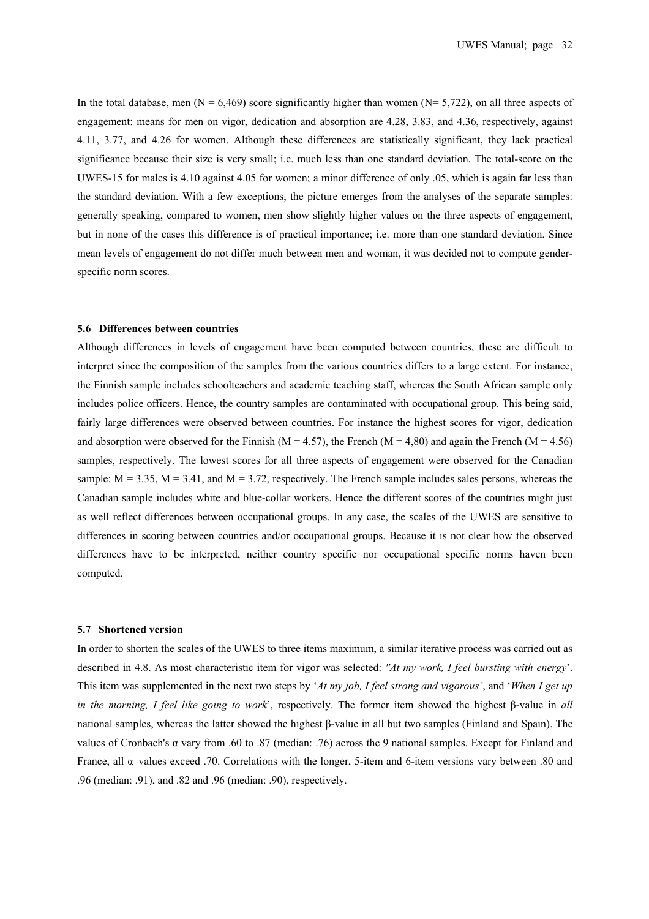In the total database, men ($N = 6{,}469$) score significantly higher than women ($N= 5{,}722$), on all three aspects of engagement: means for men on vigor, dedication and absorption are 4.28, 3.83, and 4.36, respectively, against 4.11, 3.77, and 4.26 for women. Although these differences are statistically significant, they lack practical significance because their size is very small; i.e. much less than one standard deviation. The total-score on the UWES-15 for males is 4.10 against 4.05 for women; a minor difference of only .05, which is again far less than the standard deviation. With a few exceptions, the picture emerges from the analyses of the separate samples: generally speaking, compared to women, men show slightly higher values on the three aspects of engagement, but in none of the cases this difference is of practical importance; i.e. more than one standard deviation. Since mean levels of engagement do not differ much between men and woman, it was decided not to compute gender-specific norm scores.

### 5.6 Differences between countries

Although differences in levels of engagement have been computed between countries, these are difficult to interpret since the composition of the samples from the various countries differs to a large extent. For instance, the Finnish sample includes schoolteachers and academic teaching staff, whereas the South African sample only includes police officers. Hence, the country samples are contaminated with occupational group. This being said, fairly large differences were observed between countries. For instance the highest scores for vigor, dedication and absorption were observed for the Finnish ($M = 4.57$), the French ($M = 4{,}80$) and again the French ($M = 4.56$) samples, respectively. The lowest scores for all three aspects of engagement were observed for the Canadian sample: $M = 3.35$, $M = 3.41$, and $M = 3.72$, respectively. The French sample includes sales persons, whereas the Canadian sample includes white and blue-collar workers. Hence the different scores of the countries might just as well reflect differences between occupational groups. In any case, the scales of the UWES are sensitive to differences in scoring between countries and/or occupational groups. Because it is not clear how the observed differences have to be interpreted, neither country specific nor occupational specific norms haven been computed.

### 5.7 Shortened version

In order to shorten the scales of the UWES to three items maximum, a similar iterative process was carried out as described in 4.8. As most characteristic item for vigor was selected: *"At my work, I feel bursting with energy*'. This item was supplemented in the next two steps by '*At my job, I feel strong and vigorous'*, and '*When I get up in the morning, I feel like going to work*', respectively. The former item showed the highest β-value in *all* national samples, whereas the latter showed the highest β-value in all but two samples (Finland and Spain). The values of Cronbach's α vary from .60 to .87 (median: .76) across the 9 national samples. Except for Finland and France, all α–values exceed .70. Correlations with the longer, 5-item and 6-item versions vary between .80 and .96 (median: .91), and .82 and .96 (median: .90), respectively.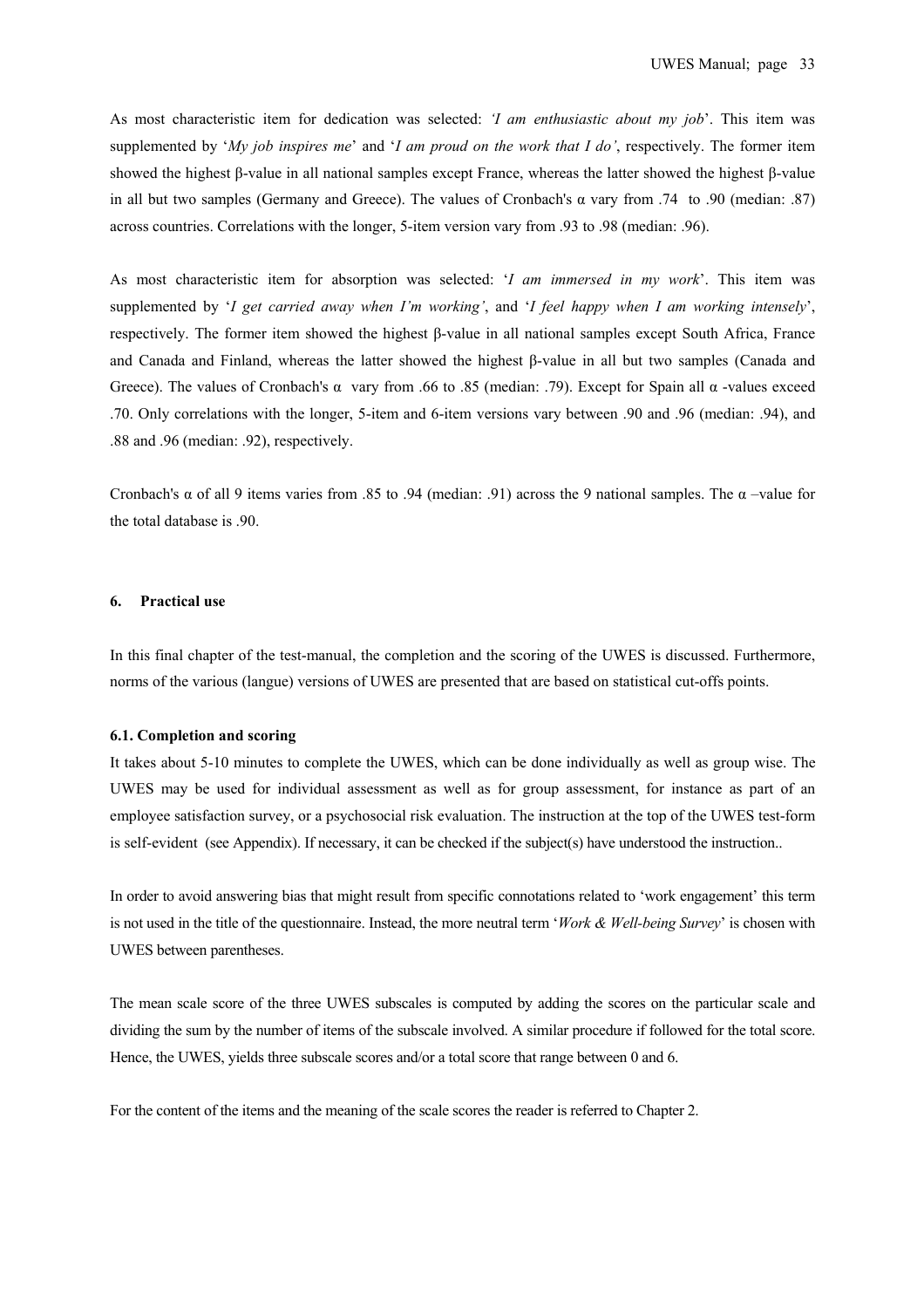As most characteristic item for dedication was selected: *'I am enthusiastic about my job*'. This item was supplemented by '*My job inspires me*' and '*I am proud on the work that I do'*, respectively. The former item showed the highest β-value in all national samples except France, whereas the latter showed the highest β-value in all but two samples (Germany and Greece). The values of Cronbach's α vary from .74 to .90 (median: .87) across countries. Correlations with the longer, 5-item version vary from .93 to .98 (median: .96).

As most characteristic item for absorption was selected: '*I am immersed in my work*'. This item was supplemented by '*I get carried away when I'm working'*, and '*I feel happy when I am working intensely*', respectively. The former item showed the highest β-value in all national samples except South Africa, France and Canada and Finland, whereas the latter showed the highest β-value in all but two samples (Canada and Greece). The values of Cronbach's α vary from .66 to .85 (median: .79). Except for Spain all α -values exceed .70. Only correlations with the longer, 5-item and 6-item versions vary between .90 and .96 (median: .94), and .88 and .96 (median: .92), respectively.

Cronbach's α of all 9 items varies from .85 to .94 (median: .91) across the 9 national samples. The α –value for the total database is .90.

## 6. Practical use

In this final chapter of the test-manual, the completion and the scoring of the UWES is discussed. Furthermore, norms of the various (langue) versions of UWES are presented that are based on statistical cut-offs points.

### 6.1. Completion and scoring

It takes about 5-10 minutes to complete the UWES, which can be done individually as well as group wise. The UWES may be used for individual assessment as well as for group assessment, for instance as part of an employee satisfaction survey, or a psychosocial risk evaluation. The instruction at the top of the UWES test-form is self-evident (see Appendix). If necessary, it can be checked if the subject(s) have understood the instruction..

In order to avoid answering bias that might result from specific connotations related to 'work engagement' this term is not used in the title of the questionnaire. Instead, the more neutral term '*Work & Well-being Survey*' is chosen with UWES between parentheses.

The mean scale score of the three UWES subscales is computed by adding the scores on the particular scale and dividing the sum by the number of items of the subscale involved. A similar procedure if followed for the total score. Hence, the UWES, yields three subscale scores and/or a total score that range between 0 and 6.

For the content of the items and the meaning of the scale scores the reader is referred to Chapter 2.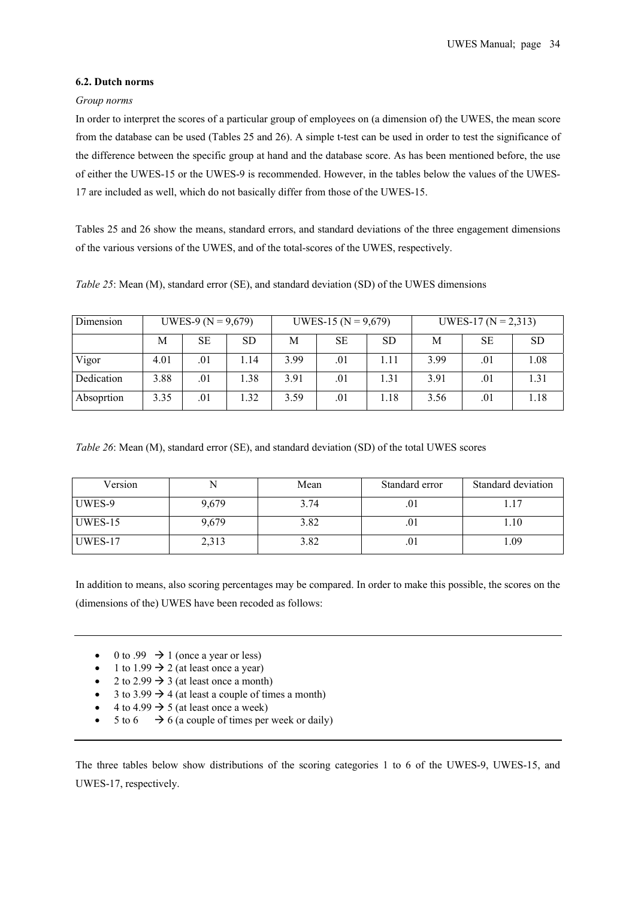### 6.2. Dutch norms

*Group norms*

In order to interpret the scores of a particular group of employees on (a dimension of) the UWES, the mean score from the database can be used (Tables 25 and 26). A simple t-test can be used in order to test the significance of the difference between the specific group at hand and the database score. As has been mentioned before, the use of either the UWES-15 or the UWES-9 is recommended. However, in the tables below the values of the UWES-17 are included as well, which do not basically differ from those of the UWES-15.

Tables 25 and 26 show the means, standard errors, and standard deviations of the three engagement dimensions of the various versions of the UWES, and of the total-scores of the UWES, respectively.

*Table 25*: Mean (M), standard error (SE), and standard deviation (SD) of the UWES dimensions

| Dimension | UWES-9 (N = 9,679) | | | UWES-15 (N = 9,679) | | | UWES-17 (N = 2,313) | | |
|---|---|---|---|---|---|---|---|---|---|
| | M | SE | SD | M | SE | SD | M | SE | SD |
| Vigor | 4.01 | .01 | 1.14 | 3.99 | .01 | 1.11 | 3.99 | .01 | 1.08 |
| Dedication | 3.88 | .01 | 1.38 | 3.91 | .01 | 1.31 | 3.91 | .01 | 1.31 |
| Absoprtion | 3.35 | .01 | 1.32 | 3.59 | .01 | 1.18 | 3.56 | .01 | 1.18 |

*Table 26*: Mean (M), standard error (SE), and standard deviation (SD) of the total UWES scores

| Version | N | Mean | Standard error | Standard deviation |
|---|---|---|---|---|
| UWES-9 | 9,679 | 3.74 | .01 | 1.17 |
| UWES-15 | 9,679 | 3.82 | .01 | 1.10 |
| UWES-17 | 2,313 | 3.82 | .01 | 1.09 |

In addition to means, also scoring percentages may be compared. In order to make this possible, the scores on the (dimensions of the) UWES have been recoded as follows:

- 0 to .99 → 1 (once a year or less)
- 1 to 1.99 → 2 (at least once a year)
- 2 to 2.99 → 3 (at least once a month)
- 3 to 3.99 → 4 (at least a couple of times a month)
- 4 to 4.99 → 5 (at least once a week)
- 5 to 6 → 6 (a couple of times per week or daily)

The three tables below show distributions of the scoring categories 1 to 6 of the UWES-9, UWES-15, and UWES-17, respectively.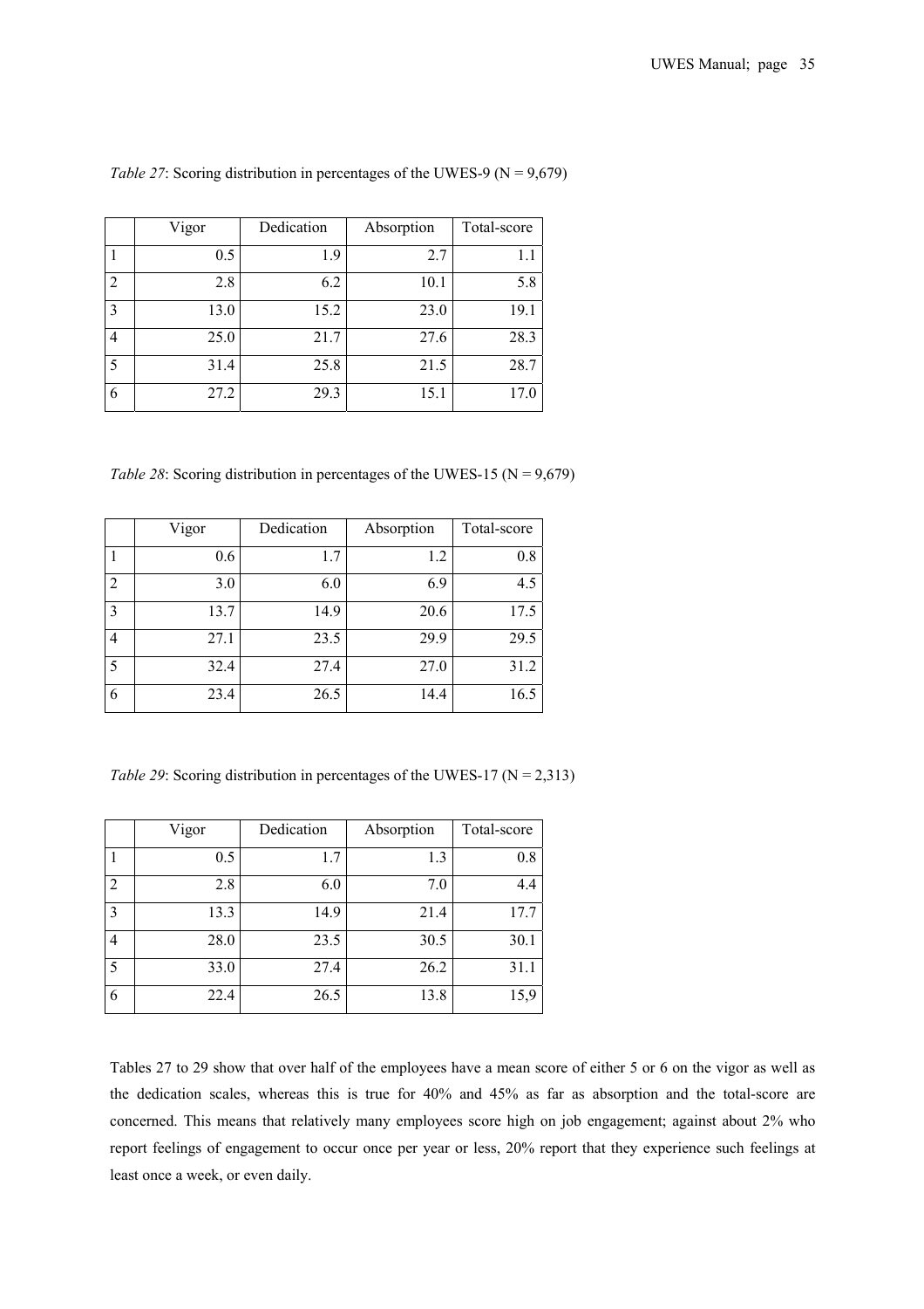*Table 27*: Scoring distribution in percentages of the UWES-9 (N = 9,679)

| | Vigor | Dedication | Absorption | Total-score |
|---|---|---|---|---|
| 1 | 0.5 | 1.9 | 2.7 | 1.1 |
| 2 | 2.8 | 6.2 | 10.1 | 5.8 |
| 3 | 13.0 | 15.2 | 23.0 | 19.1 |
| 4 | 25.0 | 21.7 | 27.6 | 28.3 |
| 5 | 31.4 | 25.8 | 21.5 | 28.7 |
| 6 | 27.2 | 29.3 | 15.1 | 17.0 |

*Table 28*: Scoring distribution in percentages of the UWES-15 (N = 9,679)

| | Vigor | Dedication | Absorption | Total-score |
|---|---|---|---|---|
| 1 | 0.6 | 1.7 | 1.2 | 0.8 |
| 2 | 3.0 | 6.0 | 6.9 | 4.5 |
| 3 | 13.7 | 14.9 | 20.6 | 17.5 |
| 4 | 27.1 | 23.5 | 29.9 | 29.5 |
| 5 | 32.4 | 27.4 | 27.0 | 31.2 |
| 6 | 23.4 | 26.5 | 14.4 | 16.5 |

*Table 29*: Scoring distribution in percentages of the UWES-17 (N = 2,313)

| | Vigor | Dedication | Absorption | Total-score |
|---|---|---|---|---|
| 1 | 0.5 | 1.7 | 1.3 | 0.8 |
| 2 | 2.8 | 6.0 | 7.0 | 4.4 |
| 3 | 13.3 | 14.9 | 21.4 | 17.7 |
| 4 | 28.0 | 23.5 | 30.5 | 30.1 |
| 5 | 33.0 | 27.4 | 26.2 | 31.1 |
| 6 | 22.4 | 26.5 | 13.8 | 15,9 |

Tables 27 to 29 show that over half of the employees have a mean score of either 5 or 6 on the vigor as well as the dedication scales, whereas this is true for 40% and 45% as far as absorption and the total-score are concerned. This means that relatively many employees score high on job engagement; against about 2% who report feelings of engagement to occur once per year or less, 20% report that they experience such feelings at least once a week, or even daily.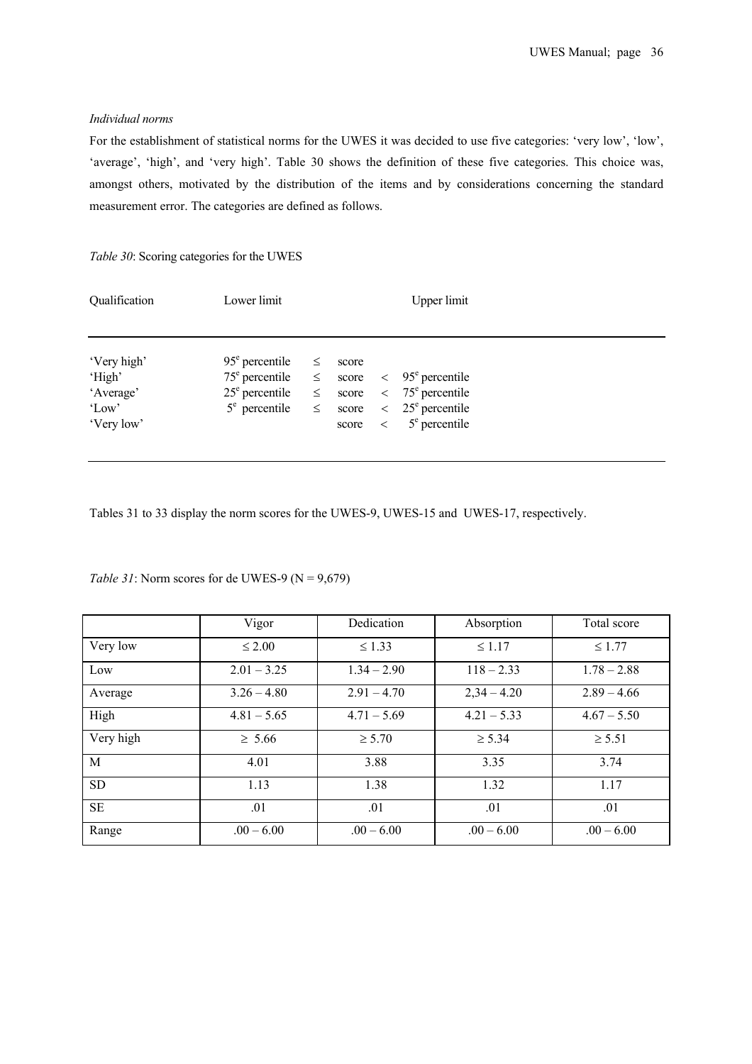*Individual norms*

For the establishment of statistical norms for the UWES it was decided to use five categories: 'very low', 'low', 'average', 'high', and 'very high'. Table 30 shows the definition of these five categories. This choice was, amongst others, motivated by the distribution of the items and by considerations concerning the standard measurement error. The categories are defined as follows.

*Table 30*: Scoring categories for the UWES

| Qualification | Lower limit | | | | Upper limit |
|---|---|---|---|---|---|
| 'Very high' | 95[e] percentile | ≤ | score | | |
| 'High' | 75[e] percentile | ≤ | score | < | 95[e] percentile |
| 'Average' | 25[e] percentile | ≤ | score | < | 75[e] percentile |
| 'Low' | 5[e] percentile | ≤ | score | < | 25[e] percentile |
| 'Very low' | | | score | < | 5[e] percentile |

Tables 31 to 33 display the norm scores for the UWES-9, UWES-15 and UWES-17, respectively.

*Table 31*: Norm scores for de UWES-9 (N = 9,679)

| | Vigor | Dedication | Absorption | Total score |
|---|---|---|---|---|
| Very low | ≤ 2.00 | ≤ 1.33 | ≤ 1.17 | ≤ 1.77 |
| Low | 2.01 – 3.25 | 1.34 – 2.90 | 118 – 2.33 | 1.78 – 2.88 |
| Average | 3.26 – 4.80 | 2.91 – 4.70 | 2,34 – 4.20 | 2.89 – 4.66 |
| High | 4.81 – 5.65 | 4.71 – 5.69 | 4.21 – 5.33 | 4.67 – 5.50 |
| Very high | ≥ 5.66 | ≥ 5.70 | ≥ 5.34 | ≥ 5.51 |
| M | 4.01 | 3.88 | 3.35 | 3.74 |
| SD | 1.13 | 1.38 | 1.32 | 1.17 |
| SE | .01 | .01 | .01 | .01 |
| Range | .00 – 6.00 | .00 – 6.00 | .00 – 6.00 | .00 – 6.00 |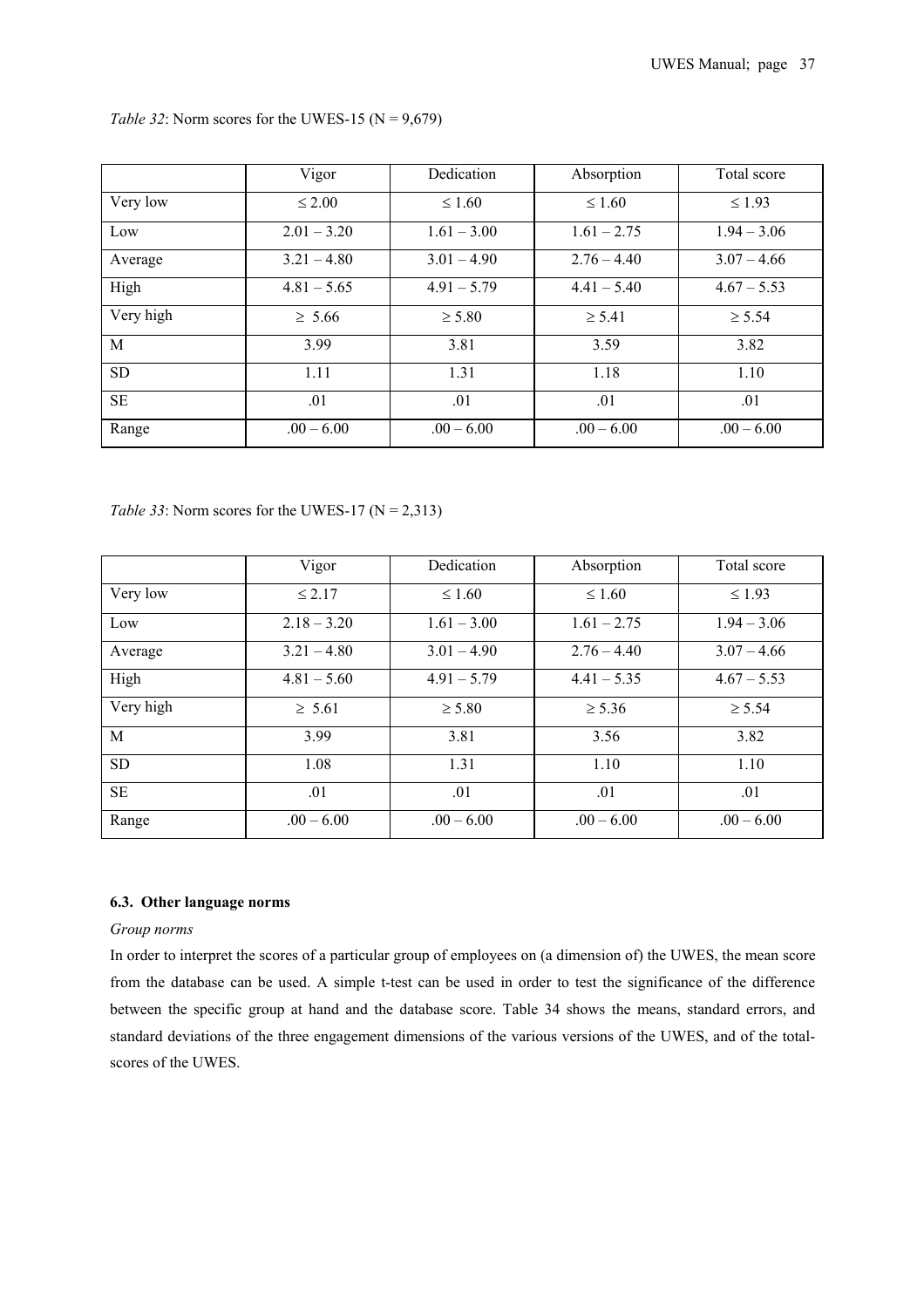*Table 32*: Norm scores for the UWES-15 (N = 9,679)

| | Vigor | Dedication | Absorption | Total score |
|---|---|---|---|---|
| Very low | ≤ 2.00 | ≤ 1.60 | ≤ 1.60 | ≤ 1.93 |
| Low | 2.01 – 3.20 | 1.61 – 3.00 | 1.61 – 2.75 | 1.94 – 3.06 |
| Average | 3.21 – 4.80 | 3.01 – 4.90 | 2.76 – 4.40 | 3.07 – 4.66 |
| High | 4.81 – 5.65 | 4.91 – 5.79 | 4.41 – 5.40 | 4.67 – 5.53 |
| Very high | ≥ 5.66 | ≥ 5.80 | ≥ 5.41 | ≥ 5.54 |
| M | 3.99 | 3.81 | 3.59 | 3.82 |
| SD | 1.11 | 1.31 | 1.18 | 1.10 |
| SE | .01 | .01 | .01 | .01 |
| Range | .00 – 6.00 | .00 – 6.00 | .00 – 6.00 | .00 – 6.00 |

*Table 33*: Norm scores for the UWES-17 (N = 2,313)

| | Vigor | Dedication | Absorption | Total score |
|---|---|---|---|---|
| Very low | ≤ 2.17 | ≤ 1.60 | ≤ 1.60 | ≤ 1.93 |
| Low | 2.18 – 3.20 | 1.61 – 3.00 | 1.61 – 2.75 | 1.94 – 3.06 |
| Average | 3.21 – 4.80 | 3.01 – 4.90 | 2.76 – 4.40 | 3.07 – 4.66 |
| High | 4.81 – 5.60 | 4.91 – 5.79 | 4.41 – 5.35 | 4.67 – 5.53 |
| Very high | ≥ 5.61 | ≥ 5.80 | ≥ 5.36 | ≥ 5.54 |
| M | 3.99 | 3.81 | 3.56 | 3.82 |
| SD | 1.08 | 1.31 | 1.10 | 1.10 |
| SE | .01 | .01 | .01 | .01 |
| Range | .00 – 6.00 | .00 – 6.00 | .00 – 6.00 | .00 – 6.00 |

### 6.3. Other language norms

*Group norms*

In order to interpret the scores of a particular group of employees on (a dimension of) the UWES, the mean score from the database can be used. A simple t-test can be used in order to test the significance of the difference between the specific group at hand and the database score. Table 34 shows the means, standard errors, and standard deviations of the three engagement dimensions of the various versions of the UWES, and of the total-scores of the UWES.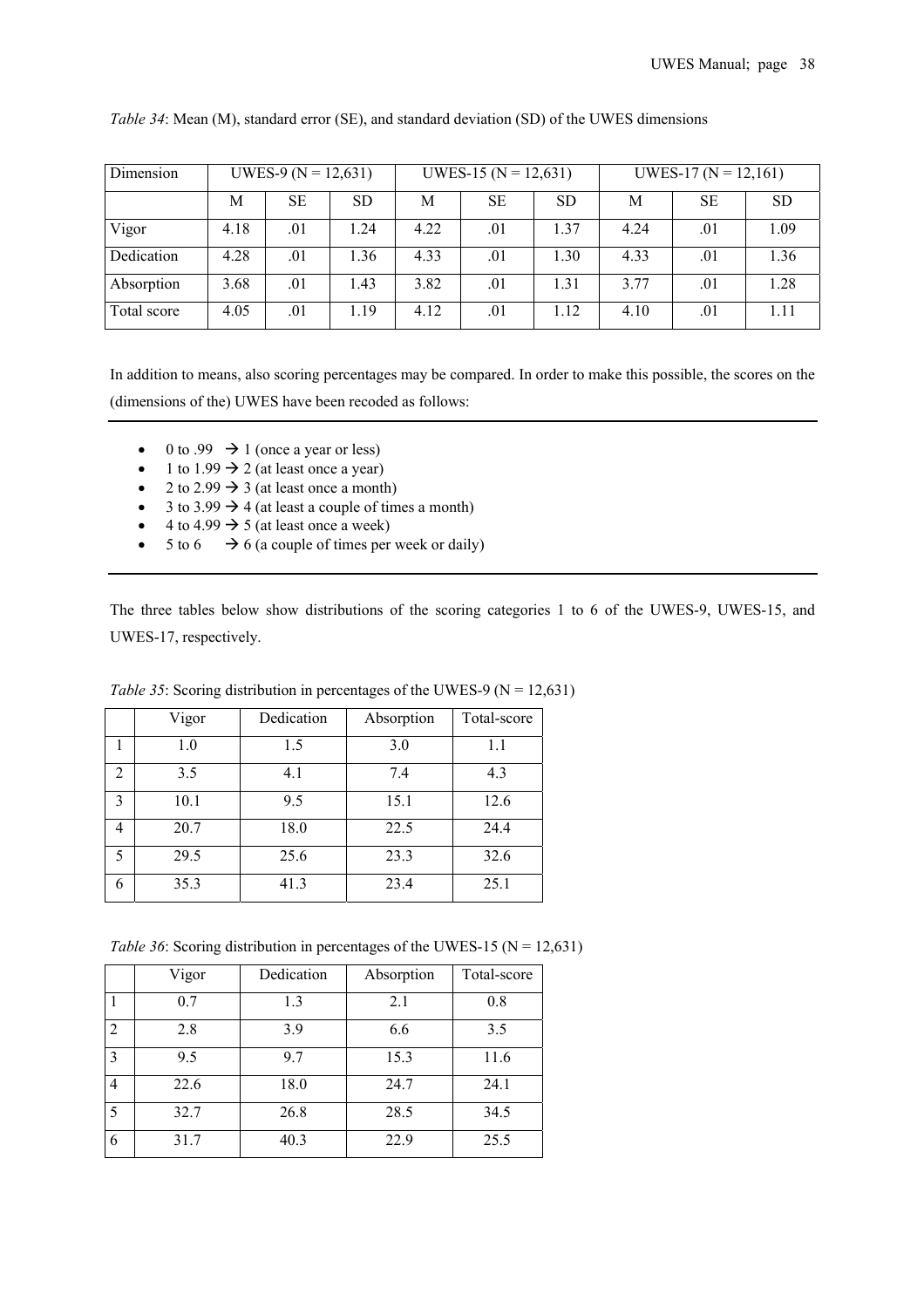*Table 34*: Mean (M), standard error (SE), and standard deviation (SD) of the UWES dimensions

| Dimension | UWES-9 (N = 12,631) | | | UWES-15 (N = 12,631) | | | UWES-17 (N = 12,161) | | |
|---|---|---|---|---|---|---|---|---|---|
| | M | SE | SD | M | SE | SD | M | SE | SD |
| Vigor | 4.18 | .01 | 1.24 | 4.22 | .01 | 1.37 | 4.24 | .01 | 1.09 |
| Dedication | 4.28 | .01 | 1.36 | 4.33 | .01 | 1.30 | 4.33 | .01 | 1.36 |
| Absorption | 3.68 | .01 | 1.43 | 3.82 | .01 | 1.31 | 3.77 | .01 | 1.28 |
| Total score | 4.05 | .01 | 1.19 | 4.12 | .01 | 1.12 | 4.10 | .01 | 1.11 |

In addition to means, also scoring percentages may be compared. In order to make this possible, the scores on the (dimensions of the) UWES have been recoded as follows:

---

- 0 to .99 → 1 (once a year or less)
- 1 to 1.99 → 2 (at least once a year)
- 2 to 2.99 → 3 (at least once a month)
- 3 to 3.99 → 4 (at least a couple of times a month)
- 4 to 4.99 → 5 (at least once a week)
- 5 to 6 → 6 (a couple of times per week or daily)

---

The three tables below show distributions of the scoring categories 1 to 6 of the UWES-9, UWES-15, and UWES-17, respectively.

*Table 35*: Scoring distribution in percentages of the UWES-9 (N = 12,631)

| | Vigor | Dedication | Absorption | Total-score |
|---|---|---|---|---|
| 1 | 1.0 | 1.5 | 3.0 | 1.1 |
| 2 | 3.5 | 4.1 | 7.4 | 4.3 |
| 3 | 10.1 | 9.5 | 15.1 | 12.6 |
| 4 | 20.7 | 18.0 | 22.5 | 24.4 |
| 5 | 29.5 | 25.6 | 23.3 | 32.6 |
| 6 | 35.3 | 41.3 | 23.4 | 25.1 |

*Table 36*: Scoring distribution in percentages of the UWES-15 (N = 12,631)

| | Vigor | Dedication | Absorption | Total-score |
|---|---|---|---|---|
| 1 | 0.7 | 1.3 | 2.1 | 0.8 |
| 2 | 2.8 | 3.9 | 6.6 | 3.5 |
| 3 | 9.5 | 9.7 | 15.3 | 11.6 |
| 4 | 22.6 | 18.0 | 24.7 | 24.1 |
| 5 | 32.7 | 26.8 | 28.5 | 34.5 |
| 6 | 31.7 | 40.3 | 22.9 | 25.5 |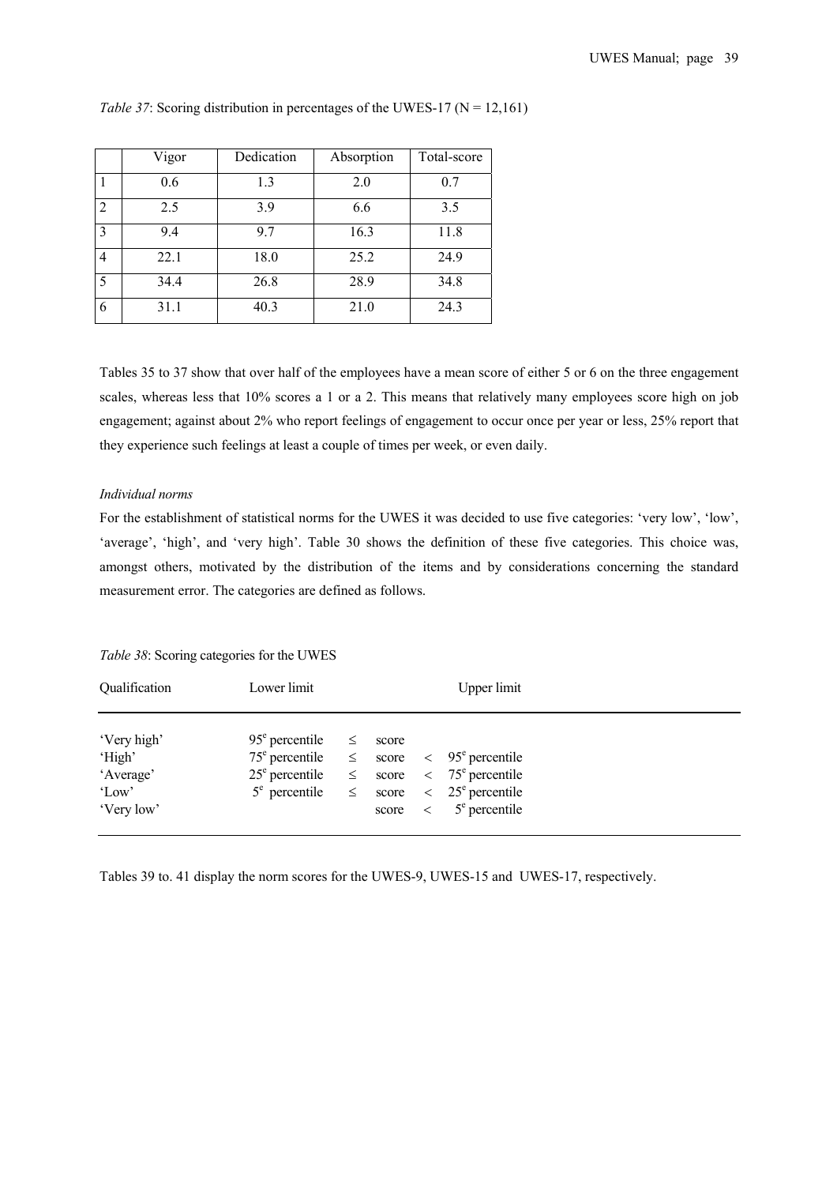*Table 37*: Scoring distribution in percentages of the UWES-17 (N = 12,161)

| | Vigor | Dedication | Absorption | Total-score |
|---|---|---|---|---|
| 1 | 0.6 | 1.3 | 2.0 | 0.7 |
| 2 | 2.5 | 3.9 | 6.6 | 3.5 |
| 3 | 9.4 | 9.7 | 16.3 | 11.8 |
| 4 | 22.1 | 18.0 | 25.2 | 24.9 |
| 5 | 34.4 | 26.8 | 28.9 | 34.8 |
| 6 | 31.1 | 40.3 | 21.0 | 24.3 |

Tables 35 to 37 show that over half of the employees have a mean score of either 5 or 6 on the three engagement scales, whereas less that 10% scores a 1 or a 2. This means that relatively many employees score high on job engagement; against about 2% who report feelings of engagement to occur once per year or less, 25% report that they experience such feelings at least a couple of times per week, or even daily.

*Individual norms*

For the establishment of statistical norms for the UWES it was decided to use five categories: 'very low', 'low', 'average', 'high', and 'very high'. Table 30 shows the definition of these five categories. This choice was, amongst others, motivated by the distribution of the items and by considerations concerning the standard measurement error. The categories are defined as follows.

*Table 38*: Scoring categories for the UWES

| Qualification | Lower limit | | | | Upper limit |
|---|---|---|---|---|---|
| 'Very high' | 95e percentile | ≤ | score | | |
| 'High' | 75e percentile | ≤ | score | < | 95e percentile |
| 'Average' | 25e percentile | ≤ | score | < | 75e percentile |
| 'Low' | 5e percentile | ≤ | score | < | 25e percentile |
| 'Very low' | | | score | < | 5e percentile |

Tables 39 to. 41 display the norm scores for the UWES-9, UWES-15 and UWES-17, respectively.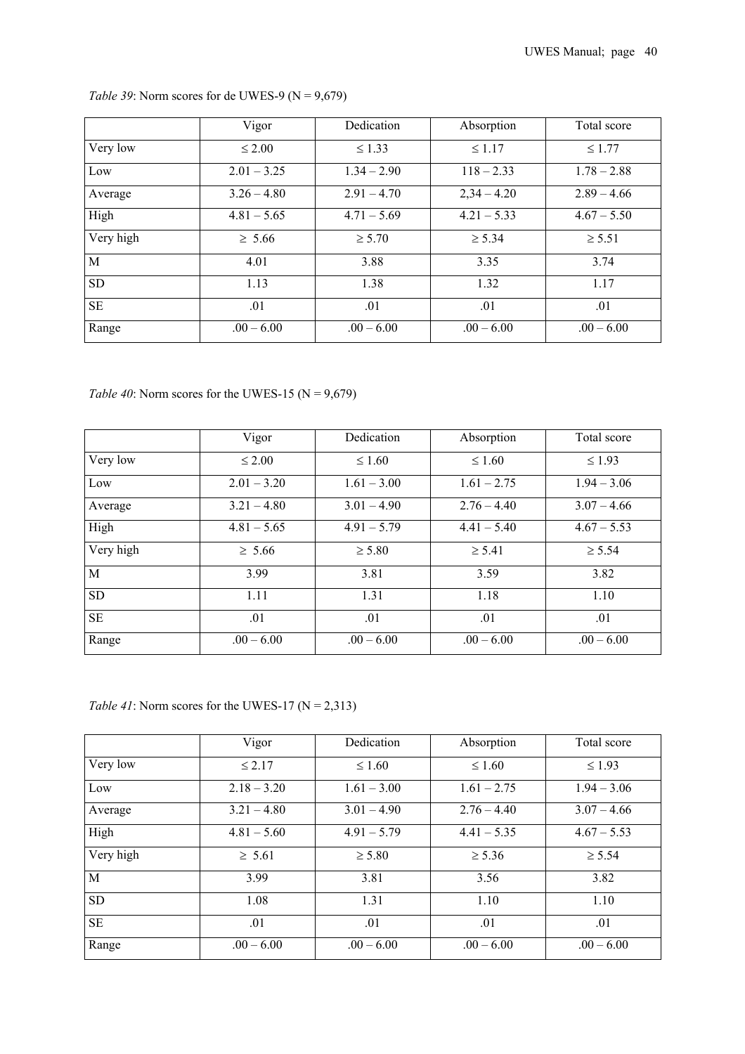*Table 39*: Norm scores for de UWES-9 (N = 9,679)

| | Vigor | Dedication | Absorption | Total score |
|---|---|---|---|---|
| Very low | ≤ 2.00 | ≤ 1.33 | ≤ 1.17 | ≤ 1.77 |
| Low | 2.01 – 3.25 | 1.34 – 2.90 | 118 – 2.33 | 1.78 – 2.88 |
| Average | 3.26 – 4.80 | 2.91 – 4.70 | 2,34 – 4.20 | 2.89 – 4.66 |
| High | 4.81 – 5.65 | 4.71 – 5.69 | 4.21 – 5.33 | 4.67 – 5.50 |
| Very high | ≥ 5.66 | ≥ 5.70 | ≥ 5.34 | ≥ 5.51 |
| M | 4.01 | 3.88 | 3.35 | 3.74 |
| SD | 1.13 | 1.38 | 1.32 | 1.17 |
| SE | .01 | .01 | .01 | .01 |
| Range | .00 – 6.00 | .00 – 6.00 | .00 – 6.00 | .00 – 6.00 |

*Table 40*: Norm scores for the UWES-15 (N = 9,679)

| | Vigor | Dedication | Absorption | Total score |
|---|---|---|---|---|
| Very low | ≤ 2.00 | ≤ 1.60 | ≤ 1.60 | ≤ 1.93 |
| Low | 2.01 – 3.20 | 1.61 – 3.00 | 1.61 – 2.75 | 1.94 – 3.06 |
| Average | 3.21 – 4.80 | 3.01 – 4.90 | 2.76 – 4.40 | 3.07 – 4.66 |
| High | 4.81 – 5.65 | 4.91 – 5.79 | 4.41 – 5.40 | 4.67 – 5.53 |
| Very high | ≥ 5.66 | ≥ 5.80 | ≥ 5.41 | ≥ 5.54 |
| M | 3.99 | 3.81 | 3.59 | 3.82 |
| SD | 1.11 | 1.31 | 1.18 | 1.10 |
| SE | .01 | .01 | .01 | .01 |
| Range | .00 – 6.00 | .00 – 6.00 | .00 – 6.00 | .00 – 6.00 |

*Table 41*: Norm scores for the UWES-17 (N = 2,313)

| | Vigor | Dedication | Absorption | Total score |
|---|---|---|---|---|
| Very low | ≤ 2.17 | ≤ 1.60 | ≤ 1.60 | ≤ 1.93 |
| Low | 2.18 – 3.20 | 1.61 – 3.00 | 1.61 – 2.75 | 1.94 – 3.06 |
| Average | 3.21 – 4.80 | 3.01 – 4.90 | 2.76 – 4.40 | 3.07 – 4.66 |
| High | 4.81 – 5.60 | 4.91 – 5.79 | 4.41 – 5.35 | 4.67 – 5.53 |
| Very high | ≥ 5.61 | ≥ 5.80 | ≥ 5.36 | ≥ 5.54 |
| M | 3.99 | 3.81 | 3.56 | 3.82 |
| SD | 1.08 | 1.31 | 1.10 | 1.10 |
| SE | .01 | .01 | .01 | .01 |
| Range | .00 – 6.00 | .00 – 6.00 | .00 – 6.00 | .00 – 6.00 |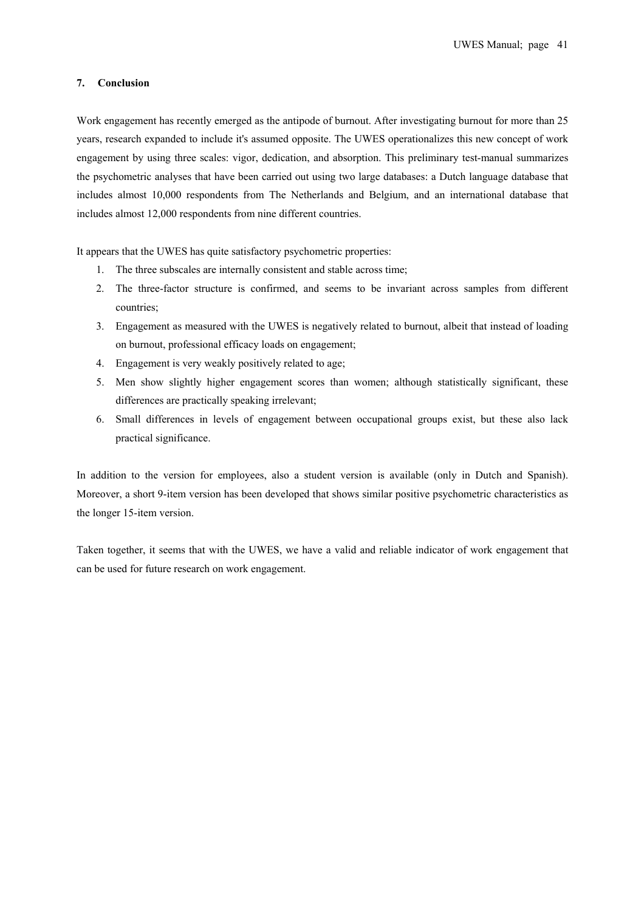## 7. Conclusion

Work engagement has recently emerged as the antipode of burnout. After investigating burnout for more than 25 years, research expanded to include it's assumed opposite. The UWES operationalizes this new concept of work engagement by using three scales: vigor, dedication, and absorption. This preliminary test-manual summarizes the psychometric analyses that have been carried out using two large databases: a Dutch language database that includes almost 10,000 respondents from The Netherlands and Belgium, and an international database that includes almost 12,000 respondents from nine different countries.

It appears that the UWES has quite satisfactory psychometric properties:

1. The three subscales are internally consistent and stable across time;
2. The three-factor structure is confirmed, and seems to be invariant across samples from different countries;
3. Engagement as measured with the UWES is negatively related to burnout, albeit that instead of loading on burnout, professional efficacy loads on engagement;
4. Engagement is very weakly positively related to age;
5. Men show slightly higher engagement scores than women; although statistically significant, these differences are practically speaking irrelevant;
6. Small differences in levels of engagement between occupational groups exist, but these also lack practical significance.

In addition to the version for employees, also a student version is available (only in Dutch and Spanish). Moreover, a short 9-item version has been developed that shows similar positive psychometric characteristics as the longer 15-item version.

Taken together, it seems that with the UWES, we have a valid and reliable indicator of work engagement that can be used for future research on work engagement.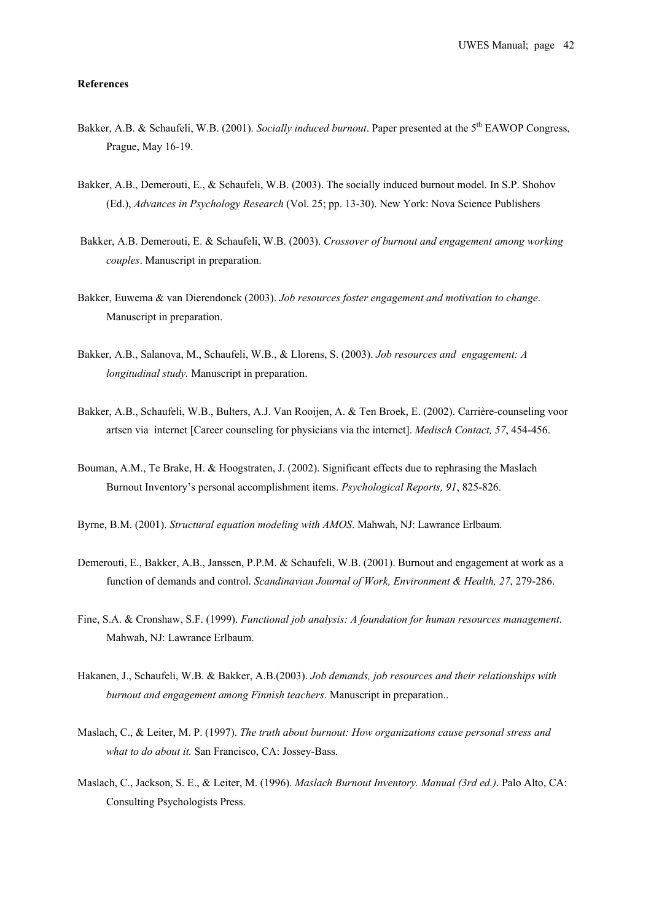**References**

Bakker, A.B. & Schaufeli, W.B. (2001). *Socially induced burnout*. Paper presented at the 5th EAWOP Congress, Prague, May 16-19.

Bakker, A.B., Demerouti, E., & Schaufeli, W.B. (2003). The socially induced burnout model. In S.P. Shohov (Ed.), *Advances in Psychology Research* (Vol. 25; pp. 13-30). New York: Nova Science Publishers

Bakker, A.B. Demerouti, E. & Schaufeli, W.B. (2003). *Crossover of burnout and engagement among working couples*. Manuscript in preparation.

Bakker, Euwema & van Dierendonck (2003). *Job resources foster engagement and motivation to change*. Manuscript in preparation.

Bakker, A.B., Salanova, M., Schaufeli, W.B., & Llorens, S. (2003). *Job resources and engagement: A longitudinal study.* Manuscript in preparation.

Bakker, A.B., Schaufeli, W.B., Bulters, A.J. Van Rooijen, A. & Ten Broek, E. (2002). Carrière-counseling voor artsen via internet [Career counseling for physicians via the internet]. *Medisch Contact, 57*, 454-456.

Bouman, A.M., Te Brake, H. & Hoogstraten, J. (2002). Significant effects due to rephrasing the Maslach Burnout Inventory's personal accomplishment items. *Psychological Reports, 91*, 825-826.

Byrne, B.M. (2001). *Structural equation modeling with AMOS*. Mahwah, NJ: Lawrance Erlbaum.

Demerouti, E., Bakker, A.B., Janssen, P.P.M. & Schaufeli, W.B. (2001). Burnout and engagement at work as a function of demands and control. *Scandinavian Journal of Work, Environment & Health, 27*, 279-286.

Fine, S.A. & Cronshaw, S.F. (1999). *Functional job analysis: A foundation for human resources management*. Mahwah, NJ: Lawrance Erlbaum.

Hakanen, J., Schaufeli, W.B. & Bakker, A.B.(2003). *Job demands, job resources and their relationships with burnout and engagement among Finnish teachers*. Manuscript in preparation..

Maslach, C., & Leiter, M. P. (1997). *The truth about burnout: How organizations cause personal stress and what to do about it.* San Francisco, CA: Jossey-Bass.

Maslach, C., Jackson, S. E., & Leiter, M. (1996). *Maslach Burnout Inventory. Manual (3rd ed.)*. Palo Alto, CA: Consulting Psychologists Press.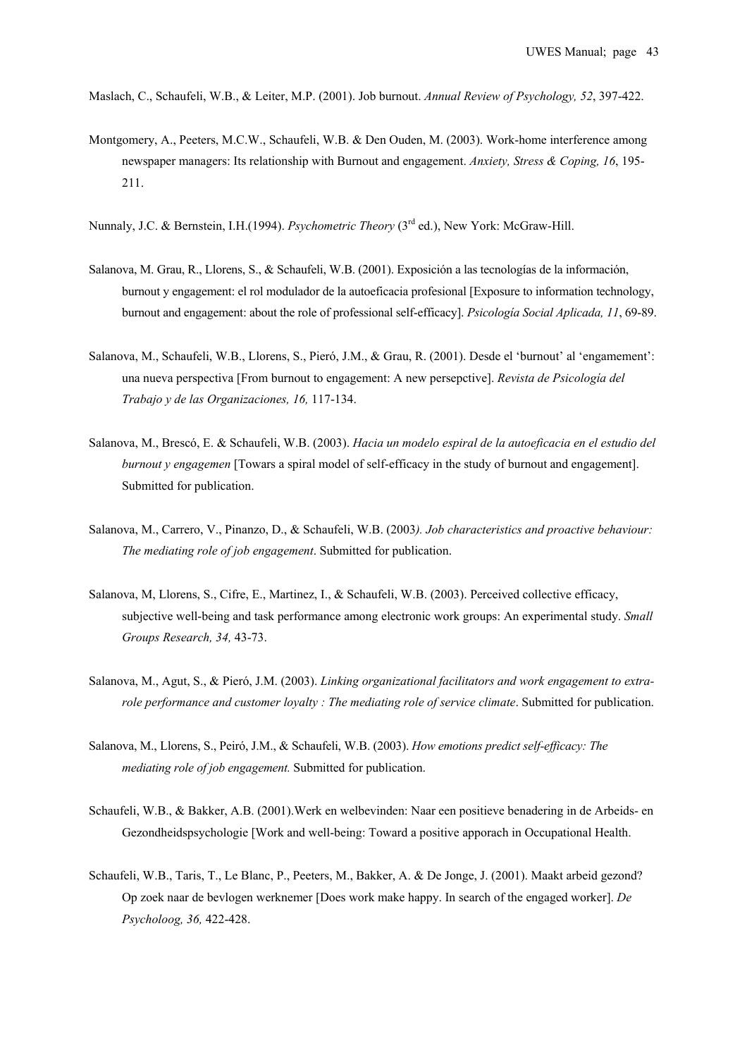Maslach, C., Schaufeli, W.B., & Leiter, M.P. (2001). Job burnout. *Annual Review of Psychology, 52*, 397-422.

Montgomery, A., Peeters, M.C.W., Schaufeli, W.B. & Den Ouden, M. (2003). Work-home interference among newspaper managers: Its relationship with Burnout and engagement. *Anxiety, Stress & Coping, 16*, 195-211.

Nunnaly, J.C. & Bernstein, I.H.(1994). *Psychometric Theory* (3rd ed.), New York: McGraw-Hill.

Salanova, M. Grau, R., Llorens, S., & Schaufeli, W.B. (2001). Exposición a las tecnologías de la información, burnout y engagement: el rol modulador de la autoeficacia profesional [Exposure to information technology, burnout and engagement: about the role of professional self-efficacy]. *Psicología Social Aplicada, 11*, 69-89.

Salanova, M., Schaufeli, W.B., Llorens, S., Pieró, J.M., & Grau, R. (2001). Desde el 'burnout' al 'engamement': una nueva perspectiva [From burnout to engagement: A new persepctive]. *Revista de Psicología del Trabajo y de las Organizaciones, 16,* 117-134.

Salanova, M., Brescó, E. & Schaufeli, W.B. (2003). *Hacia un modelo espiral de la autoeficacia en el estudio del burnout y engagemen* [Towars a spiral model of self-efficacy in the study of burnout and engagement]. Submitted for publication.

Salanova, M., Carrero, V., Pinanzo, D., & Schaufeli, W.B. (2003*). Job characteristics and proactive behaviour: The mediating role of job engagement*. Submitted for publication.

Salanova, M, Llorens, S., Cifre, E., Martinez, I., & Schaufeli, W.B. (2003). Perceived collective efficacy, subjective well-being and task performance among electronic work groups: An experimental study. *Small Groups Research, 34,* 43-73.

Salanova, M., Agut, S., & Pieró, J.M. (2003). *Linking organizational facilitators and work engagement to extra-role performance and customer loyalty : The mediating role of service climate*. Submitted for publication.

Salanova, M., Llorens, S., Peiró, J.M., & Schaufeli, W.B. (2003). *How emotions predict self-efficacy: The mediating role of job engagement.* Submitted for publication.

Schaufeli, W.B., & Bakker, A.B. (2001).Werk en welbevinden: Naar een positieve benadering in de Arbeids- en Gezondheidspsychologie [Work and well-being: Toward a positive apporach in Occupational Health.

Schaufeli, W.B., Taris, T., Le Blanc, P., Peeters, M., Bakker, A. & De Jonge, J. (2001). Maakt arbeid gezond? Op zoek naar de bevlogen werknemer [Does work make happy. In search of the engaged worker]. *De Psycholoog, 36,* 422-428.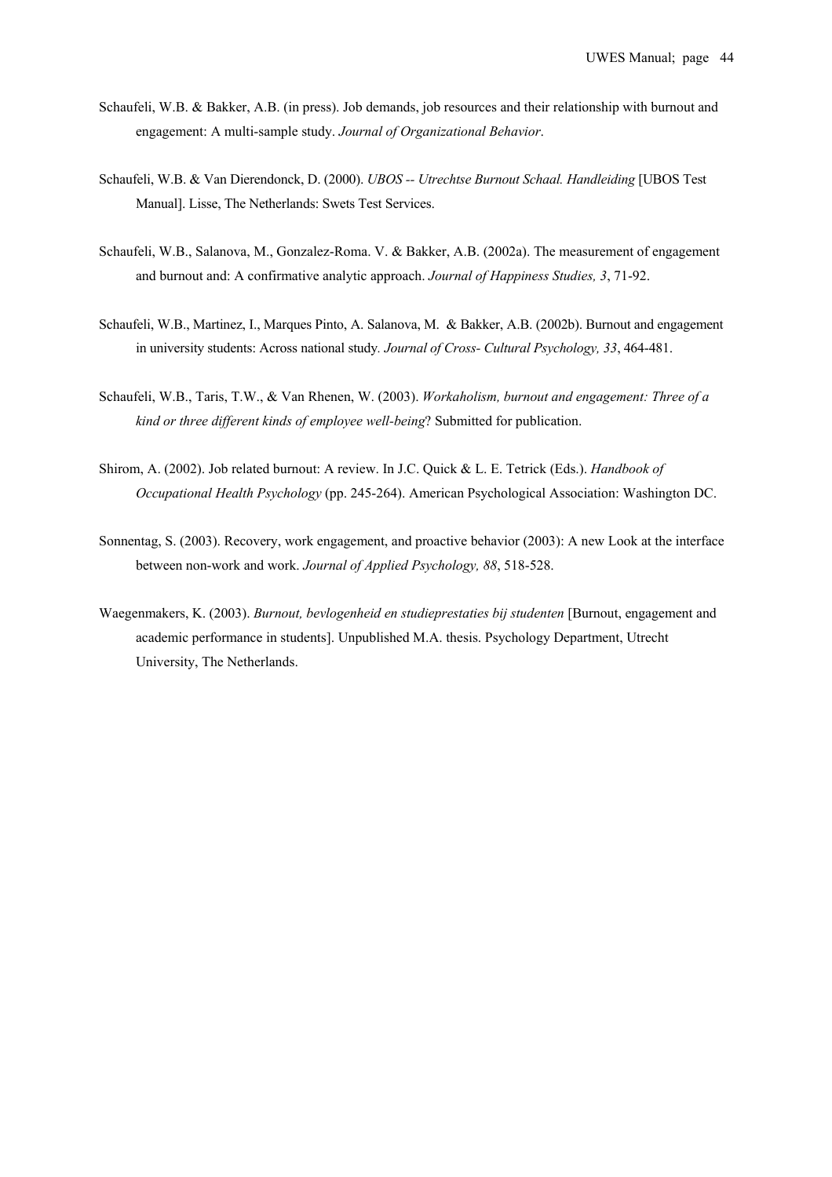Schaufeli, W.B. & Bakker, A.B. (in press). Job demands, job resources and their relationship with burnout and engagement: A multi-sample study. *Journal of Organizational Behavior*.

Schaufeli, W.B. & Van Dierendonck, D. (2000). *UBOS -- Utrechtse Burnout Schaal. Handleiding* [UBOS Test Manual]. Lisse, The Netherlands: Swets Test Services.

Schaufeli, W.B., Salanova, M., Gonzalez-Roma. V. & Bakker, A.B. (2002a). The measurement of engagement and burnout and: A confirmative analytic approach. *Journal of Happiness Studies, 3*, 71-92.

Schaufeli, W.B., Martinez, I., Marques Pinto, A. Salanova, M. & Bakker, A.B. (2002b). Burnout and engagement in university students: Across national study. *Journal of Cross- Cultural Psychology, 33*, 464-481.

Schaufeli, W.B., Taris, T.W., & Van Rhenen, W. (2003). *Workaholism, burnout and engagement: Three of a kind or three different kinds of employee well-being*? Submitted for publication.

Shirom, A. (2002). Job related burnout: A review. In J.C. Quick & L. E. Tetrick (Eds.). *Handbook of Occupational Health Psychology* (pp. 245-264). American Psychological Association: Washington DC.

Sonnentag, S. (2003). Recovery, work engagement, and proactive behavior (2003): A new Look at the interface between non-work and work. *Journal of Applied Psychology, 88*, 518-528.

Waegenmakers, K. (2003). *Burnout, bevlogenheid en studieprestaties bij studenten* [Burnout, engagement and academic performance in students]. Unpublished M.A. thesis. Psychology Department, Utrecht University, The Netherlands.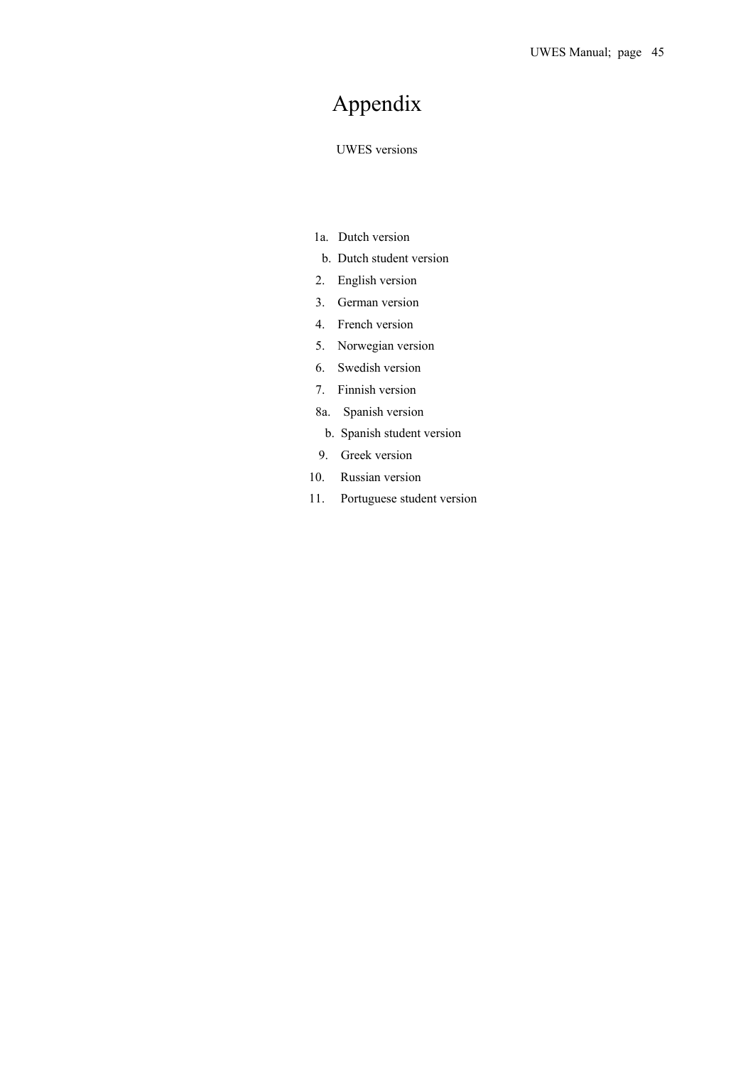# Appendix

UWES versions

1a. Dutch version
b. Dutch student version
2. English version
3. German version
4. French version
5. Norwegian version
6. Swedish version
7. Finnish version
8a. Spanish version
b. Spanish student version
9. Greek version
10. Russian version
11. Portuguese student version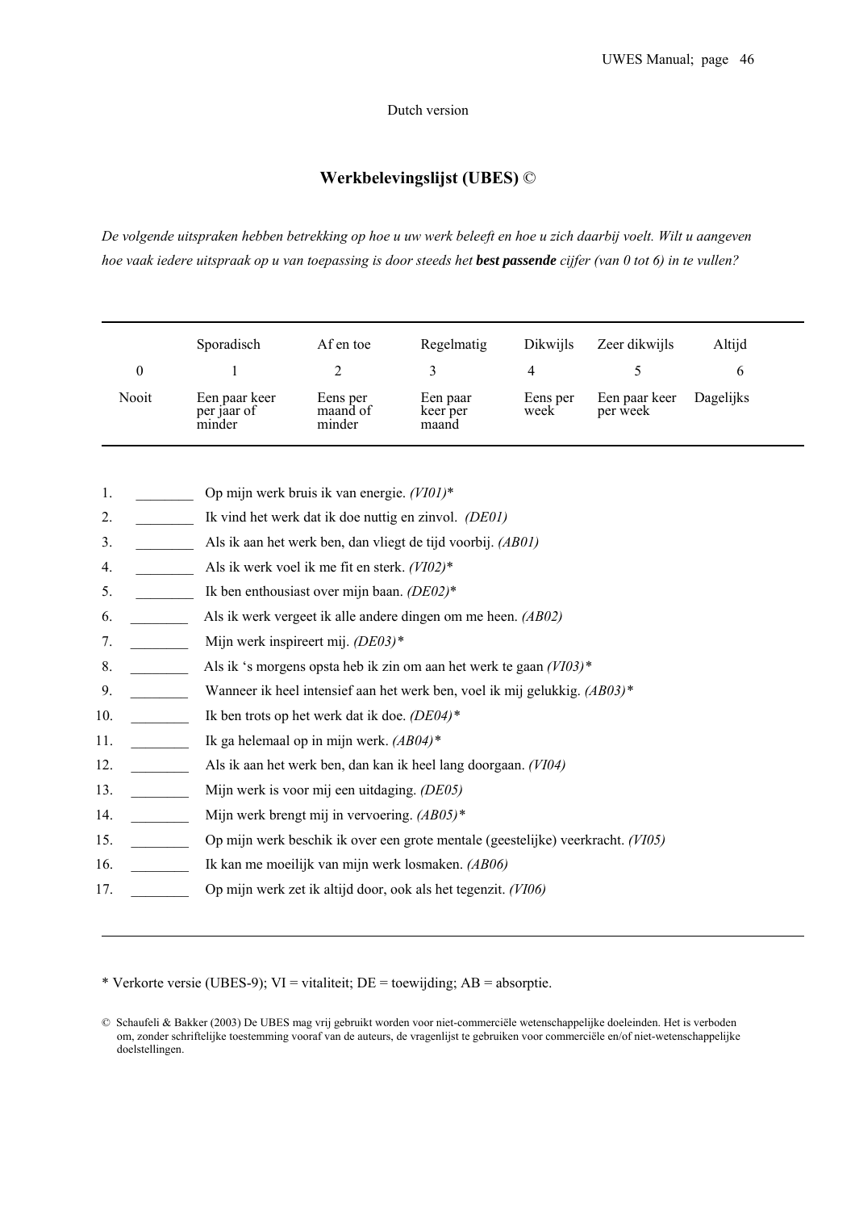Dutch version

## Werkbelevingslijst (UBES) ©

*De volgende uitspraken hebben betrekking op hoe u uw werk beleeft en hoe u zich daarbij voelt. Wilt u aangeven hoe vaak iedere uitspraak op u van toepassing is door steeds het **best passende** cijfer (van 0 tot 6) in te vullen?*

| | Sporadisch | Af en toe | Regelmatig | Dikwijls | Zeer dikwijls | Altijd |
|---|---|---|---|---|---|---|
| 0 | 1 | 2 | 3 | 4 | 5 | 6 |
| Nooit | Een paar keer per jaar of minder | Eens per maand of minder | Een paar keer per maand | Eens per week | Een paar keer per week | Dagelijks |

1. ________ Op mijn werk bruis ik van energie. *(VI01)**
2. ________ Ik vind het werk dat ik doe nuttig en zinvol. *(DE01)*
3. ________ Als ik aan het werk ben, dan vliegt de tijd voorbij. *(AB01)*
4. ________ Als ik werk voel ik me fit en sterk. *(VI02)**
5. ________ Ik ben enthousiast over mijn baan. *(DE02)**
6. ________ Als ik werk vergeet ik alle andere dingen om me heen. *(AB02)*
7. ________ Mijn werk inspireert mij. *(DE03)**
8. ________ Als ik 's morgens opsta heb ik zin om aan het werk te gaan *(VI03)**
9. ________ Wanneer ik heel intensief aan het werk ben, voel ik mij gelukkig. *(AB03)**
10. ________ Ik ben trots op het werk dat ik doe. *(DE04)**
11. ________ Ik ga helemaal op in mijn werk. *(AB04)**
12. ________ Als ik aan het werk ben, dan kan ik heel lang doorgaan. *(VI04)*
13. ________ Mijn werk is voor mij een uitdaging. *(DE05)*
14. ________ Mijn werk brengt mij in vervoering. *(AB05)**
15. ________ Op mijn werk beschik ik over een grote mentale (geestelijke) veerkracht. *(VI05)*
16. ________ Ik kan me moeilijk van mijn werk losmaken. *(AB06)*
17. ________ Op mijn werk zet ik altijd door, ook als het tegenzit. *(VI06)*

* Verkorte versie (UBES-9); VI = vitaliteit; DE = toewijding; AB = absorptie.

© Schaufeli & Bakker (2003) De UBES mag vrij gebruikt worden voor niet-commerciële wetenschappelijke doeleinden. Het is verboden om, zonder schriftelijke toestemming vooraf van de auteurs, de vragenlijst te gebruiken voor commerciële en/of niet-wetenschappelijke doelstellingen.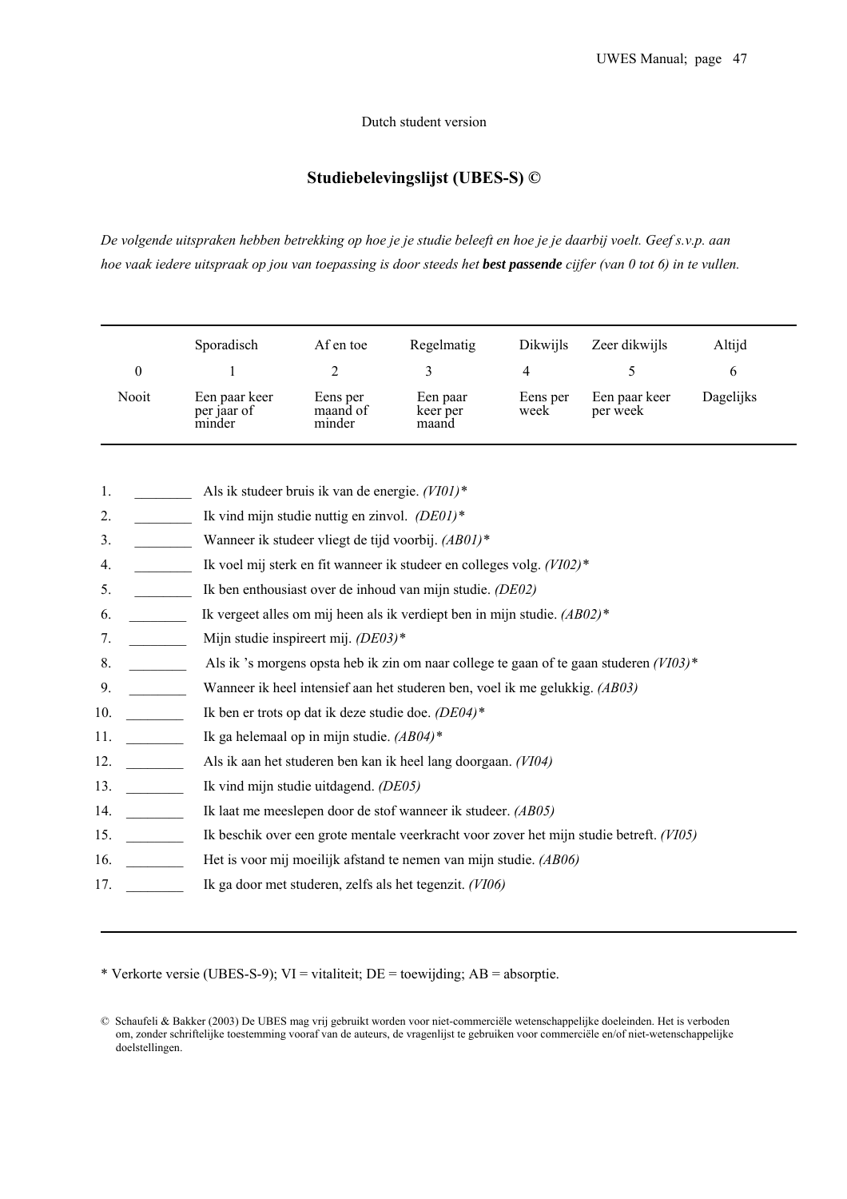Dutch student version

## Studiebelevingslijst (UBES-S) ©

*De volgende uitspraken hebben betrekking op hoe je je studie beleeft en hoe je je daarbij voelt. Geef s.v.p. aan hoe vaak iedere uitspraak op jou van toepassing is door steeds het* ***best passende*** *cijfer (van 0 tot 6) in te vullen.*

| | Sporadisch | Af en toe | Regelmatig | Dikwijls | Zeer dikwijls | Altijd |
|---|---|---|---|---|---|---|
| 0 | 1 | 2 | 3 | 4 | 5 | 6 |
| Nooit | Een paar keer per jaar of minder | Eens per maand of minder | Een paar keer per maand | Eens per week | Een paar keer per week | Dagelijks |

1. ________ Als ik studeer bruis ik van de energie. *(VI01)**
2. ________ Ik vind mijn studie nuttig en zinvol. *(DE01)**
3. ________ Wanneer ik studeer vliegt de tijd voorbij. *(AB01)**
4. ________ Ik voel mij sterk en fit wanneer ik studeer en colleges volg. *(VI02)**
5. ________ Ik ben enthousiast over de inhoud van mijn studie. *(DE02)*
6. ________ Ik vergeet alles om mij heen als ik verdiept ben in mijn studie. *(AB02)**
7. ________ Mijn studie inspireert mij. *(DE03)**
8. ________ Als ik 's morgens opsta heb ik zin om naar college te gaan of te gaan studeren *(VI03)**
9. ________ Wanneer ik heel intensief aan het studeren ben, voel ik me gelukkig. *(AB03)*
10. ________ Ik ben er trots op dat ik deze studie doe. *(DE04)**
11. ________ Ik ga helemaal op in mijn studie. *(AB04)**
12. ________ Als ik aan het studeren ben kan ik heel lang doorgaan. *(VI04)*
13. ________ Ik vind mijn studie uitdagend. *(DE05)*
14. ________ Ik laat me meeslepen door de stof wanneer ik studeer. *(AB05)*
15. ________ Ik beschik over een grote mentale veerkracht voor zover het mijn studie betreft. *(VI05)*
16. ________ Het is voor mij moeilijk afstand te nemen van mijn studie. *(AB06)*
17. ________ Ik ga door met studeren, zelfs als het tegenzit. *(VI06)*

* Verkorte versie (UBES-S-9); VI = vitaliteit; DE = toewijding; AB = absorptie.

© Schaufeli & Bakker (2003) De UBES mag vrij gebruikt worden voor niet-commerciële wetenschappelijke doeleinden. Het is verboden om, zonder schriftelijke toestemming vooraf van de auteurs, de vragenlijst te gebruiken voor commerciële en/of niet-wetenschappelijke doelstellingen.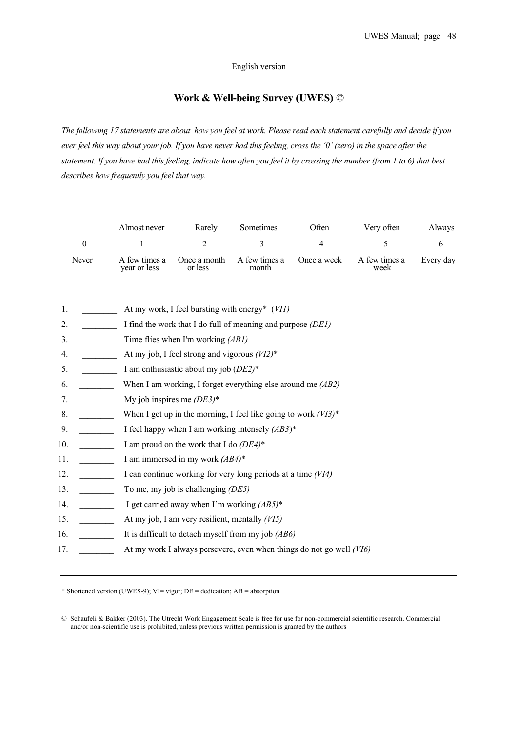English version

## Work & Well-being Survey (UWES) ©

*The following 17 statements are about how you feel at work. Please read each statement carefully and decide if you ever feel this way about your job. If you have never had this feeling, cross the '0' (zero) in the space after the statement. If you have had this feeling, indicate how often you feel it by crossing the number (from 1 to 6) that best describes how frequently you feel that way.*

| | Almost never | Rarely | Sometimes | Often | Very often | Always |
|---|---|---|---|---|---|---|
| 0 | 1 | 2 | 3 | 4 | 5 | 6 |
| Never | A few times a year or less | Once a month or less | A few times a month | Once a week | A few times a week | Every day |

1. ________ At my work, I feel bursting with energy* (*VI1)*
2. ________ I find the work that I do full of meaning and purpose *(DE1)*
3. ________ Time flies when I'm working *(AB1)*
4. ________ At my job, I feel strong and vigorous *(VI2)**
5. ________ I am enthusiastic about my job (*DE2)**
6. ________ When I am working, I forget everything else around me *(AB2)*
7. ________ My job inspires me *(DE3)**
8. ________ When I get up in the morning, I feel like going to work *(VI3)**
9. ________ I feel happy when I am working intensely *(AB3*)*
10. ________ I am proud on the work that I do *(DE4)**
11. ________ I am immersed in my work *(AB4)**
12. ________ I can continue working for very long periods at a time *(VI4)*
13. ________ To me, my job is challenging *(DE5)*
14. ________ I get carried away when I'm working *(AB5)**
15. ________ At my job, I am very resilient, mentally *(VI5)*
16. ________ It is difficult to detach myself from my job *(AB6)*
17. ________ At my work I always persevere, even when things do not go well *(VI6)*

* Shortened version (UWES-9); VI= vigor; DE = dedication; AB = absorption

© Schaufeli & Bakker (2003). The Utrecht Work Engagement Scale is free for use for non-commercial scientific research. Commercial and/or non-scientific use is prohibited, unless previous written permission is granted by the authors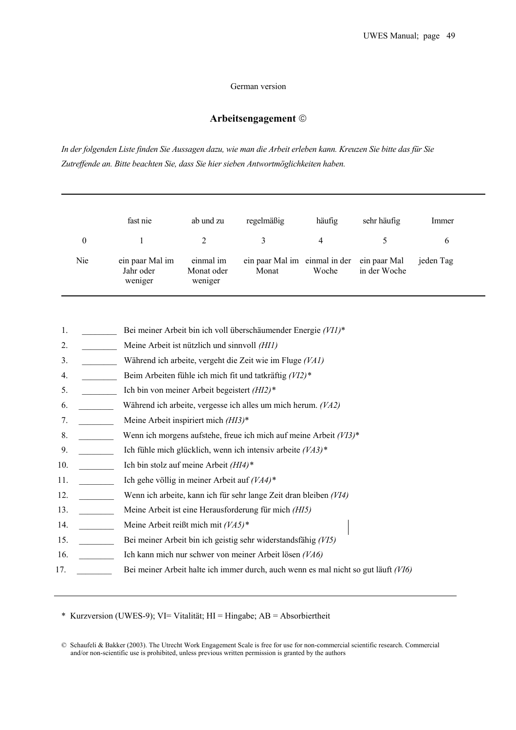German version

## Arbeitsengagement ©

*In der folgenden Liste finden Sie Aussagen dazu, wie man die Arbeit erleben kann. Kreuzen Sie bitte das für Sie Zutreffende an. Bitte beachten Sie, dass Sie hier sieben Antwortmöglichkeiten haben.*

| | fast nie | ab und zu | regelmäßig | häufig | sehr häufig | Immer |
|---|---|---|---|---|---|---|
| 0 | 1 | 2 | 3 | 4 | 5 | 6 |
| Nie | ein paar Mal im Jahr oder weniger | einmal im Monat oder weniger | ein paar Mal im Monat | einmal in der Woche | ein paar Mal in der Woche | jeden Tag |

1. ________ Bei meiner Arbeit bin ich voll überschäumender Energie *(VI1)*\*
2. ________ Meine Arbeit ist nützlich und sinnvoll *(HI1)*
3. ________ Während ich arbeite, vergeht die Zeit wie im Fluge *(VA1)*
4. ________ Beim Arbeiten fühle ich mich fit und tatkräftig *(VI2)\**
5. ________ Ich bin von meiner Arbeit begeistert *(HI2)\**
6. ________ Während ich arbeite, vergesse ich alles um mich herum. *(VA2)*
7. ________ Meine Arbeit inspiriert mich *(HI3)*\*
8. ________ Wenn ich morgens aufstehe, freue ich mich auf meine Arbeit *(VI3)*\*
9. ________ Ich fühle mich glücklich, wenn ich intensiv arbeite *(VA3)\**
10. ________ Ich bin stolz auf meine Arbeit *(HI4)\**
11. ________ Ich gehe völlig in meiner Arbeit auf *(VA4)\**
12. ________ Wenn ich arbeite, kann ich für sehr lange Zeit dran bleiben *(VI4)*
13. ________ Meine Arbeit ist eine Herausforderung für mich *(HI5)*
14. ________ Meine Arbeit reißt mich mit *(VA5)\**
15. ________ Bei meiner Arbeit bin ich geistig sehr widerstandsfähig *(VI5)*
16. ________ Ich kann mich nur schwer von meiner Arbeit lösen *(VA6)*
17. ________ Bei meiner Arbeit halte ich immer durch, auch wenn es mal nicht so gut läuft *(VI6)*

\* Kurzversion (UWES-9); VI= Vitalität; HI = Hingabe; AB = Absorbiertheit

© Schaufeli & Bakker (2003). The Utrecht Work Engagement Scale is free for use for non-commercial scientific research. Commercial and/or non-scientific use is prohibited, unless previous written permission is granted by the authors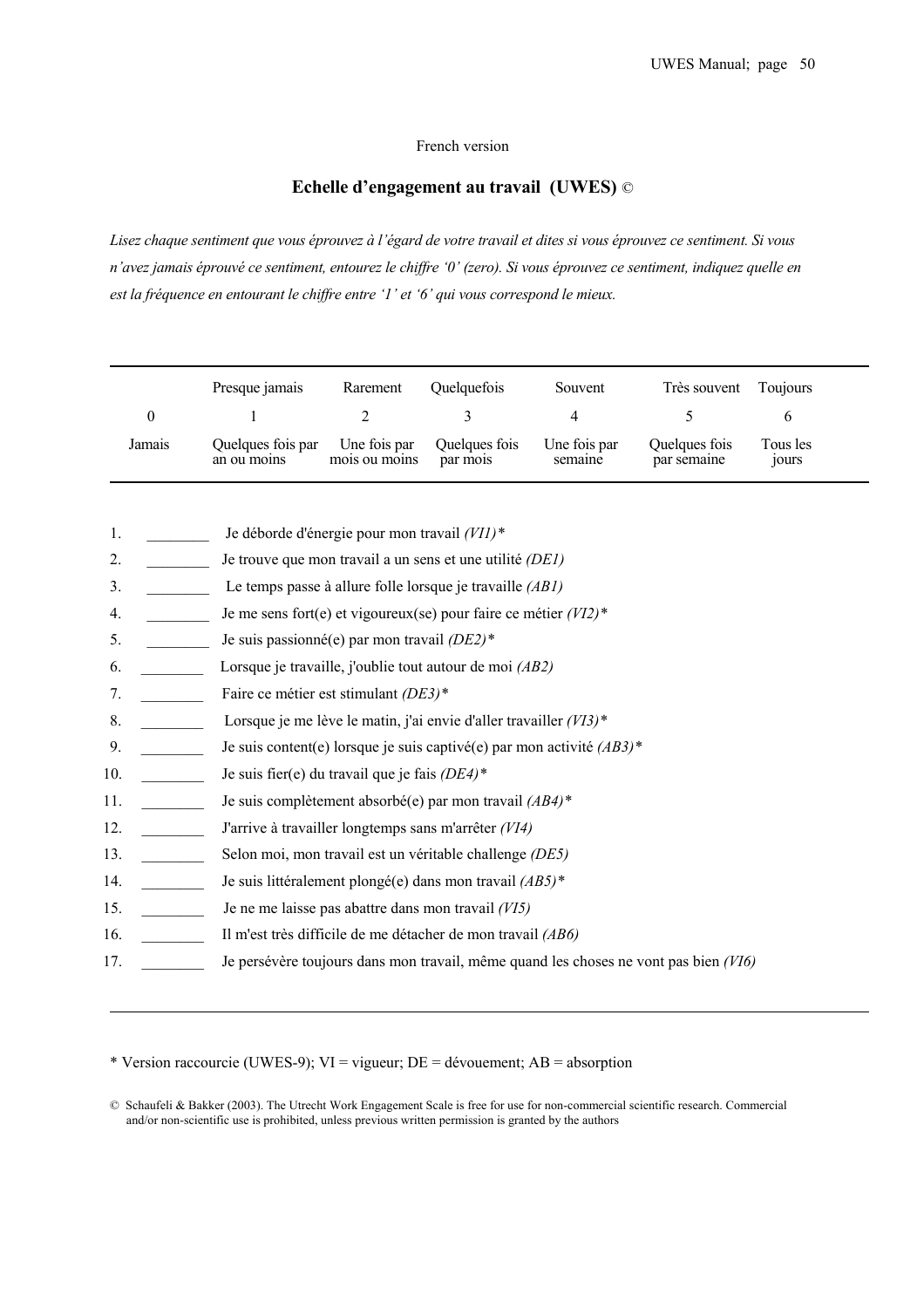French version

## Echelle d'engagement au travail (UWES) ©

*Lisez chaque sentiment que vous éprouvez à l'égard de votre travail et dites si vous éprouvez ce sentiment. Si vous n'avez jamais éprouvé ce sentiment, entourez le chiffre '0' (zero). Si vous éprouvez ce sentiment, indiquez quelle en est la fréquence en entourant le chiffre entre '1' et '6' qui vous correspond le mieux.*

| | Presque jamais | Rarement | Quelquefois | Souvent | Très souvent | Toujours |
|---|---|---|---|---|---|---|
| 0 | 1 | 2 | 3 | 4 | 5 | 6 |
| Jamais | Quelques fois par an ou moins | Une fois par mois ou moins | Quelques fois par mois | Une fois par semaine | Quelques fois par semaine | Tous les jours |

1. ________ Je déborde d'énergie pour mon travail *(VI1)**
2. ________ Je trouve que mon travail a un sens et une utilité *(DE1)*
3. ________ Le temps passe à allure folle lorsque je travaille *(AB1)*
4. ________ Je me sens fort(e) et vigoureux(se) pour faire ce métier *(VI2)**
5. ________ Je suis passionné(e) par mon travail *(DE2)**
6. ________ Lorsque je travaille, j'oublie tout autour de moi *(AB2)*
7. ________ Faire ce métier est stimulant *(DE3)**
8. ________ Lorsque je me lève le matin, j'ai envie d'aller travailler *(VI3)**
9. ________ Je suis content(e) lorsque je suis captivé(e) par mon activité *(AB3)**
10. ________ Je suis fier(e) du travail que je fais *(DE4)**
11. ________ Je suis complètement absorbé(e) par mon travail *(AB4)**
12. ________ J'arrive à travailler longtemps sans m'arrêter *(VI4)*
13. ________ Selon moi, mon travail est un véritable challenge *(DE5)*
14. ________ Je suis littéralement plongé(e) dans mon travail *(AB5)**
15. ________ Je ne me laisse pas abattre dans mon travail *(VI5)*
16. ________ Il m'est très difficile de me détacher de mon travail *(AB6)*
17. ________ Je persévère toujours dans mon travail, même quand les choses ne vont pas bien *(VI6)*

* Version raccourcie (UWES-9); VI = vigueur; DE = dévouement; AB = absorption

© Schaufeli & Bakker (2003). The Utrecht Work Engagement Scale is free for use for non-commercial scientific research. Commercial and/or non-scientific use is prohibited, unless previous written permission is granted by the authors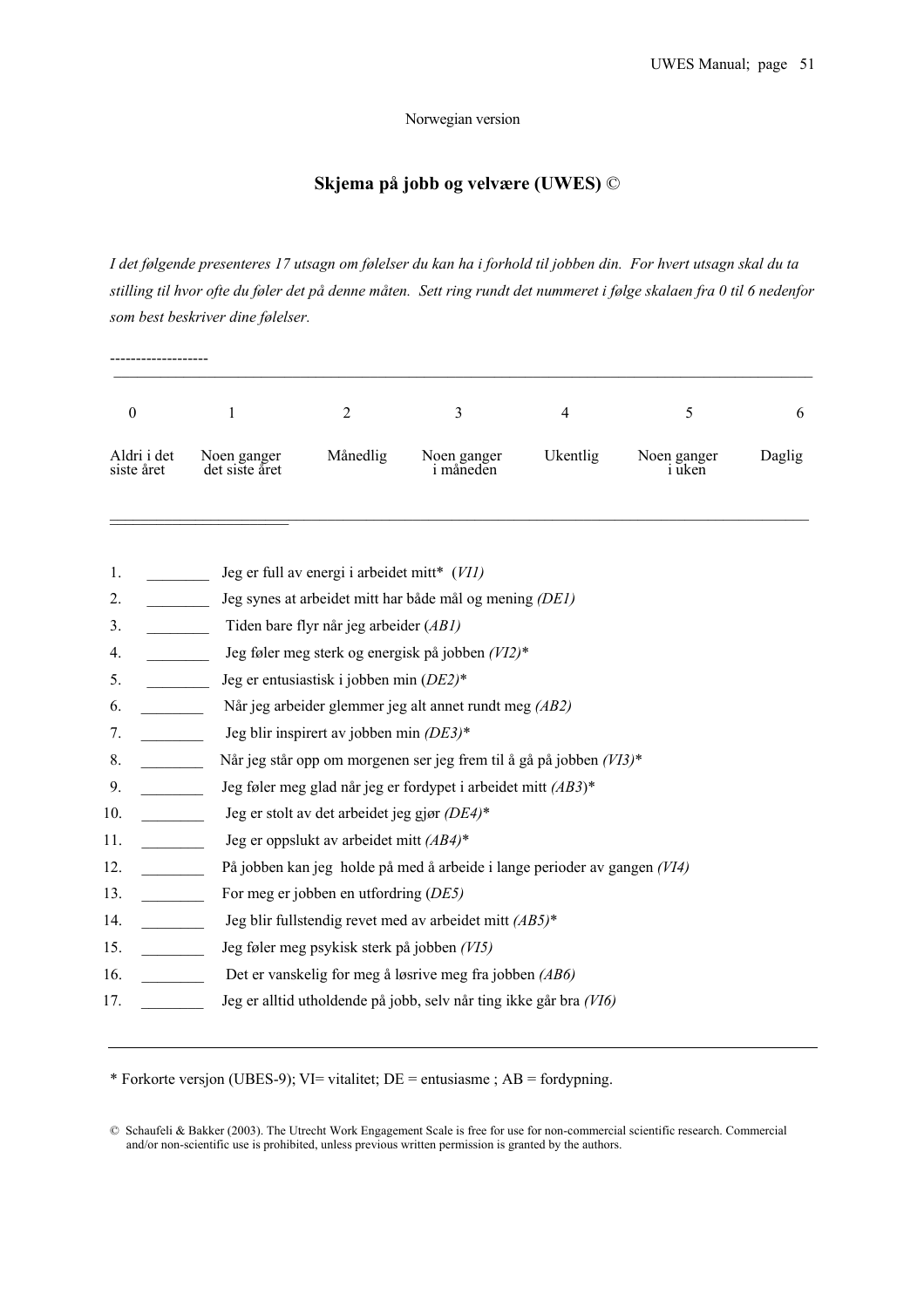Norwegian version

## Skjema på jobb og velvære (UWES) ©

*I det følgende presenteres 17 utsagn om følelser du kan ha i forhold til jobben din. For hvert utsagn skal du ta stilling til hvor ofte du føler det på denne måten. Sett ring rundt det nummeret i følge skalaen fra 0 til 6 nedenfor som best beskriver dine følelser.*

-------------------

| 0 | 1 | 2 | 3 | 4 | 5 | 6 |
|---|---|---|---|---|---|---|
| Aldri i det siste året | Noen ganger det siste året | Månedlig | Noen ganger i måneden | Ukentlig | Noen ganger i uken | Daglig |

1. ________ Jeg er full av energi i arbeidet mitt* (*VI1)*
2. ________ Jeg synes at arbeidet mitt har både mål og mening *(DE1)*
3. ________ Tiden bare flyr når jeg arbeider (*AB1)*
4. ________ Jeg føler meg sterk og energisk på jobben *(VI2)**
5. ________ Jeg er entusiastisk i jobben min (*DE2)**
6. ________ Når jeg arbeider glemmer jeg alt annet rundt meg *(AB2)*
7. ________ Jeg blir inspirert av jobben min *(DE3)**
8. ________ Når jeg står opp om morgenen ser jeg frem til å gå på jobben *(VI3)**
9. ________ Jeg føler meg glad når jeg er fordypet i arbeidet mitt *(AB3*)*
10. ________ Jeg er stolt av det arbeidet jeg gjør *(DE4)**
11. ________ Jeg er oppslukt av arbeidet mitt *(AB4)**
12. ________ På jobben kan jeg holde på med å arbeide i lange perioder av gangen *(VI4)*
13. ________ For meg er jobben en utfordring (*DE5)*
14. ________ Jeg blir fullstendig revet med av arbeidet mitt *(AB5)**
15. ________ Jeg føler meg psykisk sterk på jobben *(VI5)*
16. ________ Det er vanskelig for meg å løsrive meg fra jobben *(AB6)*
17. ________ Jeg er alltid utholdende på jobb, selv når ting ikke går bra *(VI6)*

---

* Forkorte versjon (UBES-9); VI= vitalitet; DE = entusiasme ; AB = fordypning.

© Schaufeli & Bakker (2003). The Utrecht Work Engagement Scale is free for use for non-commercial scientific research. Commercial and/or non-scientific use is prohibited, unless previous written permission is granted by the authors.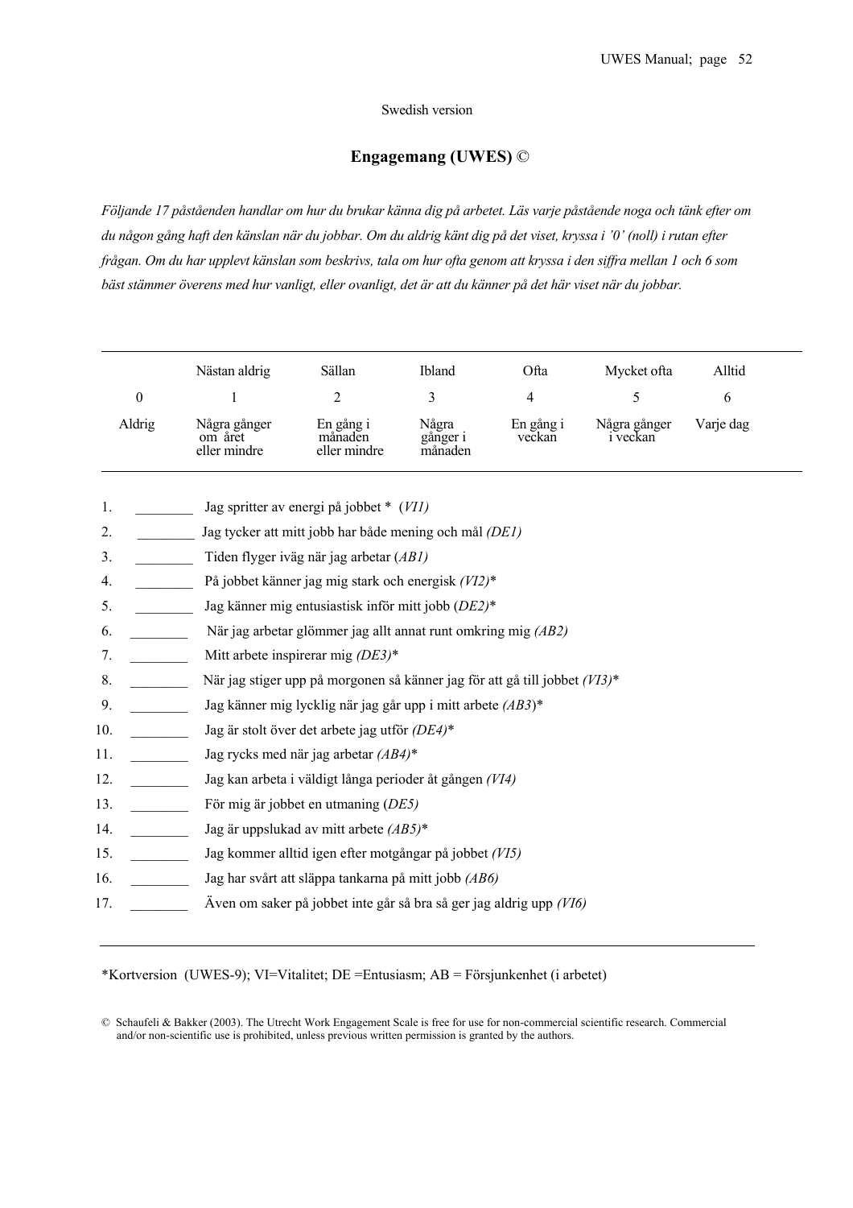Swedish version

## Engagemang (UWES) ©

*Följande 17 påståenden handlar om hur du brukar känna dig på arbetet. Läs varje påstående noga och tänk efter om du någon gång haft den känslan när du jobbar. Om du aldrig känt dig på det viset, kryssa i '0' (noll) i rutan efter frågan. Om du har upplevt känslan som beskrivs, tala om hur ofta genom att kryssa i den siffra mellan 1 och 6 som bäst stämmer överens med hur vanligt, eller ovanligt, det är att du känner på det här viset när du jobbar.*

| | Nästan aldrig | Sällan | Ibland | Ofta | Mycket ofta | Alltid |
|---|---|---|---|---|---|---|
| 0 | 1 | 2 | 3 | 4 | 5 | 6 |
| Aldrig | Några gånger om året eller mindre | En gång i månaden eller mindre | Några gånger i månaden | En gång i veckan | Några gånger i veckan | Varje dag |

1. ________ Jag spritter av energi på jobbet * (*VI1)*
2. ________ Jag tycker att mitt jobb har både mening och mål *(DE1)*
3. ________ Tiden flyger iväg när jag arbetar (*AB1)*
4. ________ På jobbet känner jag mig stark och energisk *(VI2)**
5. ________ Jag känner mig entusiastisk inför mitt jobb (*DE2)**
6. ________ När jag arbetar glömmer jag allt annat runt omkring mig *(AB2)*
7. ________ Mitt arbete inspirerar mig *(DE3)**
8. ________ När jag stiger upp på morgonen så känner jag för att gå till jobbet *(VI3)**
9. ________ Jag känner mig lycklig när jag går upp i mitt arbete *(AB3*)*
10. ________ Jag är stolt över det arbete jag utför *(DE4)**
11. ________ Jag rycks med när jag arbetar *(AB4)**
12. ________ Jag kan arbeta i väldigt långa perioder åt gången *(VI4)*
13. ________ För mig är jobbet en utmaning (*DE5)*
14. ________ Jag är uppslukad av mitt arbete *(AB5)**
15. ________ Jag kommer alltid igen efter motgångar på jobbet *(VI5)*
16. ________ Jag har svårt att släppa tankarna på mitt jobb *(AB6)*
17. ________ Även om saker på jobbet inte går så bra så ger jag aldrig upp *(VI6)*

*Kortversion (UWES-9); VI=Vitalitet; DE =Entusiasm; AB = Försjunkenhet (i arbetet)

© Schaufeli & Bakker (2003). The Utrecht Work Engagement Scale is free for use for non-commercial scientific research. Commercial and/or non-scientific use is prohibited, unless previous written permission is granted by the authors.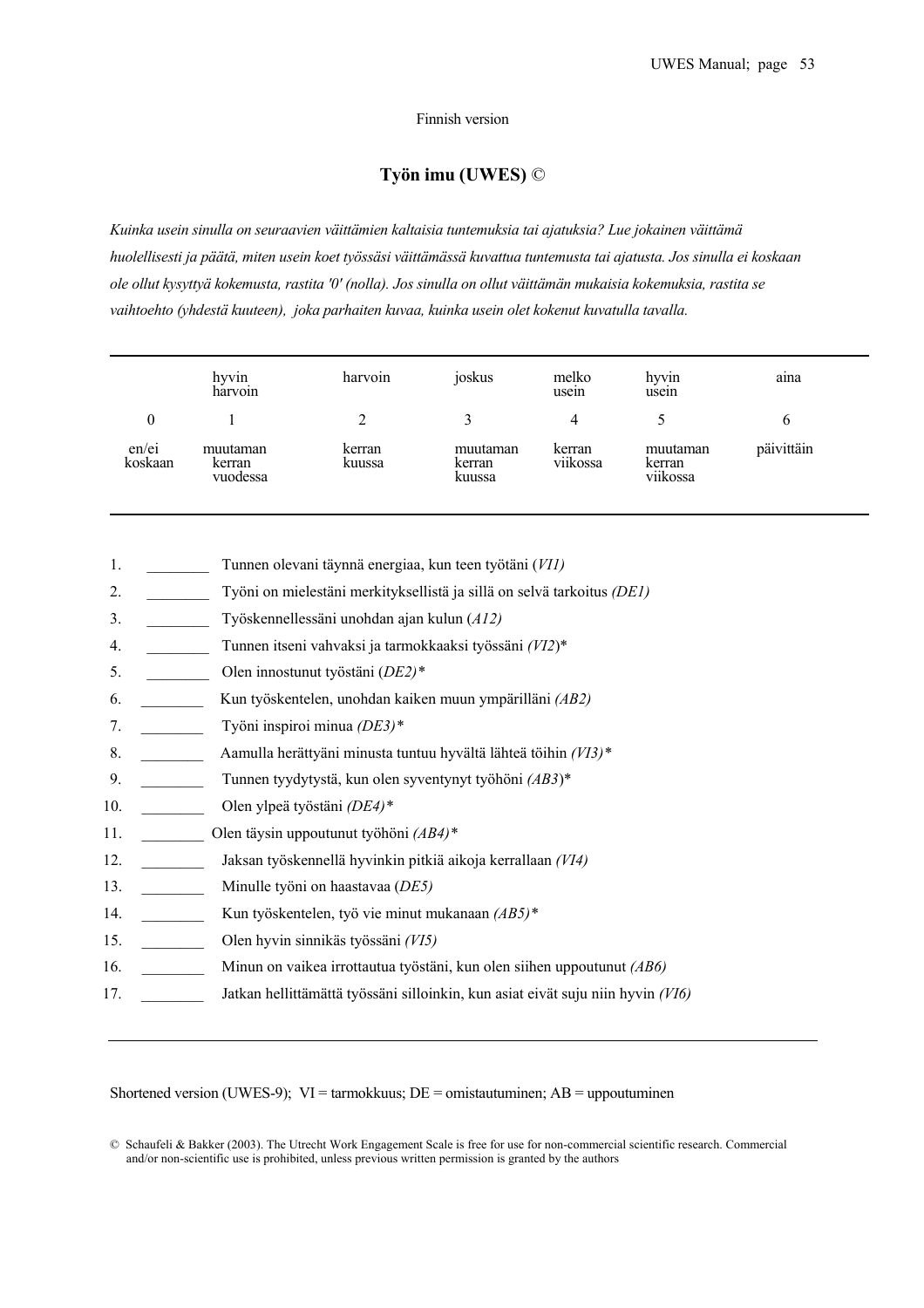Finnish version

## Työn imu (UWES) ©

*Kuinka usein sinulla on seuraavien väittämien kaltaisia tuntemuksia tai ajatuksia? Lue jokainen väittämä huolellisesti ja päätä, miten usein koet työssäsi väittämässä kuvattua tuntemusta tai ajatusta. Jos sinulla ei koskaan ole ollut kysyttyä kokemusta, rastita '0' (nolla). Jos sinulla on ollut väittämän mukaisia kokemuksia, rastita se vaihtoehto (yhdestä kuuteen), joka parhaiten kuvaa, kuinka usein olet kokenut kuvatulla tavalla.*

| | hyvin harvoin | harvoin | joskus | melko usein | hyvin usein | aina |
|---|---|---|---|---|---|---|
| 0 | 1 | 2 | 3 | 4 | 5 | 6 |
| en/ei koskaan | muutaman kerran vuodessa | kerran kuussa | muutaman kerran kuussa | kerran viikossa | muutaman kerran viikossa | päivittäin |

1. ________ Tunnen olevani täynnä energiaa, kun teen työtäni (*VI1)*
2. ________ Työni on mielestäni merkityksellistä ja sillä on selvä tarkoitus *(DE1)*
3. ________ Työskennellessäni unohdan ajan kulun (*A12)*
4. ________ Tunnen itseni vahvaksi ja tarmokkaaksi työssäni *(VI2*)*
5. ________ Olen innostunut työstäni (*DE2)**
6. ________ Kun työskentelen, unohdan kaiken muun ympärilläni *(AB2)*
7. ________ Työni inspiroi minua *(DE3)**
8. ________ Aamulla herättyäni minusta tuntuu hyvältä lähteä töihin *(VI3)**
9. ________ Tunnen tyydytystä, kun olen syventynyt työhöni *(AB3*)*
10. ________ Olen ylpeä työstäni *(DE4)**
11. ________ Olen täysin uppoutunut työhöni *(AB4)**
12. ________ Jaksan työskennellä hyvinkin pitkiä aikoja kerrallaan *(VI4)*
13. ________ Minulle työni on haastavaa (*DE5)*
14. ________ Kun työskentelen, työ vie minut mukanaan *(AB5)**
15. ________ Olen hyvin sinnikäs työssäni *(VI5)*
16. ________ Minun on vaikea irrottautua työstäni, kun olen siihen uppoutunut *(AB6)*
17. ________ Jatkan hellittämättä työssäni silloinkin, kun asiat eivät suju niin hyvin *(VI6)*

---

Shortened version (UWES-9); VI = tarmokkuus; DE = omistautuminen; AB = uppoutuminen

© Schaufeli & Bakker (2003). The Utrecht Work Engagement Scale is free for use for non-commercial scientific research. Commercial and/or non-scientific use is prohibited, unless previous written permission is granted by the authors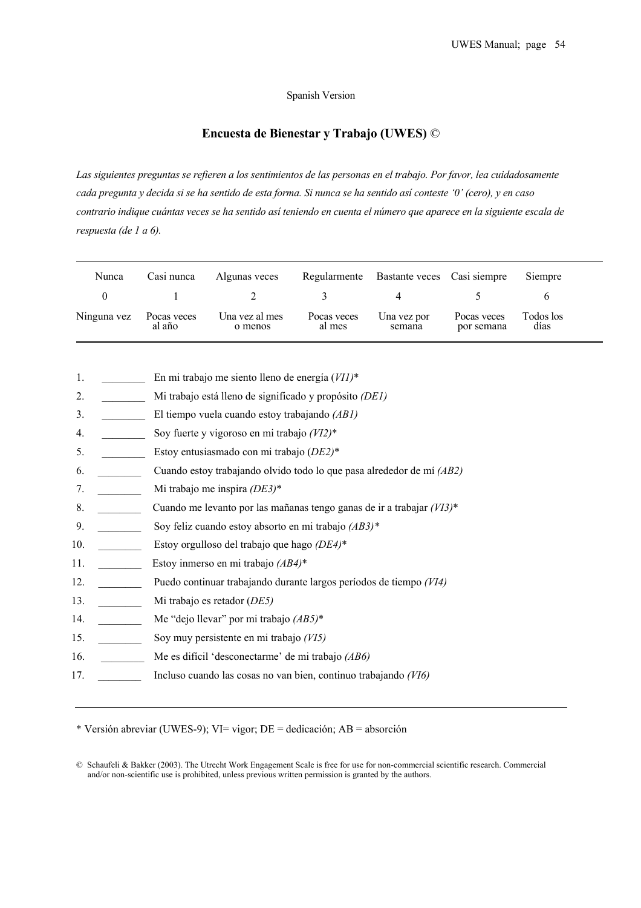Spanish Version

## Encuesta de Bienestar y Trabajo (UWES) ©

*Las siguientes preguntas se refieren a los sentimientos de las personas en el trabajo. Por favor, lea cuidadosamente cada pregunta y decida si se ha sentido de esta forma. Si nunca se ha sentido así conteste '0' (cero), y en caso contrario indique cuántas veces se ha sentido así teniendo en cuenta el número que aparece en la siguiente escala de respuesta (de 1 a 6).*

| Nunca | Casi nunca | Algunas veces | Regularmente | Bastante veces | Casi siempre | Siempre |
|---|---|---|---|---|---|---|
| 0 | 1 | 2 | 3 | 4 | 5 | 6 |
| Ninguna vez | Pocas veces al año | Una vez al mes o menos | Pocas veces al mes | Una vez por semana | Pocas veces por semana | Todos los días |

1. ________ En mi trabajo me siento lleno de energía (*VI1)**
2. ________ Mi trabajo está lleno de significado y propósito *(DE1)*
3. ________ El tiempo vuela cuando estoy trabajando *(AB1)*
4. ________ Soy fuerte y vigoroso en mi trabajo *(VI2)**
5. ________ Estoy entusiasmado con mi trabajo (*DE2)**
6. ________ Cuando estoy trabajando olvido todo lo que pasa alrededor de mí *(AB2)*
7. ________ Mi trabajo me inspira *(DE3)**
8. ________ Cuando me levanto por las mañanas tengo ganas de ir a trabajar *(VI3)**
9. ________ Soy feliz cuando estoy absorto en mi trabajo *(AB3)**
10. ________ Estoy orgulloso del trabajo que hago *(DE4)**
11. ________ Estoy inmerso en mi trabajo *(AB4)**
12. ________ Puedo continuar trabajando durante largos períodos de tiempo *(VI4)*
13. ________ Mi trabajo es retador (*DE5)*
14. ________ Me "dejo llevar" por mi trabajo *(AB5)**
15. ________ Soy muy persistente en mi trabajo *(VI5)*
16. ________ Me es difícil 'desconectarme' de mi trabajo *(AB6)*
17. ________ Incluso cuando las cosas no van bien, continuo trabajando *(VI6)*

---

* Versión abreviar (UWES-9); VI= vigor; DE = dedicación; AB = absorción

© Schaufeli & Bakker (2003). The Utrecht Work Engagement Scale is free for use for non-commercial scientific research. Commercial and/or non-scientific use is prohibited, unless previous written permission is granted by the authors.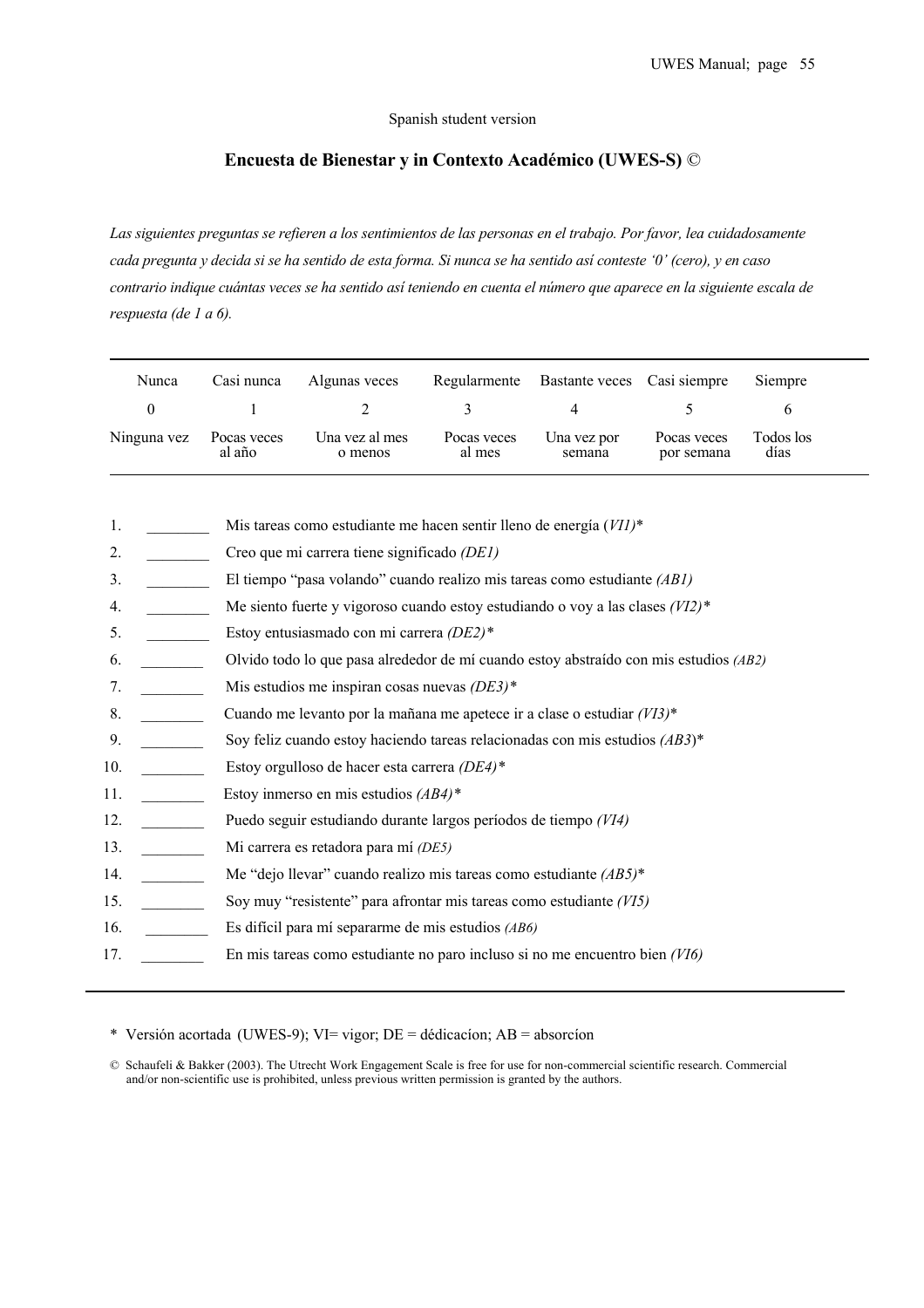Spanish student version

## Encuesta de Bienestar y in Contexto Académico (UWES-S) ©

*Las siguientes preguntas se refieren a los sentimientos de las personas en el trabajo. Por favor, lea cuidadosamente cada pregunta y decida si se ha sentido de esta forma. Si nunca se ha sentido así conteste '0' (cero), y en caso contrario indique cuántas veces se ha sentido así teniendo en cuenta el número que aparece en la siguiente escala de respuesta (de 1 a 6).*

| Nunca | Casi nunca | Algunas veces | Regularmente | Bastante veces | Casi siempre | Siempre |
|---|---|---|---|---|---|---|
| 0 | 1 | 2 | 3 | 4 | 5 | 6 |
| Ninguna vez | Pocas veces al año | Una vez al mes o menos | Pocas veces al mes | Una vez por semana | Pocas veces por semana | Todos los días |

1. ________ Mis tareas como estudiante me hacen sentir lleno de energía (*VI1)*\*
2. ________ Creo que mi carrera tiene significado *(DE1)*
3. ________ El tiempo "pasa volando" cuando realizo mis tareas como estudiante *(AB1)*
4. ________ Me siento fuerte y vigoroso cuando estoy estudiando o voy a las clases *(VI2)\**
5. ________ Estoy entusiasmado con mi carrera *(DE2)\**
6. ________ Olvido todo lo que pasa alrededor de mí cuando estoy abstraído con mis estudios *(AB2)*
7. ________ Mis estudios me inspiran cosas nuevas *(DE3)\**
8. ________ Cuando me levanto por la mañana me apetece ir a clase o estudiar *(VI3)*\*
9. ________ Soy feliz cuando estoy haciendo tareas relacionadas con mis estudios *(AB3*)\*
10. ________ Estoy orgulloso de hacer esta carrera *(DE4)\**
11. ________ Estoy inmerso en mis estudios *(AB4)\**
12. ________ Puedo seguir estudiando durante largos períodos de tiempo *(VI4)*
13. ________ Mi carrera es retadora para mí *(DE5)*
14. ________ Me "dejo llevar" cuando realizo mis tareas como estudiante *(AB5)*\*
15. ________ Soy muy "resistente" para afrontar mis tareas como estudiante *(VI5)*
16. ________ Es difícil para mí separarme de mis estudios *(AB6)*
17. ________ En mis tareas como estudiante no paro incluso si no me encuentro bien *(VI6)*

\* Versión acortada (UWES-9); VI= vigor; DE = dédicacíon; AB = absorcíon

© Schaufeli & Bakker (2003). The Utrecht Work Engagement Scale is free for use for non-commercial scientific research. Commercial and/or non-scientific use is prohibited, unless previous written permission is granted by the authors.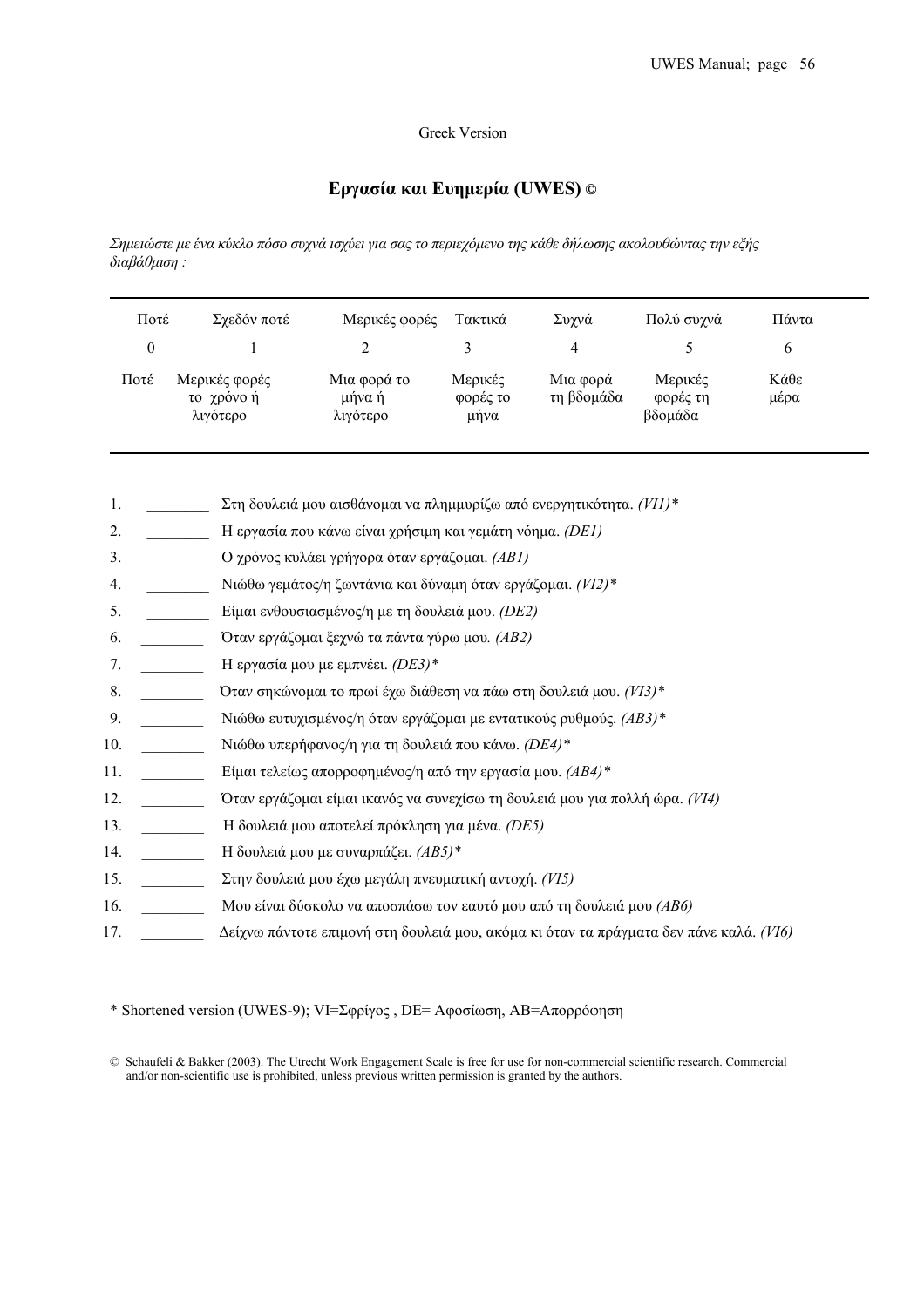Greek Version

## Εργασία και Ευημερία (UWES) ©

*Σημειώστε με ένα κύκλο πόσο συχνά ισχύει για σας το περιεχόμενο της κάθε δήλωσης ακολουθώντας την εξής διαβάθμιση :*

| Ποτέ | Σχεδόν ποτέ | Μερικές φορές | Τακτικά | Συχνά | Πολύ συχνά | Πάντα |
|---|---|---|---|---|---|---|
| 0 | 1 | 2 | 3 | 4 | 5 | 6 |
| Ποτέ | Μερικές φορές το χρόνο ή λιγότερο | Μια φορά το μήνα ή λιγότερο | Μερικές φορές το μήνα | Μια φορά τη βδομάδα | Μερικές φορές τη βδομάδα | Κάθε μέρα |

1. ________ Στη δουλειά μου αισθάνομαι να πλημμυρίζω από ενεργητικότητα. *(VI1)**
2. ________ Η εργασία που κάνω είναι χρήσιμη και γεμάτη νόημα. *(DE1)*
3. ________ Ο χρόνος κυλάει γρήγορα όταν εργάζομαι. *(AB1)*
4. ________ Νιώθω γεμάτος/η ζωντάνια και δύναμη όταν εργάζομαι. *(VI2)**
5. ________ Είμαι ενθουσιασμένος/η με τη δουλειά μου. *(DE2)*
6. ________ Όταν εργάζομαι ξεχνώ τα πάντα γύρω μου. *(AB2)*
7. ________ Η εργασία μου με εμπνέει. *(DE3)**
8. ________ Όταν σηκώνομαι το πρωί έχω διάθεση να πάω στη δουλειά μου. *(VI3)**
9. ________ Νιώθω ευτυχισμένος/η όταν εργάζομαι με εντατικούς ρυθμούς. *(AB3)**
10. ________ Νιώθω υπερήφανος/η για τη δουλειά που κάνω. *(DE4)**
11. ________ Είμαι τελείως απορροφημένος/η από την εργασία μου. *(AB4)**
12. ________ Όταν εργάζομαι είμαι ικανός να συνεχίσω τη δουλειά μου για πολλή ώρα. *(VI4)*
13. ________ Η δουλειά μου αποτελεί πρόκληση για μένα. *(DE5)*
14. ________ Η δουλειά μου με συναρπάζει. *(AB5)**
15. ________ Στην δουλειά μου έχω μεγάλη πνευματική αντοχή. *(VI5)*
16. ________ Μου είναι δύσκολο να αποσπάσω τον εαυτό μου από τη δουλειά μου *(AB6)*
17. ________ Δείχνω πάντοτε επιμονή στη δουλειά μου, ακόμα κι όταν τα πράγματα δεν πάνε καλά. *(VI6)*

---

* Shortened version (UWES-9); VI=Σφρίγος , DE= Αφοσίωση, AB=Απορρόφηση

© Schaufeli & Bakker (2003). The Utrecht Work Engagement Scale is free for use for non-commercial scientific research. Commercial and/or non-scientific use is prohibited, unless previous written permission is granted by the authors.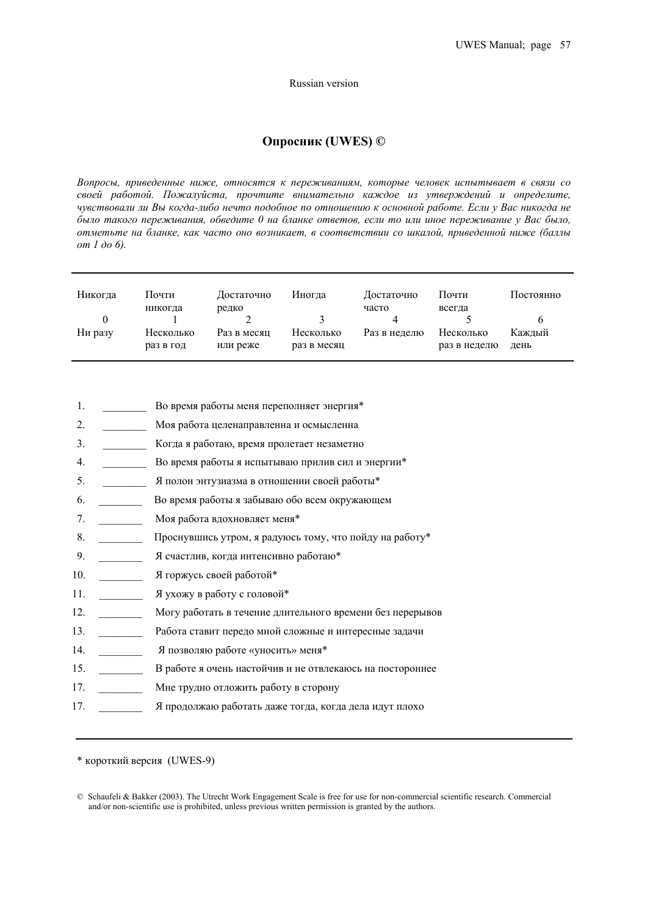Russian version

## Опросник (UWES) ©

*Вопросы, приведенные ниже, относятся к переживаниям, которые человек испытывает в связи со своей работой. Пожалуйста, прочтите внимательно каждое из утверждений и определите, чувствовали ли Вы когда-либо нечто подобное по отношению к основной работе. Если у Вас никогда не было такого переживания, обведите 0 на бланке ответов, если то или иное переживание у Вас было, отметьте на бланке, как часто оно возникает, в соответствии со шкалой, приведенной ниже (баллы от 1 до 6).*

| Никогда | Почти никогда | Достаточно редко | Иногда | Достаточно часто | Почти всегда | Постоянно |
|---|---|---|---|---|---|---|
| 0 | 1 | 2 | 3 | 4 | 5 | 6 |
| Ни разу | Несколько раз в год | Раз в месяц или реже | Несколько раз в месяц | Раз в неделю | Несколько раз в неделю | Каждый день |

1. ________ Во время работы меня переполняет энергия*
2. ________ Моя работа целенаправленна и осмысленна
3. ________ Когда я работаю, время пролетает незаметно
4. ________ Во время работы я испытываю прилив сил и энергии*
5. ________ Я полон энтузиазма в отношении своей работы*
6. ________ Во время работы я забываю обо всем окружающем
7. ________ Моя работа вдохновляет меня*
8. ________ Проснувшись утром, я радуюсь тому, что пойду на работу*
9. ________ Я счастлив, когда интенсивно работаю*
10. ________ Я горжусь своей работой*
11. ________ Я ухожу в работу с головой*
12. ________ Могу работать в течение длительного времени без перерывов
13. ________ Работа ставит передо мной сложные и интересные задачи
14. ________ Я позволяю работе «уносить» меня*
15. ________ В работе я очень настойчив и не отвлекаюсь на постороннее

17. ________ Мне трудно отложить работу в сторону

17. ________ Я продолжаю работать даже тогда, когда дела идут плохо

\* короткий версия (UWES-9)

© Schaufeli & Bakker (2003). The Utrecht Work Engagement Scale is free for use for non-commercial scientific research. Commercial and/or non-scientific use is prohibited, unless previous written permission is granted by the authors.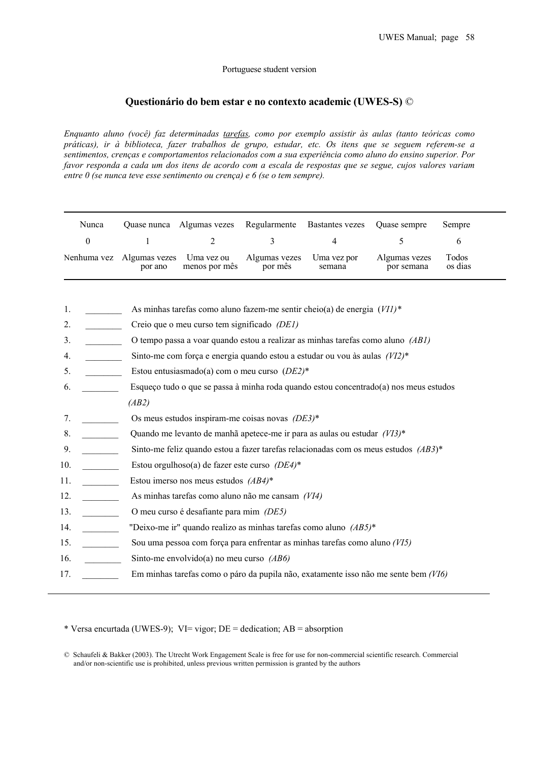Portuguese student version

## Questionário do bem estar e no contexto academic (UWES-S) ©

*Enquanto aluno (você) faz determinadas tarefas, como por exemplo assistir às aulas (tanto teóricas como práticas), ir à biblioteca, fazer trabalhos de grupo, estudar, etc. Os itens que se seguem referem-se a sentimentos, crenças e comportamentos relacionados com a sua experiência como aluno do ensino superior. Por favor responda a cada um dos itens de acordo com a escala de respostas que se segue, cujos valores variam entre 0 (se nunca teve esse sentimento ou crença) e 6 (se o tem sempre).*

| Nunca | Quase nunca | Algumas vezes | Regularmente | Bastantes vezes | Quase sempre | Sempre |
|---|---|---|---|---|---|---|
| 0 | 1 | 2 | 3 | 4 | 5 | 6 |
| Nenhuma vez | Algumas vezes por ano | Uma vez ou menos por mês | Algumas vezes por mês | Uma vez por semana | Algumas vezes por semana | Todos os dias |

1. ________ As minhas tarefas como aluno fazem-me sentir cheio(a) de energia *(VI1)\**
2. ________ Creio que o meu curso tem significado *(DE1)*
3. ________ O tempo passa a voar quando estou a realizar as minhas tarefas como aluno *(AB1)*
4. ________ Sinto-me com força e energia quando estou a estudar ou vou às aulas *(VI2)\**
5. ________ Estou entusiasmado(a) com o meu curso (*DE2)\**
6. ________ Esqueço tudo o que se passa à minha roda quando estou concentrado(a) nos meus estudos *(AB2)*
7. ________ Os meus estudos inspiram-me coisas novas *(DE3)\**
8. ________ Quando me levanto de manhã apetece-me ir para as aulas ou estudar *(VI3)\**
9. ________ Sinto-me feliz quando estou a fazer tarefas relacionadas com os meus estudos *(AB3*)\*
10. ________ Estou orgulhoso(a) de fazer este curso *(DE4)\**
11. ________ Estou imerso nos meus estudos *(AB4)\**
12. ________ As minhas tarefas como aluno não me cansam *(VI4)*
13. ________ O meu curso é desafiante para mim *(DE5)*
14. ________ "Deixo-me ir" quando realizo as minhas tarefas como aluno *(AB5)\**
15. ________ Sou uma pessoa com força para enfrentar as minhas tarefas como aluno *(VI5)*
16. ________ Sinto-me envolvido(a) no meu curso *(AB6)*
17. ________ Em minhas tarefas como o páro da pupila não, exatamente isso não me sente bem *(VI6)*

\* Versa encurtada (UWES-9); VI= vigor; DE = dedication; AB = absorption

© Schaufeli & Bakker (2003). The Utrecht Work Engagement Scale is free for use for non-commercial scientific research. Commercial and/or non-scientific use is prohibited, unless previous written permission is granted by the authors